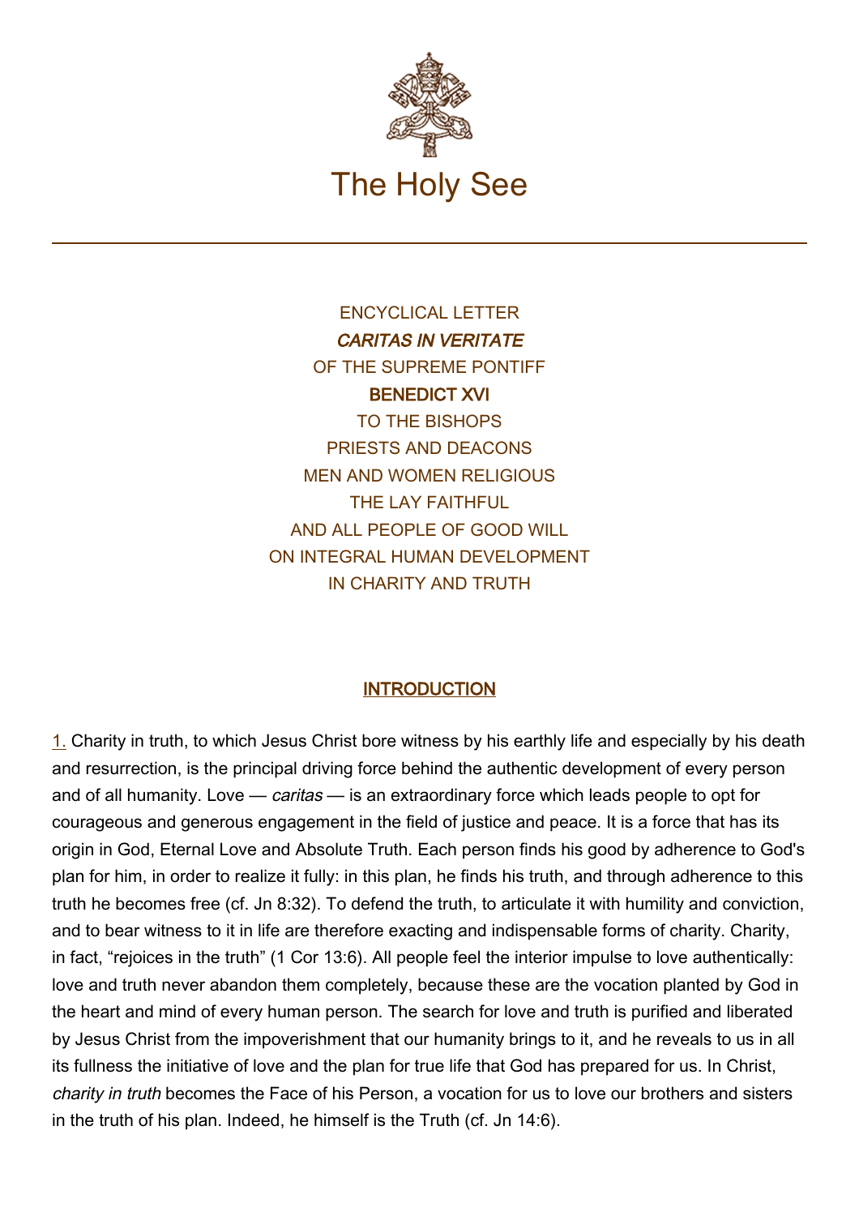# The Holy See

ENCYCLICAL LETTER
***CARITAS IN VERITATE***
OF THE SUPREME PONTIFF
**BENEDICT XVI**
TO THE BISHOPS
PRIESTS AND DEACONS
MEN AND WOMEN RELIGIOUS
THE LAY FAITHFUL
AND ALL PEOPLE OF GOOD WILL
ON INTEGRAL HUMAN DEVELOPMENT
IN CHARITY AND TRUTH

## INTRODUCTION

1. Charity in truth, to which Jesus Christ bore witness by his earthly life and especially by his death and resurrection, is the principal driving force behind the authentic development of every person and of all humanity. Love — *caritas* — is an extraordinary force which leads people to opt for courageous and generous engagement in the field of justice and peace. It is a force that has its origin in God, Eternal Love and Absolute Truth. Each person finds his good by adherence to God's plan for him, in order to realize it fully: in this plan, he finds his truth, and through adherence to this truth he becomes free (cf. Jn 8:32). To defend the truth, to articulate it with humility and conviction, and to bear witness to it in life are therefore exacting and indispensable forms of charity. Charity, in fact, "rejoices in the truth" (1 Cor 13:6). All people feel the interior impulse to love authentically: love and truth never abandon them completely, because these are the vocation planted by God in the heart and mind of every human person. The search for love and truth is purified and liberated by Jesus Christ from the impoverishment that our humanity brings to it, and he reveals to us in all its fullness the initiative of love and the plan for true life that God has prepared for us. In Christ, *charity in truth* becomes the Face of his Person, a vocation for us to love our brothers and sisters in the truth of his plan. Indeed, he himself is the Truth (cf. Jn 14:6).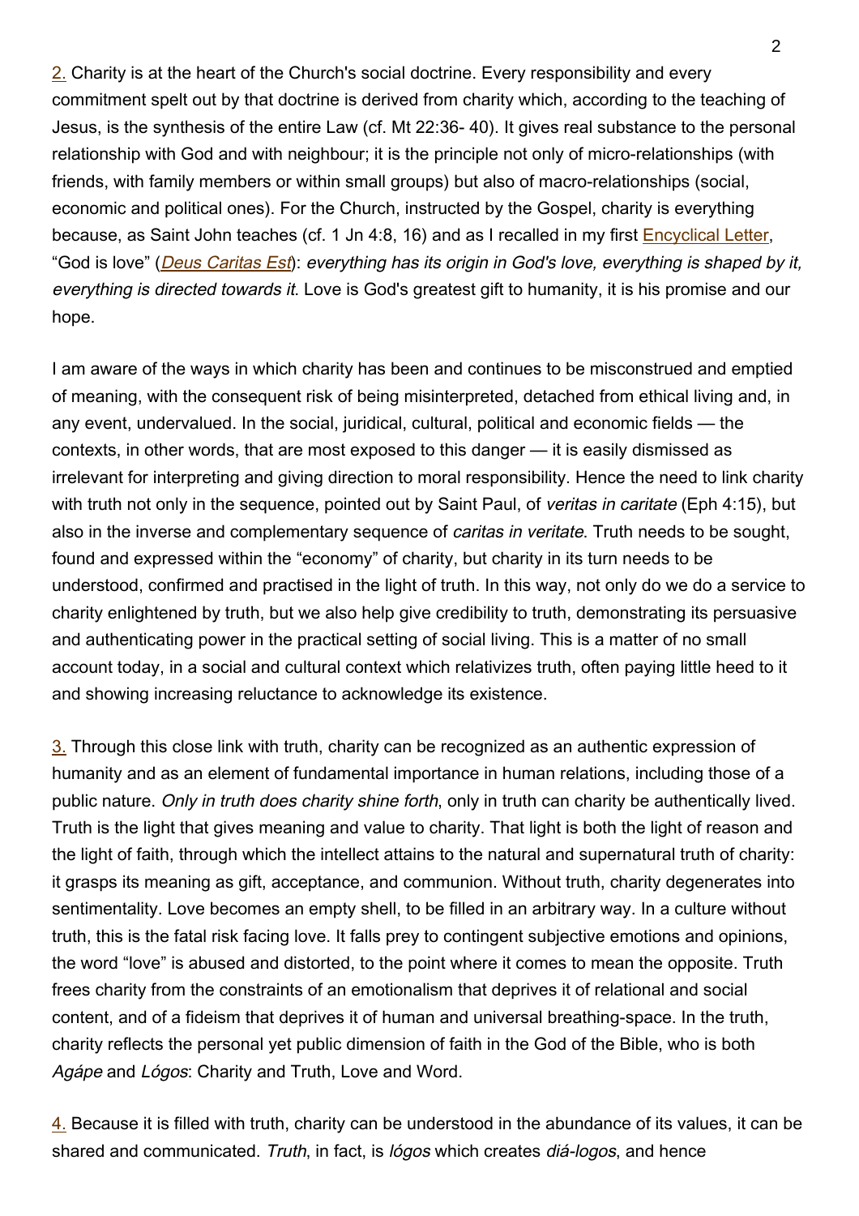2. Charity is at the heart of the Church's social doctrine. Every responsibility and every commitment spelt out by that doctrine is derived from charity which, according to the teaching of Jesus, is the synthesis of the entire Law (cf. Mt 22:36- 40). It gives real substance to the personal relationship with God and with neighbour; it is the principle not only of micro-relationships (with friends, with family members or within small groups) but also of macro-relationships (social, economic and political ones). For the Church, instructed by the Gospel, charity is everything because, as Saint John teaches (cf. 1 Jn 4:8, 16) and as I recalled in my first Encyclical Letter, "God is love" (*Deus Caritas Est*): *everything has its origin in God's love, everything is shaped by it, everything is directed towards it*. Love is God's greatest gift to humanity, it is his promise and our hope.

I am aware of the ways in which charity has been and continues to be misconstrued and emptied of meaning, with the consequent risk of being misinterpreted, detached from ethical living and, in any event, undervalued. In the social, juridical, cultural, political and economic fields — the contexts, in other words, that are most exposed to this danger — it is easily dismissed as irrelevant for interpreting and giving direction to moral responsibility. Hence the need to link charity with truth not only in the sequence, pointed out by Saint Paul, of *veritas in caritate* (Eph 4:15), but also in the inverse and complementary sequence of *caritas in veritate*. Truth needs to be sought, found and expressed within the "economy" of charity, but charity in its turn needs to be understood, confirmed and practised in the light of truth. In this way, not only do we do a service to charity enlightened by truth, but we also help give credibility to truth, demonstrating its persuasive and authenticating power in the practical setting of social living. This is a matter of no small account today, in a social and cultural context which relativizes truth, often paying little heed to it and showing increasing reluctance to acknowledge its existence.

3. Through this close link with truth, charity can be recognized as an authentic expression of humanity and as an element of fundamental importance in human relations, including those of a public nature. *Only in truth does charity shine forth*, only in truth can charity be authentically lived. Truth is the light that gives meaning and value to charity. That light is both the light of reason and the light of faith, through which the intellect attains to the natural and supernatural truth of charity: it grasps its meaning as gift, acceptance, and communion. Without truth, charity degenerates into sentimentality. Love becomes an empty shell, to be filled in an arbitrary way. In a culture without truth, this is the fatal risk facing love. It falls prey to contingent subjective emotions and opinions, the word "love" is abused and distorted, to the point where it comes to mean the opposite. Truth frees charity from the constraints of an emotionalism that deprives it of relational and social content, and of a fideism that deprives it of human and universal breathing-space. In the truth, charity reflects the personal yet public dimension of faith in the God of the Bible, who is both *Agápe* and *Lógos*: Charity and Truth, Love and Word.

4. Because it is filled with truth, charity can be understood in the abundance of its values, it can be shared and communicated. *Truth*, in fact, is *lógos* which creates *diá-logos*, and hence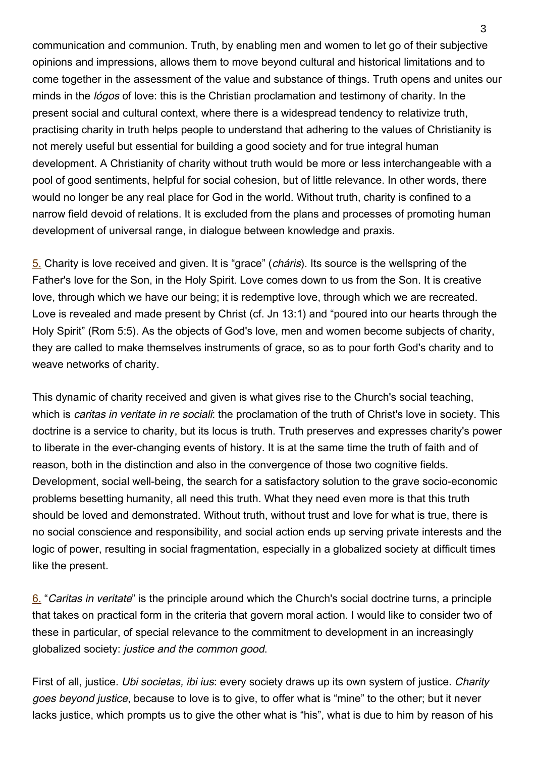communication and communion. Truth, by enabling men and women to let go of their subjective opinions and impressions, allows them to move beyond cultural and historical limitations and to come together in the assessment of the value and substance of things. Truth opens and unites our minds in the *lógos* of love: this is the Christian proclamation and testimony of charity. In the present social and cultural context, where there is a widespread tendency to relativize truth, practising charity in truth helps people to understand that adhering to the values of Christianity is not merely useful but essential for building a good society and for true integral human development. A Christianity of charity without truth would be more or less interchangeable with a pool of good sentiments, helpful for social cohesion, but of little relevance. In other words, there would no longer be any real place for God in the world. Without truth, charity is confined to a narrow field devoid of relations. It is excluded from the plans and processes of promoting human development of universal range, in dialogue between knowledge and praxis.

5. Charity is love received and given. It is "grace" (*cháris*). Its source is the wellspring of the Father's love for the Son, in the Holy Spirit. Love comes down to us from the Son. It is creative love, through which we have our being; it is redemptive love, through which we are recreated. Love is revealed and made present by Christ (cf. Jn 13:1) and "poured into our hearts through the Holy Spirit" (Rom 5:5). As the objects of God's love, men and women become subjects of charity, they are called to make themselves instruments of grace, so as to pour forth God's charity and to weave networks of charity.

This dynamic of charity received and given is what gives rise to the Church's social teaching, which is *caritas in veritate in re sociali*: the proclamation of the truth of Christ's love in society. This doctrine is a service to charity, but its locus is truth. Truth preserves and expresses charity's power to liberate in the ever-changing events of history. It is at the same time the truth of faith and of reason, both in the distinction and also in the convergence of those two cognitive fields. Development, social well-being, the search for a satisfactory solution to the grave socio-economic problems besetting humanity, all need this truth. What they need even more is that this truth should be loved and demonstrated. Without truth, without trust and love for what is true, there is no social conscience and responsibility, and social action ends up serving private interests and the logic of power, resulting in social fragmentation, especially in a globalized society at difficult times like the present.

6. "*Caritas in veritate*" is the principle around which the Church's social doctrine turns, a principle that takes on practical form in the criteria that govern moral action. I would like to consider two of these in particular, of special relevance to the commitment to development in an increasingly globalized society: *justice and the common good*.

First of all, justice. *Ubi societas, ibi ius*: every society draws up its own system of justice. *Charity goes beyond justice*, because to love is to give, to offer what is "mine" to the other; but it never lacks justice, which prompts us to give the other what is "his", what is due to him by reason of his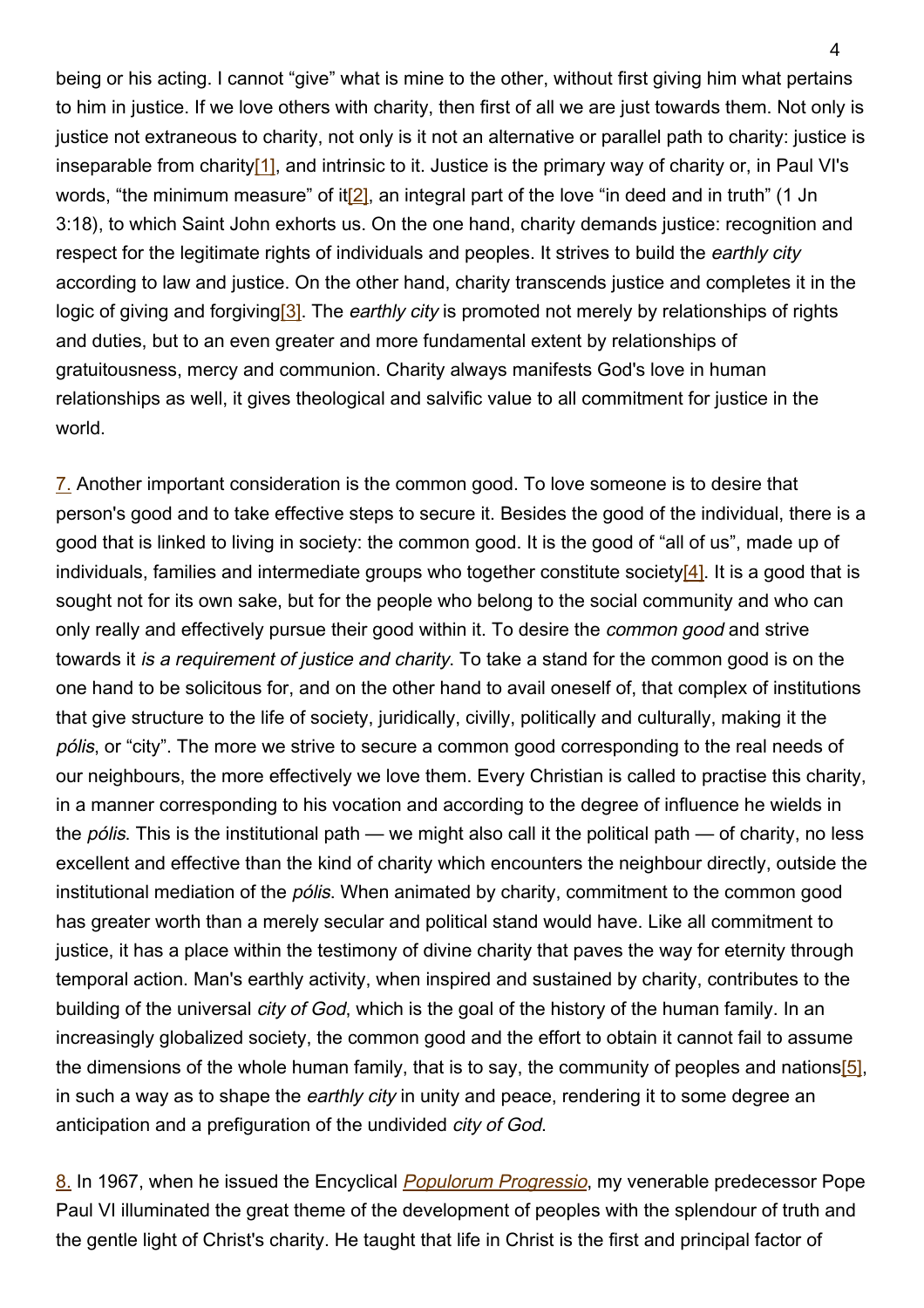being or his acting. I cannot "give" what is mine to the other, without first giving him what pertains to him in justice. If we love others with charity, then first of all we are just towards them. Not only is justice not extraneous to charity, not only is it not an alternative or parallel path to charity: justice is inseparable from charity[1], and intrinsic to it. Justice is the primary way of charity or, in Paul VI's words, "the minimum measure" of it[2], an integral part of the love "in deed and in truth" (1 Jn 3:18), to which Saint John exhorts us. On the one hand, charity demands justice: recognition and respect for the legitimate rights of individuals and peoples. It strives to build the *earthly city* according to law and justice. On the other hand, charity transcends justice and completes it in the logic of giving and forgiving[3]. The *earthly city* is promoted not merely by relationships of rights and duties, but to an even greater and more fundamental extent by relationships of gratuitousness, mercy and communion. Charity always manifests God's love in human relationships as well, it gives theological and salvific value to all commitment for justice in the world.

7. Another important consideration is the common good. To love someone is to desire that person's good and to take effective steps to secure it. Besides the good of the individual, there is a good that is linked to living in society: the common good. It is the good of "all of us", made up of individuals, families and intermediate groups who together constitute society[4]. It is a good that is sought not for its own sake, but for the people who belong to the social community and who can only really and effectively pursue their good within it. To desire the *common good* and strive towards it *is a requirement of justice and charity*. To take a stand for the common good is on the one hand to be solicitous for, and on the other hand to avail oneself of, that complex of institutions that give structure to the life of society, juridically, civilly, politically and culturally, making it the *pólis*, or "city". The more we strive to secure a common good corresponding to the real needs of our neighbours, the more effectively we love them. Every Christian is called to practise this charity, in a manner corresponding to his vocation and according to the degree of influence he wields in the *pólis*. This is the institutional path — we might also call it the political path — of charity, no less excellent and effective than the kind of charity which encounters the neighbour directly, outside the institutional mediation of the *pólis*. When animated by charity, commitment to the common good has greater worth than a merely secular and political stand would have. Like all commitment to justice, it has a place within the testimony of divine charity that paves the way for eternity through temporal action. Man's earthly activity, when inspired and sustained by charity, contributes to the building of the universal *city of God*, which is the goal of the history of the human family. In an increasingly globalized society, the common good and the effort to obtain it cannot fail to assume the dimensions of the whole human family, that is to say, the community of peoples and nations[5], in such a way as to shape the *earthly city* in unity and peace, rendering it to some degree an anticipation and a prefiguration of the undivided *city of God*.

8. In 1967, when he issued the Encyclical *Populorum Progressio*, my venerable predecessor Pope Paul VI illuminated the great theme of the development of peoples with the splendour of truth and the gentle light of Christ's charity. He taught that life in Christ is the first and principal factor of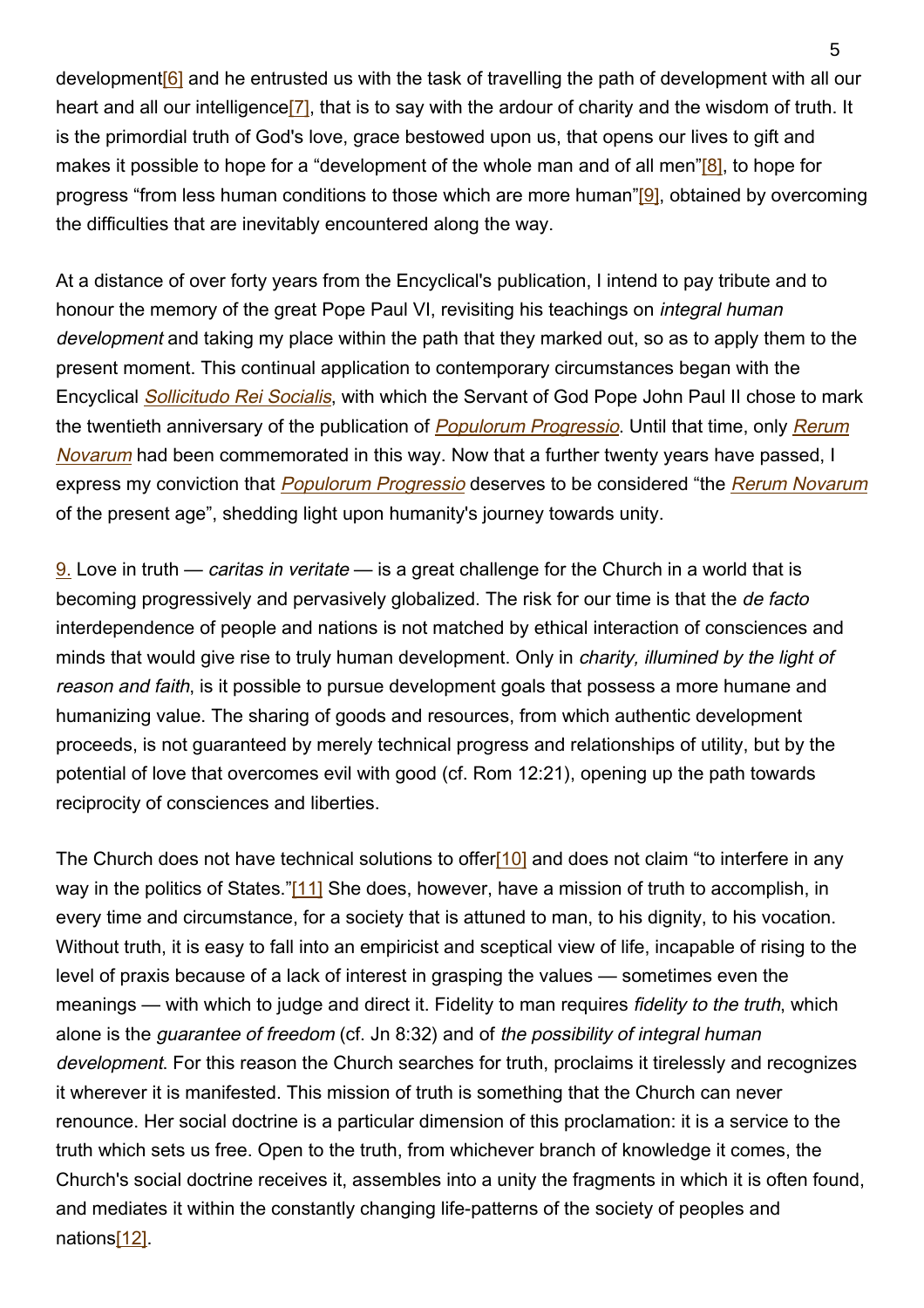development[6] and he entrusted us with the task of travelling the path of development with all our heart and all our intelligence[7], that is to say with the ardour of charity and the wisdom of truth. It is the primordial truth of God's love, grace bestowed upon us, that opens our lives to gift and makes it possible to hope for a "development of the whole man and of all men"[8], to hope for progress "from less human conditions to those which are more human"[9], obtained by overcoming the difficulties that are inevitably encountered along the way.

At a distance of over forty years from the Encyclical's publication, I intend to pay tribute and to honour the memory of the great Pope Paul VI, revisiting his teachings on *integral human development* and taking my place within the path that they marked out, so as to apply them to the present moment. This continual application to contemporary circumstances began with the Encyclical *Sollicitudo Rei Socialis*, with which the Servant of God Pope John Paul II chose to mark the twentieth anniversary of the publication of *Populorum Progressio*. Until that time, only *Rerum Novarum* had been commemorated in this way. Now that a further twenty years have passed, I express my conviction that *Populorum Progressio* deserves to be considered "the *Rerum Novarum* of the present age", shedding light upon humanity's journey towards unity.

9. Love in truth — *caritas in veritate* — is a great challenge for the Church in a world that is becoming progressively and pervasively globalized. The risk for our time is that the *de facto* interdependence of people and nations is not matched by ethical interaction of consciences and minds that would give rise to truly human development. Only in *charity, illumined by the light of reason and faith*, is it possible to pursue development goals that possess a more humane and humanizing value. The sharing of goods and resources, from which authentic development proceeds, is not guaranteed by merely technical progress and relationships of utility, but by the potential of love that overcomes evil with good (cf. Rom 12:21), opening up the path towards reciprocity of consciences and liberties.

The Church does not have technical solutions to offer[10] and does not claim "to interfere in any way in the politics of States."[11] She does, however, have a mission of truth to accomplish, in every time and circumstance, for a society that is attuned to man, to his dignity, to his vocation. Without truth, it is easy to fall into an empiricist and sceptical view of life, incapable of rising to the level of praxis because of a lack of interest in grasping the values — sometimes even the meanings — with which to judge and direct it. Fidelity to man requires *fidelity to the truth*, which alone is the *guarantee of freedom* (cf. Jn 8:32) and of *the possibility of integral human development*. For this reason the Church searches for truth, proclaims it tirelessly and recognizes it wherever it is manifested. This mission of truth is something that the Church can never renounce. Her social doctrine is a particular dimension of this proclamation: it is a service to the truth which sets us free. Open to the truth, from whichever branch of knowledge it comes, the Church's social doctrine receives it, assembles into a unity the fragments in which it is often found, and mediates it within the constantly changing life-patterns of the society of peoples and nations[12].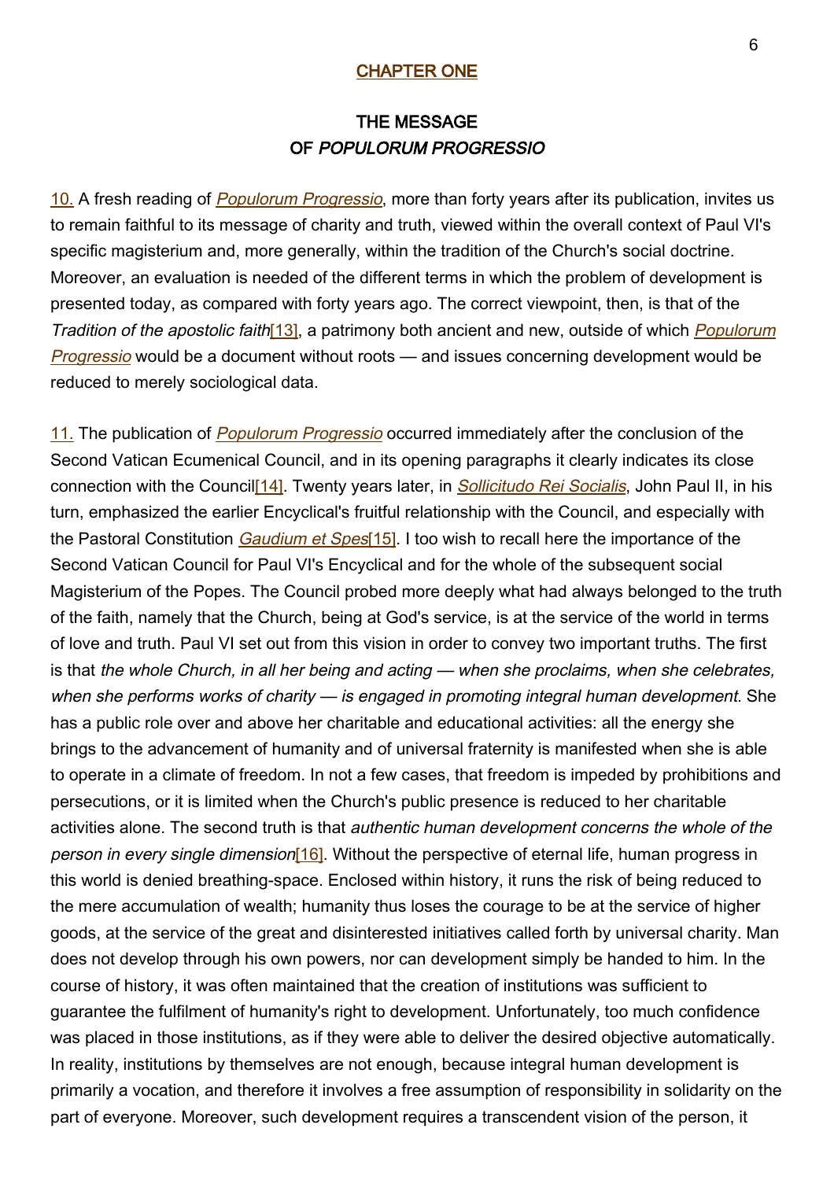## CHAPTER ONE

## THE MESSAGE OF *POPULORUM PROGRESSIO*

10. A fresh reading of *Populorum Progressio*, more than forty years after its publication, invites us to remain faithful to its message of charity and truth, viewed within the overall context of Paul VI's specific magisterium and, more generally, within the tradition of the Church's social doctrine. Moreover, an evaluation is needed of the different terms in which the problem of development is presented today, as compared with forty years ago. The correct viewpoint, then, is that of the *Tradition of the apostolic faith*[13], a patrimony both ancient and new, outside of which *Populorum Progressio* would be a document without roots — and issues concerning development would be reduced to merely sociological data.

11. The publication of *Populorum Progressio* occurred immediately after the conclusion of the Second Vatican Ecumenical Council, and in its opening paragraphs it clearly indicates its close connection with the Council[14]. Twenty years later, in *Sollicitudo Rei Socialis*, John Paul II, in his turn, emphasized the earlier Encyclical's fruitful relationship with the Council, and especially with the Pastoral Constitution *Gaudium et Spes*[15]. I too wish to recall here the importance of the Second Vatican Council for Paul VI's Encyclical and for the whole of the subsequent social Magisterium of the Popes. The Council probed more deeply what had always belonged to the truth of the faith, namely that the Church, being at God's service, is at the service of the world in terms of love and truth. Paul VI set out from this vision in order to convey two important truths. The first is that *the whole Church, in all her being and acting — when she proclaims, when she celebrates, when she performs works of charity — is engaged in promoting integral human development*. She has a public role over and above her charitable and educational activities: all the energy she brings to the advancement of humanity and of universal fraternity is manifested when she is able to operate in a climate of freedom. In not a few cases, that freedom is impeded by prohibitions and persecutions, or it is limited when the Church's public presence is reduced to her charitable activities alone. The second truth is that *authentic human development concerns the whole of the person in every single dimension*[16]. Without the perspective of eternal life, human progress in this world is denied breathing-space. Enclosed within history, it runs the risk of being reduced to the mere accumulation of wealth; humanity thus loses the courage to be at the service of higher goods, at the service of the great and disinterested initiatives called forth by universal charity. Man does not develop through his own powers, nor can development simply be handed to him. In the course of history, it was often maintained that the creation of institutions was sufficient to guarantee the fulfilment of humanity's right to development. Unfortunately, too much confidence was placed in those institutions, as if they were able to deliver the desired objective automatically. In reality, institutions by themselves are not enough, because integral human development is primarily a vocation, and therefore it involves a free assumption of responsibility in solidarity on the part of everyone. Moreover, such development requires a transcendent vision of the person, it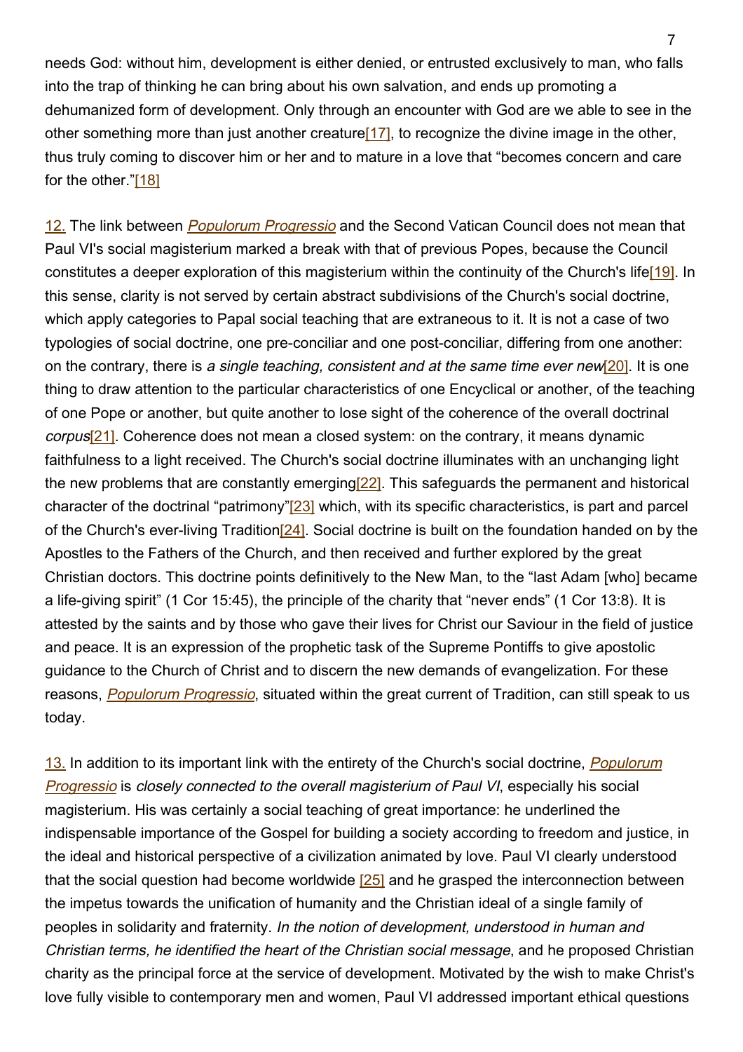needs God: without him, development is either denied, or entrusted exclusively to man, who falls into the trap of thinking he can bring about his own salvation, and ends up promoting a dehumanized form of development. Only through an encounter with God are we able to see in the other something more than just another creature[17], to recognize the divine image in the other, thus truly coming to discover him or her and to mature in a love that "becomes concern and care for the other."[18]

12. The link between *Populorum Progressio* and the Second Vatican Council does not mean that Paul VI's social magisterium marked a break with that of previous Popes, because the Council constitutes a deeper exploration of this magisterium within the continuity of the Church's life[19]. In this sense, clarity is not served by certain abstract subdivisions of the Church's social doctrine, which apply categories to Papal social teaching that are extraneous to it. It is not a case of two typologies of social doctrine, one pre-conciliar and one post-conciliar, differing from one another: on the contrary, there is *a single teaching, consistent and at the same time ever new*[20]. It is one thing to draw attention to the particular characteristics of one Encyclical or another, of the teaching of one Pope or another, but quite another to lose sight of the coherence of the overall doctrinal *corpus*[21]. Coherence does not mean a closed system: on the contrary, it means dynamic faithfulness to a light received. The Church's social doctrine illuminates with an unchanging light the new problems that are constantly emerging[22]. This safeguards the permanent and historical character of the doctrinal "patrimony"[23] which, with its specific characteristics, is part and parcel of the Church's ever-living Tradition[24]. Social doctrine is built on the foundation handed on by the Apostles to the Fathers of the Church, and then received and further explored by the great Christian doctors. This doctrine points definitively to the New Man, to the "last Adam [who] became a life-giving spirit" (1 Cor 15:45), the principle of the charity that "never ends" (1 Cor 13:8). It is attested by the saints and by those who gave their lives for Christ our Saviour in the field of justice and peace. It is an expression of the prophetic task of the Supreme Pontiffs to give apostolic guidance to the Church of Christ and to discern the new demands of evangelization. For these reasons, *Populorum Progressio*, situated within the great current of Tradition, can still speak to us today.

13. In addition to its important link with the entirety of the Church's social doctrine, *Populorum Progressio* is *closely connected to the overall magisterium of Paul VI*, especially his social magisterium. His was certainly a social teaching of great importance: he underlined the indispensable importance of the Gospel for building a society according to freedom and justice, in the ideal and historical perspective of a civilization animated by love. Paul VI clearly understood that the social question had become worldwide [25] and he grasped the interconnection between the impetus towards the unification of humanity and the Christian ideal of a single family of peoples in solidarity and fraternity. *In the notion of development, understood in human and Christian terms, he identified the heart of the Christian social message*, and he proposed Christian charity as the principal force at the service of development. Motivated by the wish to make Christ's love fully visible to contemporary men and women, Paul VI addressed important ethical questions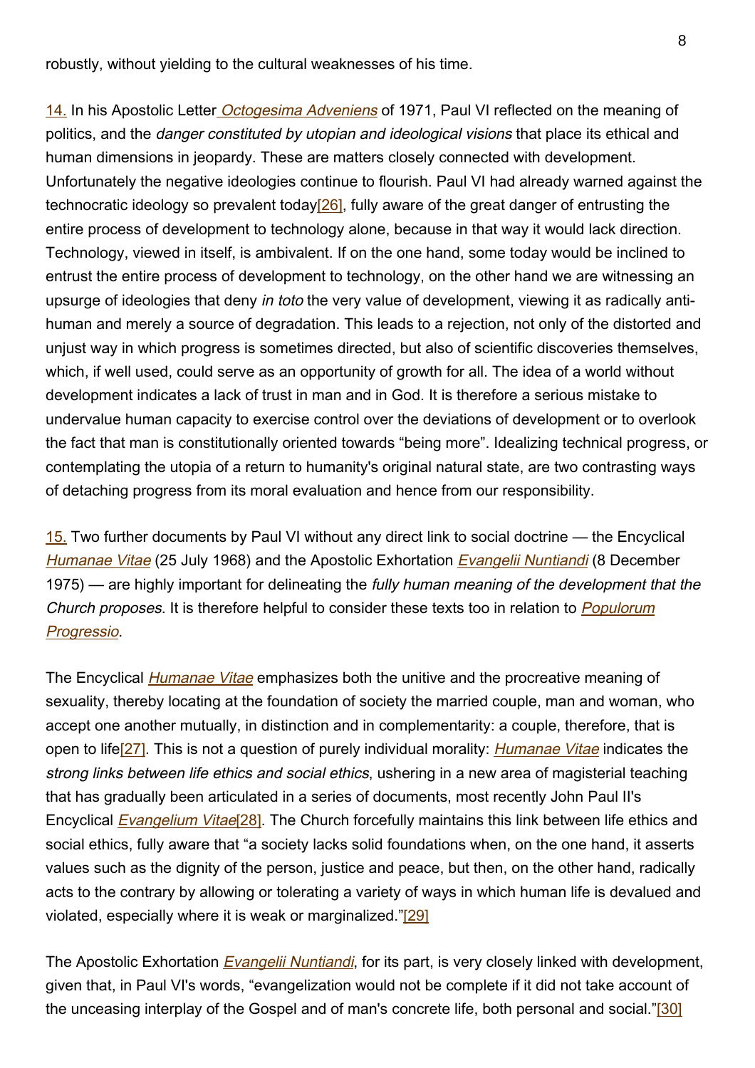robustly, without yielding to the cultural weaknesses of his time.

14. In his Apostolic Letter *Octogesima Adveniens* of 1971, Paul VI reflected on the meaning of politics, and the *danger constituted by utopian and ideological visions* that place its ethical and human dimensions in jeopardy. These are matters closely connected with development. Unfortunately the negative ideologies continue to flourish. Paul VI had already warned against the technocratic ideology so prevalent today[26], fully aware of the great danger of entrusting the entire process of development to technology alone, because in that way it would lack direction. Technology, viewed in itself, is ambivalent. If on the one hand, some today would be inclined to entrust the entire process of development to technology, on the other hand we are witnessing an upsurge of ideologies that deny *in toto* the very value of development, viewing it as radically anti-human and merely a source of degradation. This leads to a rejection, not only of the distorted and unjust way in which progress is sometimes directed, but also of scientific discoveries themselves, which, if well used, could serve as an opportunity of growth for all. The idea of a world without development indicates a lack of trust in man and in God. It is therefore a serious mistake to undervalue human capacity to exercise control over the deviations of development or to overlook the fact that man is constitutionally oriented towards "being more". Idealizing technical progress, or contemplating the utopia of a return to humanity's original natural state, are two contrasting ways of detaching progress from its moral evaluation and hence from our responsibility.

15. Two further documents by Paul VI without any direct link to social doctrine — the Encyclical *Humanae Vitae* (25 July 1968) and the Apostolic Exhortation *Evangelii Nuntiandi* (8 December 1975) — are highly important for delineating the *fully human meaning of the development that the Church proposes*. It is therefore helpful to consider these texts too in relation to *Populorum Progressio*.

The Encyclical *Humanae Vitae* emphasizes both the unitive and the procreative meaning of sexuality, thereby locating at the foundation of society the married couple, man and woman, who accept one another mutually, in distinction and in complementarity: a couple, therefore, that is open to life[27]. This is not a question of purely individual morality: *Humanae Vitae* indicates the *strong links between life ethics and social ethics*, ushering in a new area of magisterial teaching that has gradually been articulated in a series of documents, most recently John Paul II's Encyclical *Evangelium Vitae*[28]. The Church forcefully maintains this link between life ethics and social ethics, fully aware that "a society lacks solid foundations when, on the one hand, it asserts values such as the dignity of the person, justice and peace, but then, on the other hand, radically acts to the contrary by allowing or tolerating a variety of ways in which human life is devalued and violated, especially where it is weak or marginalized."[29]

The Apostolic Exhortation *Evangelii Nuntiandi*, for its part, is very closely linked with development, given that, in Paul VI's words, "evangelization would not be complete if it did not take account of the unceasing interplay of the Gospel and of man's concrete life, both personal and social."[30]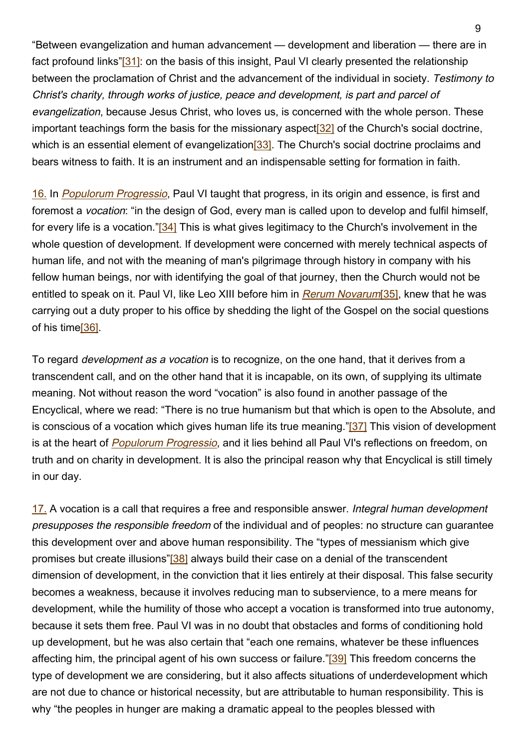"Between evangelization and human advancement — development and liberation — there are in fact profound links"[31]: on the basis of this insight, Paul VI clearly presented the relationship between the proclamation of Christ and the advancement of the individual in society. *Testimony to Christ's charity, through works of justice, peace and development, is part and parcel of evangelization*, because Jesus Christ, who loves us, is concerned with the whole person. These important teachings form the basis for the missionary aspect[32] of the Church's social doctrine, which is an essential element of evangelization[33]. The Church's social doctrine proclaims and bears witness to faith. It is an instrument and an indispensable setting for formation in faith.

16. In *Populorum Progressio*, Paul VI taught that progress, in its origin and essence, is first and foremost a *vocation*: "in the design of God, every man is called upon to develop and fulfil himself, for every life is a vocation."[34] This is what gives legitimacy to the Church's involvement in the whole question of development. If development were concerned with merely technical aspects of human life, and not with the meaning of man's pilgrimage through history in company with his fellow human beings, nor with identifying the goal of that journey, then the Church would not be entitled to speak on it. Paul VI, like Leo XIII before him in *Rerum Novarum*[35], knew that he was carrying out a duty proper to his office by shedding the light of the Gospel on the social questions of his time[36].

To regard *development as a vocation* is to recognize, on the one hand, that it derives from a transcendent call, and on the other hand that it is incapable, on its own, of supplying its ultimate meaning. Not without reason the word "vocation" is also found in another passage of the Encyclical, where we read: "There is no true humanism but that which is open to the Absolute, and is conscious of a vocation which gives human life its true meaning."[37] This vision of development is at the heart of *Populorum Progressio*, and it lies behind all Paul VI's reflections on freedom, on truth and on charity in development. It is also the principal reason why that Encyclical is still timely in our day.

17. A vocation is a call that requires a free and responsible answer. *Integral human development presupposes the responsible freedom* of the individual and of peoples: no structure can guarantee this development over and above human responsibility. The "types of messianism which give promises but create illusions"[38] always build their case on a denial of the transcendent dimension of development, in the conviction that it lies entirely at their disposal. This false security becomes a weakness, because it involves reducing man to subservience, to a mere means for development, while the humility of those who accept a vocation is transformed into true autonomy, because it sets them free. Paul VI was in no doubt that obstacles and forms of conditioning hold up development, but he was also certain that "each one remains, whatever be these influences affecting him, the principal agent of his own success or failure."[39] This freedom concerns the type of development we are considering, but it also affects situations of underdevelopment which are not due to chance or historical necessity, but are attributable to human responsibility. This is why "the peoples in hunger are making a dramatic appeal to the peoples blessed with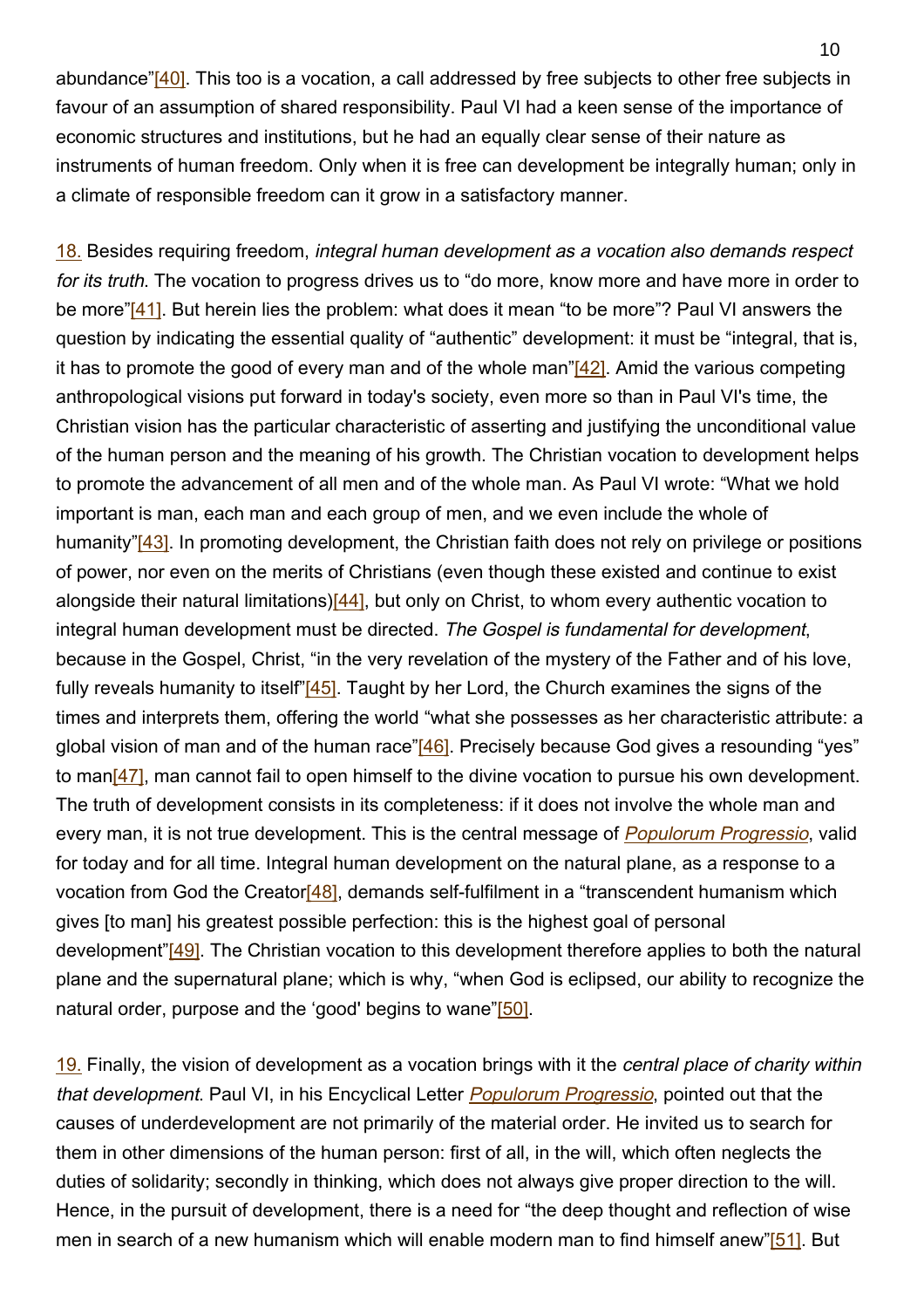abundance"[40]. This too is a vocation, a call addressed by free subjects to other free subjects in favour of an assumption of shared responsibility. Paul VI had a keen sense of the importance of economic structures and institutions, but he had an equally clear sense of their nature as instruments of human freedom. Only when it is free can development be integrally human; only in a climate of responsible freedom can it grow in a satisfactory manner.

18. Besides requiring freedom, *integral human development as a vocation also demands respect for its truth*. The vocation to progress drives us to "do more, know more and have more in order to be more"[41]. But herein lies the problem: what does it mean "to be more"? Paul VI answers the question by indicating the essential quality of "authentic" development: it must be "integral, that is, it has to promote the good of every man and of the whole man"[42]. Amid the various competing anthropological visions put forward in today's society, even more so than in Paul VI's time, the Christian vision has the particular characteristic of asserting and justifying the unconditional value of the human person and the meaning of his growth. The Christian vocation to development helps to promote the advancement of all men and of the whole man. As Paul VI wrote: "What we hold important is man, each man and each group of men, and we even include the whole of humanity"[43]. In promoting development, the Christian faith does not rely on privilege or positions of power, nor even on the merits of Christians (even though these existed and continue to exist alongside their natural limitations)[44], but only on Christ, to whom every authentic vocation to integral human development must be directed. *The Gospel is fundamental for development*, because in the Gospel, Christ, "in the very revelation of the mystery of the Father and of his love, fully reveals humanity to itself"[45]. Taught by her Lord, the Church examines the signs of the times and interprets them, offering the world "what she possesses as her characteristic attribute: a global vision of man and of the human race"[46]. Precisely because God gives a resounding "yes" to man[47], man cannot fail to open himself to the divine vocation to pursue his own development. The truth of development consists in its completeness: if it does not involve the whole man and every man, it is not true development. This is the central message of *Populorum Progressio*, valid for today and for all time. Integral human development on the natural plane, as a response to a vocation from God the Creator[48], demands self-fulfilment in a "transcendent humanism which gives [to man] his greatest possible perfection: this is the highest goal of personal development"[49]. The Christian vocation to this development therefore applies to both the natural plane and the supernatural plane; which is why, "when God is eclipsed, our ability to recognize the natural order, purpose and the 'good' begins to wane"[50].

19. Finally, the vision of development as a vocation brings with it the *central place of charity within that development*. Paul VI, in his Encyclical Letter *Populorum Progressio*, pointed out that the causes of underdevelopment are not primarily of the material order. He invited us to search for them in other dimensions of the human person: first of all, in the will, which often neglects the duties of solidarity; secondly in thinking, which does not always give proper direction to the will. Hence, in the pursuit of development, there is a need for "the deep thought and reflection of wise men in search of a new humanism which will enable modern man to find himself anew"[51]. But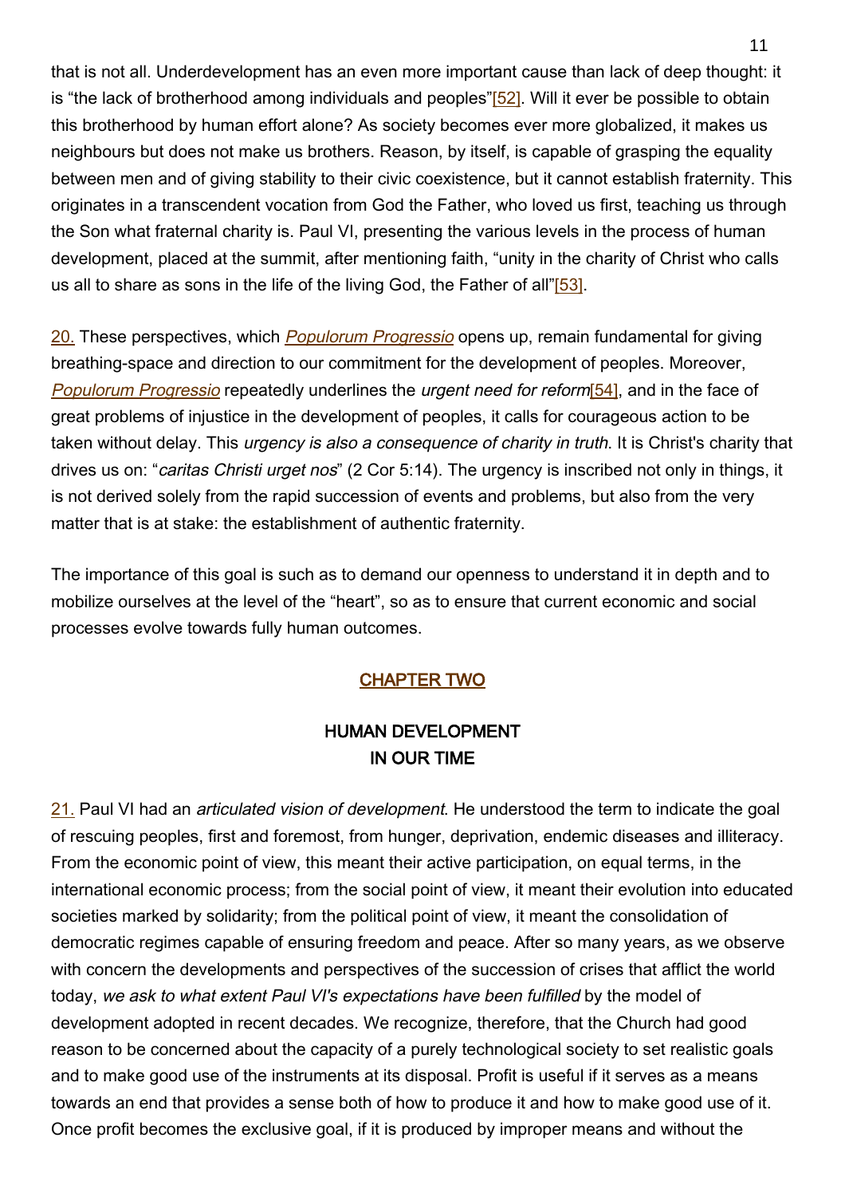that is not all. Underdevelopment has an even more important cause than lack of deep thought: it is "the lack of brotherhood among individuals and peoples"[52]. Will it ever be possible to obtain this brotherhood by human effort alone? As society becomes ever more globalized, it makes us neighbours but does not make us brothers. Reason, by itself, is capable of grasping the equality between men and of giving stability to their civic coexistence, but it cannot establish fraternity. This originates in a transcendent vocation from God the Father, who loved us first, teaching us through the Son what fraternal charity is. Paul VI, presenting the various levels in the process of human development, placed at the summit, after mentioning faith, "unity in the charity of Christ who calls us all to share as sons in the life of the living God, the Father of all"[53].

20. These perspectives, which *Populorum Progressio* opens up, remain fundamental for giving breathing-space and direction to our commitment for the development of peoples. Moreover, *Populorum Progressio* repeatedly underlines the *urgent need for reform*[54], and in the face of great problems of injustice in the development of peoples, it calls for courageous action to be taken without delay. This *urgency is also a consequence of charity in truth*. It is Christ's charity that drives us on: "*caritas Christi urget nos*" (2 Cor 5:14). The urgency is inscribed not only in things, it is not derived solely from the rapid succession of events and problems, but also from the very matter that is at stake: the establishment of authentic fraternity.

The importance of this goal is such as to demand our openness to understand it in depth and to mobilize ourselves at the level of the "heart", so as to ensure that current economic and social processes evolve towards fully human outcomes.

## CHAPTER TWO

## HUMAN DEVELOPMENT IN OUR TIME

21. Paul VI had an *articulated vision of development*. He understood the term to indicate the goal of rescuing peoples, first and foremost, from hunger, deprivation, endemic diseases and illiteracy. From the economic point of view, this meant their active participation, on equal terms, in the international economic process; from the social point of view, it meant their evolution into educated societies marked by solidarity; from the political point of view, it meant the consolidation of democratic regimes capable of ensuring freedom and peace. After so many years, as we observe with concern the developments and perspectives of the succession of crises that afflict the world today, *we ask to what extent Paul VI's expectations have been fulfilled* by the model of development adopted in recent decades. We recognize, therefore, that the Church had good reason to be concerned about the capacity of a purely technological society to set realistic goals and to make good use of the instruments at its disposal. Profit is useful if it serves as a means towards an end that provides a sense both of how to produce it and how to make good use of it. Once profit becomes the exclusive goal, if it is produced by improper means and without the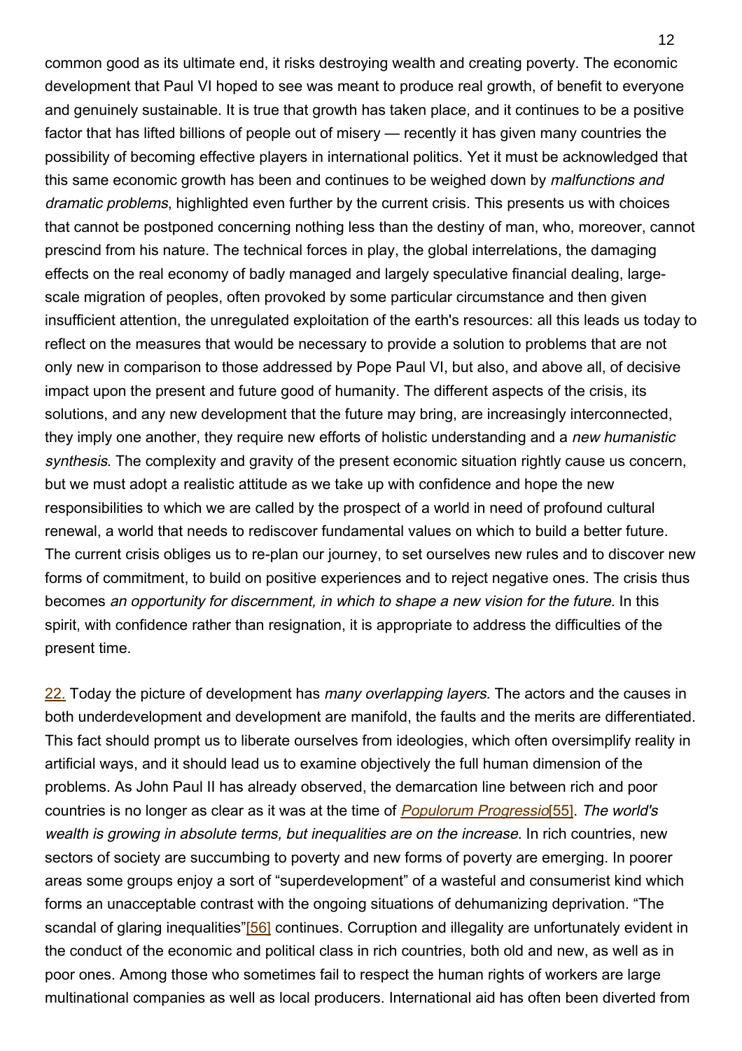common good as its ultimate end, it risks destroying wealth and creating poverty. The economic development that Paul VI hoped to see was meant to produce real growth, of benefit to everyone and genuinely sustainable. It is true that growth has taken place, and it continues to be a positive factor that has lifted billions of people out of misery — recently it has given many countries the possibility of becoming effective players in international politics. Yet it must be acknowledged that this same economic growth has been and continues to be weighed down by *malfunctions and dramatic problems*, highlighted even further by the current crisis. This presents us with choices that cannot be postponed concerning nothing less than the destiny of man, who, moreover, cannot prescind from his nature. The technical forces in play, the global interrelations, the damaging effects on the real economy of badly managed and largely speculative financial dealing, large-scale migration of peoples, often provoked by some particular circumstance and then given insufficient attention, the unregulated exploitation of the earth's resources: all this leads us today to reflect on the measures that would be necessary to provide a solution to problems that are not only new in comparison to those addressed by Pope Paul VI, but also, and above all, of decisive impact upon the present and future good of humanity. The different aspects of the crisis, its solutions, and any new development that the future may bring, are increasingly interconnected, they imply one another, they require new efforts of holistic understanding and a *new humanistic synthesis*. The complexity and gravity of the present economic situation rightly cause us concern, but we must adopt a realistic attitude as we take up with confidence and hope the new responsibilities to which we are called by the prospect of a world in need of profound cultural renewal, a world that needs to rediscover fundamental values on which to build a better future. The current crisis obliges us to re-plan our journey, to set ourselves new rules and to discover new forms of commitment, to build on positive experiences and to reject negative ones. The crisis thus becomes *an opportunity for discernment, in which to shape a new vision for the future*. In this spirit, with confidence rather than resignation, it is appropriate to address the difficulties of the present time.

22. Today the picture of development has *many overlapping layers*. The actors and the causes in both underdevelopment and development are manifold, the faults and the merits are differentiated. This fact should prompt us to liberate ourselves from ideologies, which often oversimplify reality in artificial ways, and it should lead us to examine objectively the full human dimension of the problems. As John Paul II has already observed, the demarcation line between rich and poor countries is no longer as clear as it was at the time of *Populorum Progressio*[55]. *The world's wealth is growing in absolute terms, but inequalities are on the increase.* In rich countries, new sectors of society are succumbing to poverty and new forms of poverty are emerging. In poorer areas some groups enjoy a sort of "superdevelopment" of a wasteful and consumerist kind which forms an unacceptable contrast with the ongoing situations of dehumanizing deprivation. "The scandal of glaring inequalities"[56] continues. Corruption and illegality are unfortunately evident in the conduct of the economic and political class in rich countries, both old and new, as well as in poor ones. Among those who sometimes fail to respect the human rights of workers are large multinational companies as well as local producers. International aid has often been diverted from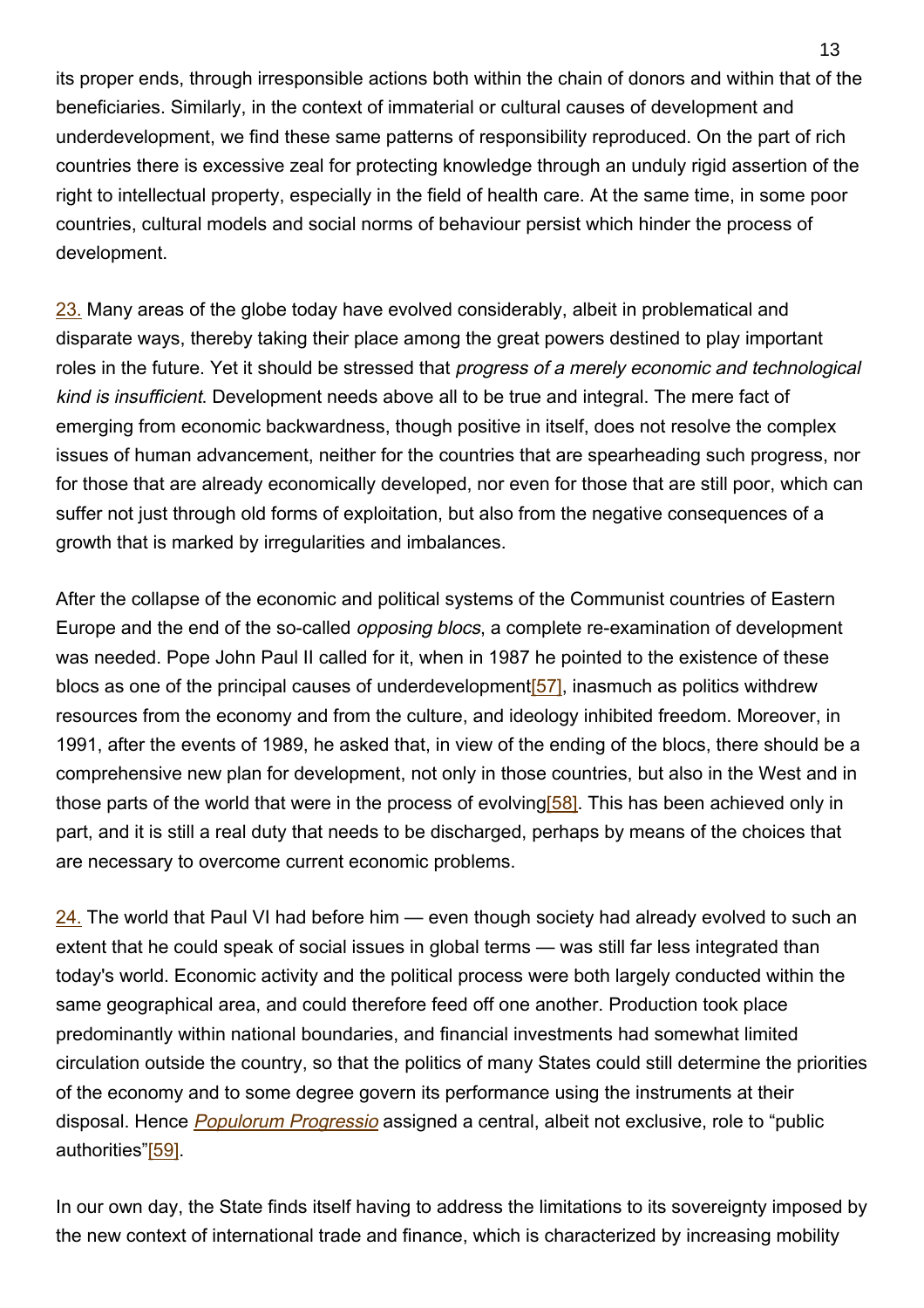its proper ends, through irresponsible actions both within the chain of donors and within that of the beneficiaries. Similarly, in the context of immaterial or cultural causes of development and underdevelopment, we find these same patterns of responsibility reproduced. On the part of rich countries there is excessive zeal for protecting knowledge through an unduly rigid assertion of the right to intellectual property, especially in the field of health care. At the same time, in some poor countries, cultural models and social norms of behaviour persist which hinder the process of development.

23. Many areas of the globe today have evolved considerably, albeit in problematical and disparate ways, thereby taking their place among the great powers destined to play important roles in the future. Yet it should be stressed that *progress of a merely economic and technological kind is insufficient*. Development needs above all to be true and integral. The mere fact of emerging from economic backwardness, though positive in itself, does not resolve the complex issues of human advancement, neither for the countries that are spearheading such progress, nor for those that are already economically developed, nor even for those that are still poor, which can suffer not just through old forms of exploitation, but also from the negative consequences of a growth that is marked by irregularities and imbalances.

After the collapse of the economic and political systems of the Communist countries of Eastern Europe and the end of the so-called *opposing blocs*, a complete re-examination of development was needed. Pope John Paul II called for it, when in 1987 he pointed to the existence of these blocs as one of the principal causes of underdevelopment[57], inasmuch as politics withdrew resources from the economy and from the culture, and ideology inhibited freedom. Moreover, in 1991, after the events of 1989, he asked that, in view of the ending of the blocs, there should be a comprehensive new plan for development, not only in those countries, but also in the West and in those parts of the world that were in the process of evolving[58]. This has been achieved only in part, and it is still a real duty that needs to be discharged, perhaps by means of the choices that are necessary to overcome current economic problems.

24. The world that Paul VI had before him — even though society had already evolved to such an extent that he could speak of social issues in global terms — was still far less integrated than today's world. Economic activity and the political process were both largely conducted within the same geographical area, and could therefore feed off one another. Production took place predominantly within national boundaries, and financial investments had somewhat limited circulation outside the country, so that the politics of many States could still determine the priorities of the economy and to some degree govern its performance using the instruments at their disposal. Hence *Populorum Progressio* assigned a central, albeit not exclusive, role to "public authorities"[59].

In our own day, the State finds itself having to address the limitations to its sovereignty imposed by the new context of international trade and finance, which is characterized by increasing mobility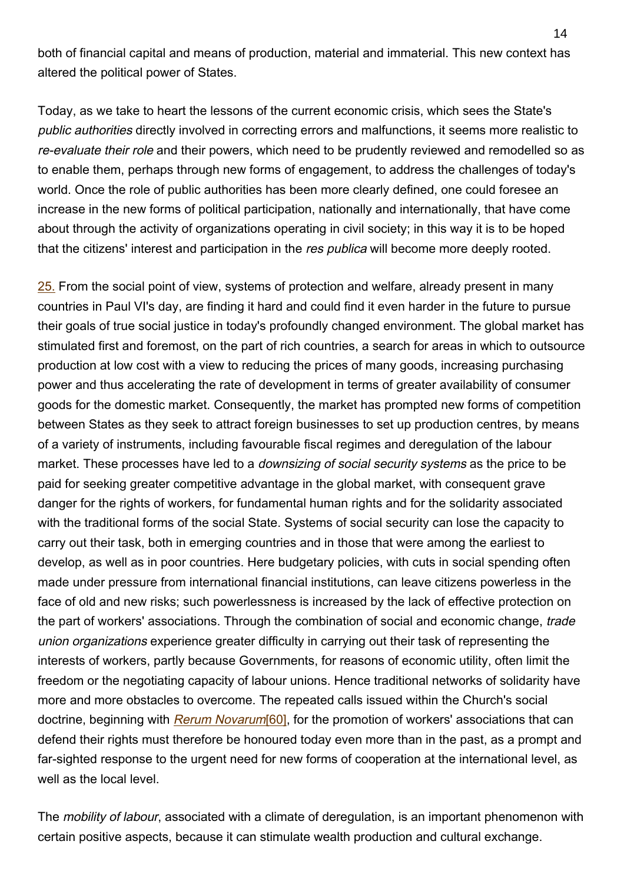both of financial capital and means of production, material and immaterial. This new context has altered the political power of States.

Today, as we take to heart the lessons of the current economic crisis, which sees the State's *public authorities* directly involved in correcting errors and malfunctions, it seems more realistic to *re-evaluate their role* and their powers, which need to be prudently reviewed and remodelled so as to enable them, perhaps through new forms of engagement, to address the challenges of today's world. Once the role of public authorities has been more clearly defined, one could foresee an increase in the new forms of political participation, nationally and internationally, that have come about through the activity of organizations operating in civil society; in this way it is to be hoped that the citizens' interest and participation in the *res publica* will become more deeply rooted.

25. From the social point of view, systems of protection and welfare, already present in many countries in Paul VI's day, are finding it hard and could find it even harder in the future to pursue their goals of true social justice in today's profoundly changed environment. The global market has stimulated first and foremost, on the part of rich countries, a search for areas in which to outsource production at low cost with a view to reducing the prices of many goods, increasing purchasing power and thus accelerating the rate of development in terms of greater availability of consumer goods for the domestic market. Consequently, the market has prompted new forms of competition between States as they seek to attract foreign businesses to set up production centres, by means of a variety of instruments, including favourable fiscal regimes and deregulation of the labour market. These processes have led to a *downsizing of social security systems* as the price to be paid for seeking greater competitive advantage in the global market, with consequent grave danger for the rights of workers, for fundamental human rights and for the solidarity associated with the traditional forms of the social State. Systems of social security can lose the capacity to carry out their task, both in emerging countries and in those that were among the earliest to develop, as well as in poor countries. Here budgetary policies, with cuts in social spending often made under pressure from international financial institutions, can leave citizens powerless in the face of old and new risks; such powerlessness is increased by the lack of effective protection on the part of workers' associations. Through the combination of social and economic change, *trade union organizations* experience greater difficulty in carrying out their task of representing the interests of workers, partly because Governments, for reasons of economic utility, often limit the freedom or the negotiating capacity of labour unions. Hence traditional networks of solidarity have more and more obstacles to overcome. The repeated calls issued within the Church's social doctrine, beginning with *Rerum Novarum*[60], for the promotion of workers' associations that can defend their rights must therefore be honoured today even more than in the past, as a prompt and far-sighted response to the urgent need for new forms of cooperation at the international level, as well as the local level.

The *mobility of labour*, associated with a climate of deregulation, is an important phenomenon with certain positive aspects, because it can stimulate wealth production and cultural exchange.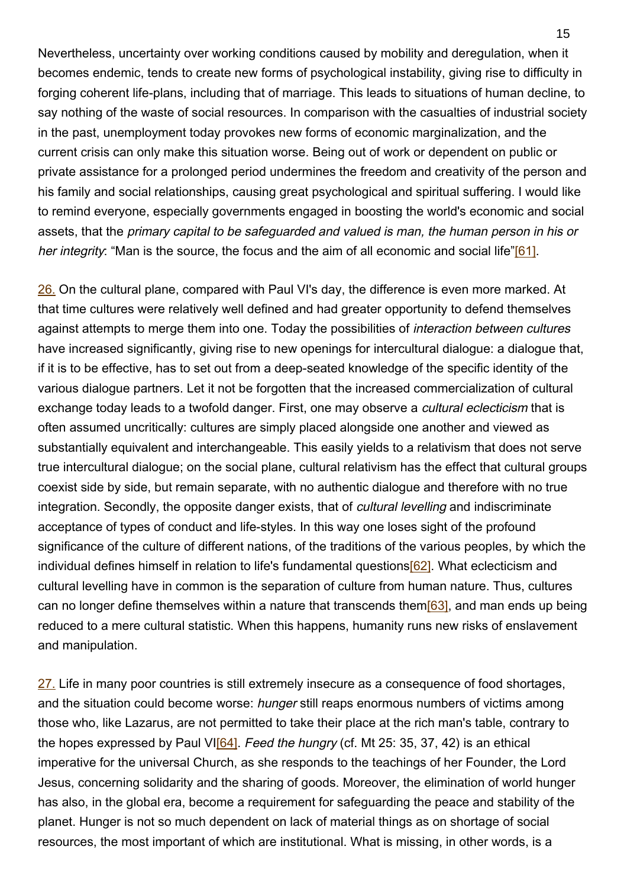Nevertheless, uncertainty over working conditions caused by mobility and deregulation, when it becomes endemic, tends to create new forms of psychological instability, giving rise to difficulty in forging coherent life-plans, including that of marriage. This leads to situations of human decline, to say nothing of the waste of social resources. In comparison with the casualties of industrial society in the past, unemployment today provokes new forms of economic marginalization, and the current crisis can only make this situation worse. Being out of work or dependent on public or private assistance for a prolonged period undermines the freedom and creativity of the person and his family and social relationships, causing great psychological and spiritual suffering. I would like to remind everyone, especially governments engaged in boosting the world's economic and social assets, that the *primary capital to be safeguarded and valued is man, the human person in his or her integrity*: "Man is the source, the focus and the aim of all economic and social life"[61].

26. On the cultural plane, compared with Paul VI's day, the difference is even more marked. At that time cultures were relatively well defined and had greater opportunity to defend themselves against attempts to merge them into one. Today the possibilities of *interaction between cultures* have increased significantly, giving rise to new openings for intercultural dialogue: a dialogue that, if it is to be effective, has to set out from a deep-seated knowledge of the specific identity of the various dialogue partners. Let it not be forgotten that the increased commercialization of cultural exchange today leads to a twofold danger. First, one may observe a *cultural eclecticism* that is often assumed uncritically: cultures are simply placed alongside one another and viewed as substantially equivalent and interchangeable. This easily yields to a relativism that does not serve true intercultural dialogue; on the social plane, cultural relativism has the effect that cultural groups coexist side by side, but remain separate, with no authentic dialogue and therefore with no true integration. Secondly, the opposite danger exists, that of *cultural levelling* and indiscriminate acceptance of types of conduct and life-styles. In this way one loses sight of the profound significance of the culture of different nations, of the traditions of the various peoples, by which the individual defines himself in relation to life's fundamental questions[62]. What eclecticism and cultural levelling have in common is the separation of culture from human nature. Thus, cultures can no longer define themselves within a nature that transcends them[63], and man ends up being reduced to a mere cultural statistic. When this happens, humanity runs new risks of enslavement and manipulation.

27. Life in many poor countries is still extremely insecure as a consequence of food shortages, and the situation could become worse: *hunger* still reaps enormous numbers of victims among those who, like Lazarus, are not permitted to take their place at the rich man's table, contrary to the hopes expressed by Paul VI[64]. *Feed the hungry* (cf. Mt 25: 35, 37, 42) is an ethical imperative for the universal Church, as she responds to the teachings of her Founder, the Lord Jesus, concerning solidarity and the sharing of goods. Moreover, the elimination of world hunger has also, in the global era, become a requirement for safeguarding the peace and stability of the planet. Hunger is not so much dependent on lack of material things as on shortage of social resources, the most important of which are institutional. What is missing, in other words, is a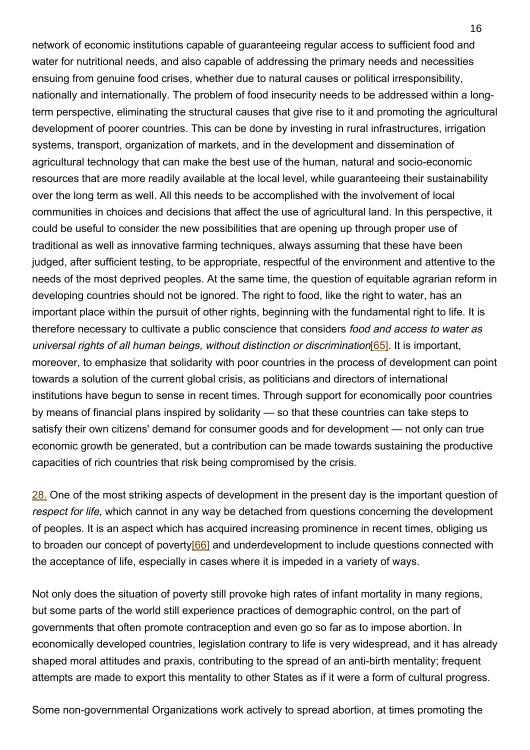network of economic institutions capable of guaranteeing regular access to sufficient food and water for nutritional needs, and also capable of addressing the primary needs and necessities ensuing from genuine food crises, whether due to natural causes or political irresponsibility, nationally and internationally. The problem of food insecurity needs to be addressed within a long-term perspective, eliminating the structural causes that give rise to it and promoting the agricultural development of poorer countries. This can be done by investing in rural infrastructures, irrigation systems, transport, organization of markets, and in the development and dissemination of agricultural technology that can make the best use of the human, natural and socio-economic resources that are more readily available at the local level, while guaranteeing their sustainability over the long term as well. All this needs to be accomplished with the involvement of local communities in choices and decisions that affect the use of agricultural land. In this perspective, it could be useful to consider the new possibilities that are opening up through proper use of traditional as well as innovative farming techniques, always assuming that these have been judged, after sufficient testing, to be appropriate, respectful of the environment and attentive to the needs of the most deprived peoples. At the same time, the question of equitable agrarian reform in developing countries should not be ignored. The right to food, like the right to water, has an important place within the pursuit of other rights, beginning with the fundamental right to life. It is therefore necessary to cultivate a public conscience that considers *food and access to water as universal rights of all human beings, without distinction or discrimination*[65]. It is important, moreover, to emphasize that solidarity with poor countries in the process of development can point towards a solution of the current global crisis, as politicians and directors of international institutions have begun to sense in recent times. Through support for economically poor countries by means of financial plans inspired by solidarity — so that these countries can take steps to satisfy their own citizens' demand for consumer goods and for development — not only can true economic growth be generated, but a contribution can be made towards sustaining the productive capacities of rich countries that risk being compromised by the crisis.

28. One of the most striking aspects of development in the present day is the important question of *respect for life*, which cannot in any way be detached from questions concerning the development of peoples. It is an aspect which has acquired increasing prominence in recent times, obliging us to broaden our concept of poverty[66] and underdevelopment to include questions connected with the acceptance of life, especially in cases where it is impeded in a variety of ways.

Not only does the situation of poverty still provoke high rates of infant mortality in many regions, but some parts of the world still experience practices of demographic control, on the part of governments that often promote contraception and even go so far as to impose abortion. In economically developed countries, legislation contrary to life is very widespread, and it has already shaped moral attitudes and praxis, contributing to the spread of an anti-birth mentality; frequent attempts are made to export this mentality to other States as if it were a form of cultural progress.

Some non-governmental Organizations work actively to spread abortion, at times promoting the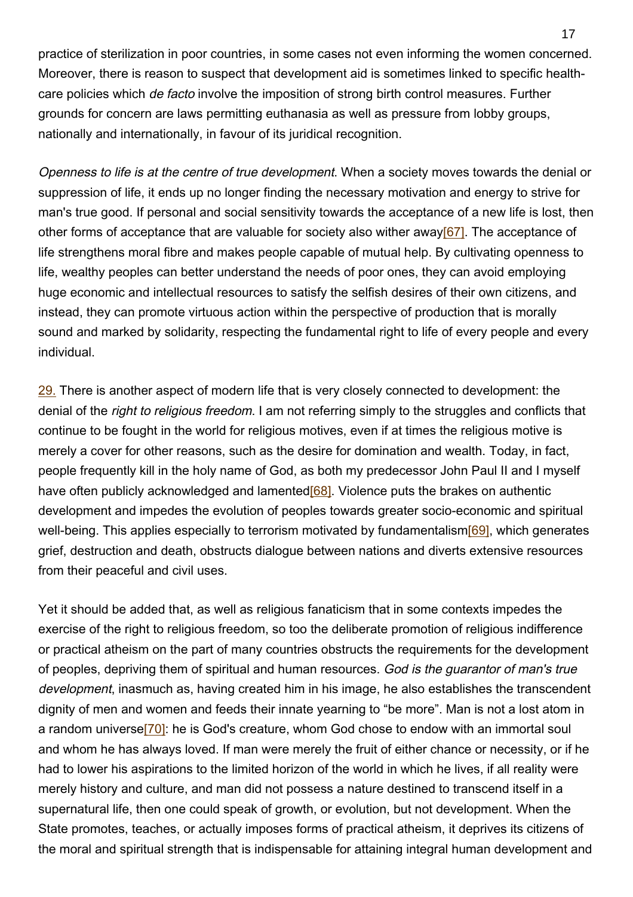practice of sterilization in poor countries, in some cases not even informing the women concerned. Moreover, there is reason to suspect that development aid is sometimes linked to specific health-care policies which *de facto* involve the imposition of strong birth control measures. Further grounds for concern are laws permitting euthanasia as well as pressure from lobby groups, nationally and internationally, in favour of its juridical recognition.

*Openness to life is at the centre of true development*. When a society moves towards the denial or suppression of life, it ends up no longer finding the necessary motivation and energy to strive for man's true good. If personal and social sensitivity towards the acceptance of a new life is lost, then other forms of acceptance that are valuable for society also wither away[67]. The acceptance of life strengthens moral fibre and makes people capable of mutual help. By cultivating openness to life, wealthy peoples can better understand the needs of poor ones, they can avoid employing huge economic and intellectual resources to satisfy the selfish desires of their own citizens, and instead, they can promote virtuous action within the perspective of production that is morally sound and marked by solidarity, respecting the fundamental right to life of every people and every individual.

29. There is another aspect of modern life that is very closely connected to development: the denial of the *right to religious freedom*. I am not referring simply to the struggles and conflicts that continue to be fought in the world for religious motives, even if at times the religious motive is merely a cover for other reasons, such as the desire for domination and wealth. Today, in fact, people frequently kill in the holy name of God, as both my predecessor John Paul II and I myself have often publicly acknowledged and lamented[68]. Violence puts the brakes on authentic development and impedes the evolution of peoples towards greater socio-economic and spiritual well-being. This applies especially to terrorism motivated by fundamentalism[69], which generates grief, destruction and death, obstructs dialogue between nations and diverts extensive resources from their peaceful and civil uses.

Yet it should be added that, as well as religious fanaticism that in some contexts impedes the exercise of the right to religious freedom, so too the deliberate promotion of religious indifference or practical atheism on the part of many countries obstructs the requirements for the development of peoples, depriving them of spiritual and human resources. *God is the guarantor of man's true development*, inasmuch as, having created him in his image, he also establishes the transcendent dignity of men and women and feeds their innate yearning to "be more". Man is not a lost atom in a random universe[70]: he is God's creature, whom God chose to endow with an immortal soul and whom he has always loved. If man were merely the fruit of either chance or necessity, or if he had to lower his aspirations to the limited horizon of the world in which he lives, if all reality were merely history and culture, and man did not possess a nature destined to transcend itself in a supernatural life, then one could speak of growth, or evolution, but not development. When the State promotes, teaches, or actually imposes forms of practical atheism, it deprives its citizens of the moral and spiritual strength that is indispensable for attaining integral human development and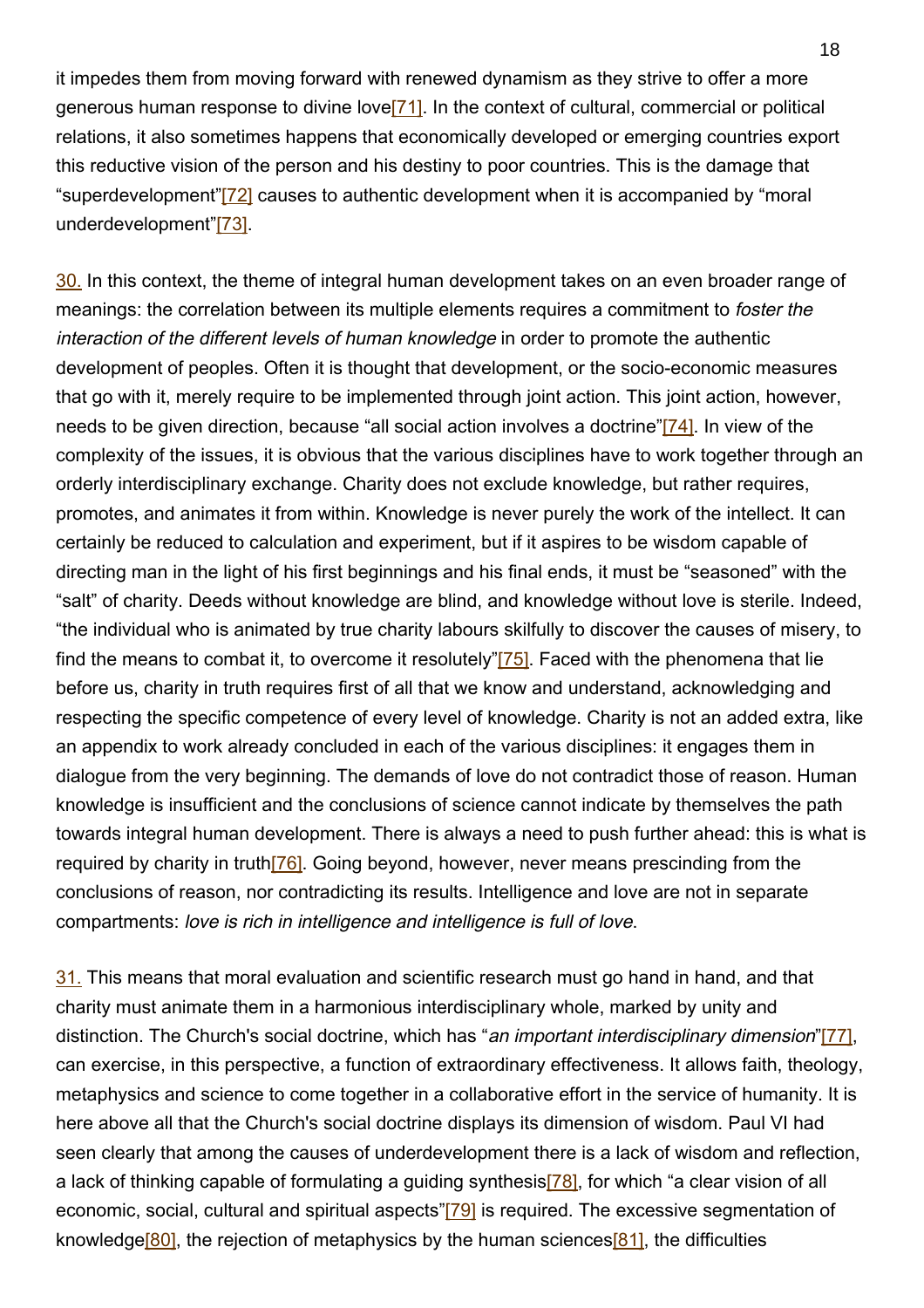it impedes them from moving forward with renewed dynamism as they strive to offer a more generous human response to divine love[71]. In the context of cultural, commercial or political relations, it also sometimes happens that economically developed or emerging countries export this reductive vision of the person and his destiny to poor countries. This is the damage that "superdevelopment"[72] causes to authentic development when it is accompanied by "moral underdevelopment"[73].

30. In this context, the theme of integral human development takes on an even broader range of meanings: the correlation between its multiple elements requires a commitment to *foster the interaction of the different levels of human knowledge* in order to promote the authentic development of peoples. Often it is thought that development, or the socio-economic measures that go with it, merely require to be implemented through joint action. This joint action, however, needs to be given direction, because "all social action involves a doctrine"[74]. In view of the complexity of the issues, it is obvious that the various disciplines have to work together through an orderly interdisciplinary exchange. Charity does not exclude knowledge, but rather requires, promotes, and animates it from within. Knowledge is never purely the work of the intellect. It can certainly be reduced to calculation and experiment, but if it aspires to be wisdom capable of directing man in the light of his first beginnings and his final ends, it must be "seasoned" with the "salt" of charity. Deeds without knowledge are blind, and knowledge without love is sterile. Indeed, "the individual who is animated by true charity labours skilfully to discover the causes of misery, to find the means to combat it, to overcome it resolutely"[75]. Faced with the phenomena that lie before us, charity in truth requires first of all that we know and understand, acknowledging and respecting the specific competence of every level of knowledge. Charity is not an added extra, like an appendix to work already concluded in each of the various disciplines: it engages them in dialogue from the very beginning. The demands of love do not contradict those of reason. Human knowledge is insufficient and the conclusions of science cannot indicate by themselves the path towards integral human development. There is always a need to push further ahead: this is what is required by charity in truth[76]. Going beyond, however, never means prescinding from the conclusions of reason, nor contradicting its results. Intelligence and love are not in separate compartments: *love is rich in intelligence and intelligence is full of love*.

31. This means that moral evaluation and scientific research must go hand in hand, and that charity must animate them in a harmonious interdisciplinary whole, marked by unity and distinction. The Church's social doctrine, which has "*an important interdisciplinary dimension*"[77], can exercise, in this perspective, a function of extraordinary effectiveness. It allows faith, theology, metaphysics and science to come together in a collaborative effort in the service of humanity. It is here above all that the Church's social doctrine displays its dimension of wisdom. Paul VI had seen clearly that among the causes of underdevelopment there is a lack of wisdom and reflection, a lack of thinking capable of formulating a guiding synthesis[78], for which "a clear vision of all economic, social, cultural and spiritual aspects"[79] is required. The excessive segmentation of knowledge[80], the rejection of metaphysics by the human sciences[81], the difficulties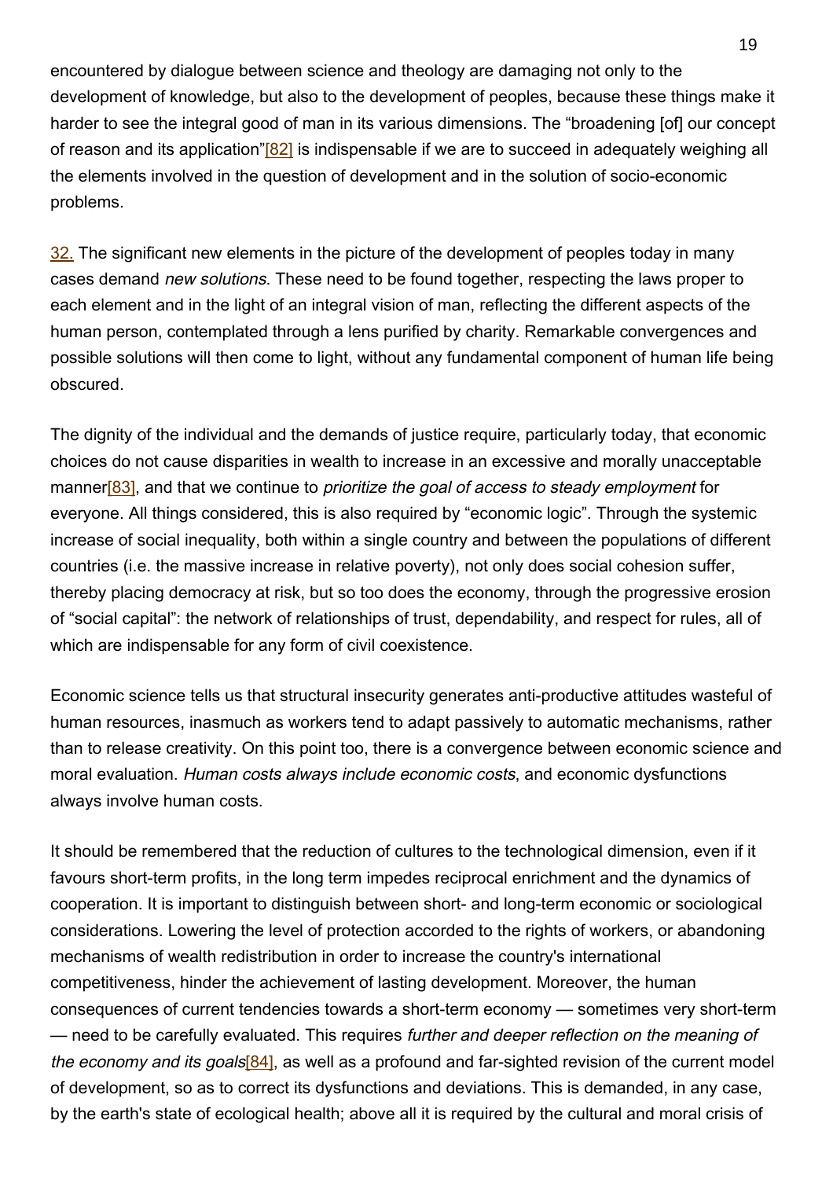encountered by dialogue between science and theology are damaging not only to the development of knowledge, but also to the development of peoples, because these things make it harder to see the integral good of man in its various dimensions. The "broadening [of] our concept of reason and its application"[82] is indispensable if we are to succeed in adequately weighing all the elements involved in the question of development and in the solution of socio-economic problems.

32. The significant new elements in the picture of the development of peoples today in many cases demand *new solutions*. These need to be found together, respecting the laws proper to each element and in the light of an integral vision of man, reflecting the different aspects of the human person, contemplated through a lens purified by charity. Remarkable convergences and possible solutions will then come to light, without any fundamental component of human life being obscured.

The dignity of the individual and the demands of justice require, particularly today, that economic choices do not cause disparities in wealth to increase in an excessive and morally unacceptable manner[83], and that we continue to *prioritize the goal of access to steady employment* for everyone. All things considered, this is also required by "economic logic". Through the systemic increase of social inequality, both within a single country and between the populations of different countries (i.e. the massive increase in relative poverty), not only does social cohesion suffer, thereby placing democracy at risk, but so too does the economy, through the progressive erosion of "social capital": the network of relationships of trust, dependability, and respect for rules, all of which are indispensable for any form of civil coexistence.

Economic science tells us that structural insecurity generates anti-productive attitudes wasteful of human resources, inasmuch as workers tend to adapt passively to automatic mechanisms, rather than to release creativity. On this point too, there is a convergence between economic science and moral evaluation. *Human costs always include economic costs*, and economic dysfunctions always involve human costs.

It should be remembered that the reduction of cultures to the technological dimension, even if it favours short-term profits, in the long term impedes reciprocal enrichment and the dynamics of cooperation. It is important to distinguish between short- and long-term economic or sociological considerations. Lowering the level of protection accorded to the rights of workers, or abandoning mechanisms of wealth redistribution in order to increase the country's international competitiveness, hinder the achievement of lasting development. Moreover, the human consequences of current tendencies towards a short-term economy — sometimes very short-term — need to be carefully evaluated. This requires *further and deeper reflection on the meaning of the economy and its goals*[84], as well as a profound and far-sighted revision of the current model of development, so as to correct its dysfunctions and deviations. This is demanded, in any case, by the earth's state of ecological health; above all it is required by the cultural and moral crisis of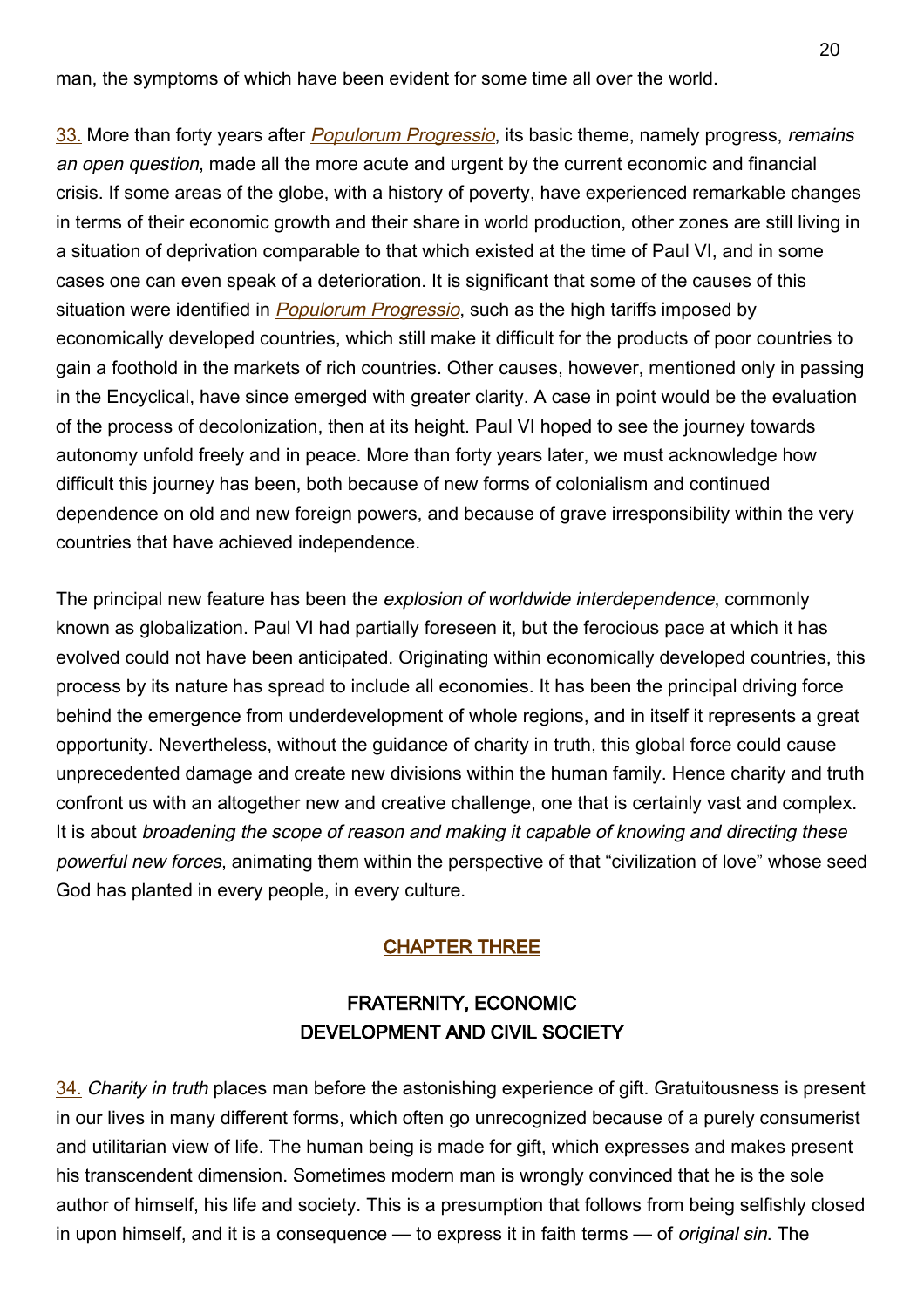man, the symptoms of which have been evident for some time all over the world.

33. More than forty years after *Populorum Progressio*, its basic theme, namely progress, *remains an open question*, made all the more acute and urgent by the current economic and financial crisis. If some areas of the globe, with a history of poverty, have experienced remarkable changes in terms of their economic growth and their share in world production, other zones are still living in a situation of deprivation comparable to that which existed at the time of Paul VI, and in some cases one can even speak of a deterioration. It is significant that some of the causes of this situation were identified in *Populorum Progressio*, such as the high tariffs imposed by economically developed countries, which still make it difficult for the products of poor countries to gain a foothold in the markets of rich countries. Other causes, however, mentioned only in passing in the Encyclical, have since emerged with greater clarity. A case in point would be the evaluation of the process of decolonization, then at its height. Paul VI hoped to see the journey towards autonomy unfold freely and in peace. More than forty years later, we must acknowledge how difficult this journey has been, both because of new forms of colonialism and continued dependence on old and new foreign powers, and because of grave irresponsibility within the very countries that have achieved independence.

The principal new feature has been the *explosion of worldwide interdependence*, commonly known as globalization. Paul VI had partially foreseen it, but the ferocious pace at which it has evolved could not have been anticipated. Originating within economically developed countries, this process by its nature has spread to include all economies. It has been the principal driving force behind the emergence from underdevelopment of whole regions, and in itself it represents a great opportunity. Nevertheless, without the guidance of charity in truth, this global force could cause unprecedented damage and create new divisions within the human family. Hence charity and truth confront us with an altogether new and creative challenge, one that is certainly vast and complex. It is about *broadening the scope of reason and making it capable of knowing and directing these powerful new forces*, animating them within the perspective of that "civilization of love" whose seed God has planted in every people, in every culture.

## CHAPTER THREE

## FRATERNITY, ECONOMIC DEVELOPMENT AND CIVIL SOCIETY

34. *Charity in truth* places man before the astonishing experience of gift. Gratuitousness is present in our lives in many different forms, which often go unrecognized because of a purely consumerist and utilitarian view of life. The human being is made for gift, which expresses and makes present his transcendent dimension. Sometimes modern man is wrongly convinced that he is the sole author of himself, his life and society. This is a presumption that follows from being selfishly closed in upon himself, and it is a consequence — to express it in faith terms — of *original sin*. The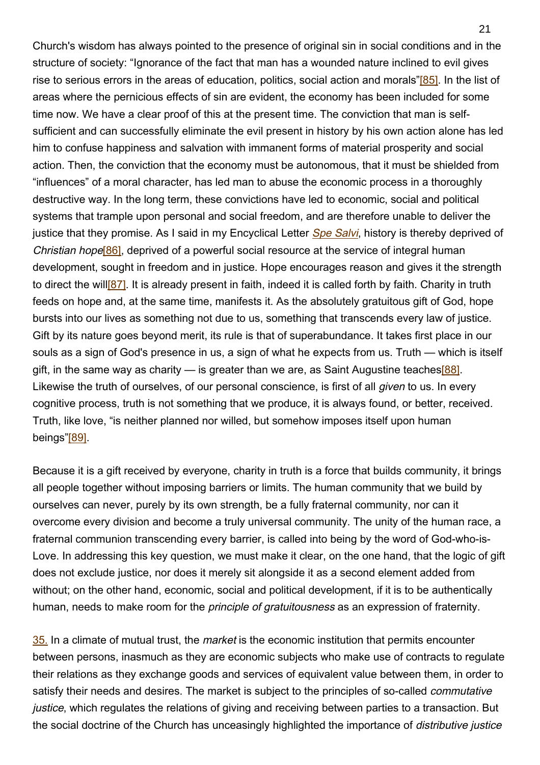Church's wisdom has always pointed to the presence of original sin in social conditions and in the structure of society: "Ignorance of the fact that man has a wounded nature inclined to evil gives rise to serious errors in the areas of education, politics, social action and morals"[85]. In the list of areas where the pernicious effects of sin are evident, the economy has been included for some time now. We have a clear proof of this at the present time. The conviction that man is self-sufficient and can successfully eliminate the evil present in history by his own action alone has led him to confuse happiness and salvation with immanent forms of material prosperity and social action. Then, the conviction that the economy must be autonomous, that it must be shielded from "influences" of a moral character, has led man to abuse the economic process in a thoroughly destructive way. In the long term, these convictions have led to economic, social and political systems that trample upon personal and social freedom, and are therefore unable to deliver the justice that they promise. As I said in my Encyclical Letter *Spe Salvi*, history is thereby deprived of *Christian hope*[86], deprived of a powerful social resource at the service of integral human development, sought in freedom and in justice. Hope encourages reason and gives it the strength to direct the will[87]. It is already present in faith, indeed it is called forth by faith. Charity in truth feeds on hope and, at the same time, manifests it. As the absolutely gratuitous gift of God, hope bursts into our lives as something not due to us, something that transcends every law of justice. Gift by its nature goes beyond merit, its rule is that of superabundance. It takes first place in our souls as a sign of God's presence in us, a sign of what he expects from us. Truth — which is itself gift, in the same way as charity — is greater than we are, as Saint Augustine teaches[88]. Likewise the truth of ourselves, of our personal conscience, is first of all *given* to us. In every cognitive process, truth is not something that we produce, it is always found, or better, received. Truth, like love, "is neither planned nor willed, but somehow imposes itself upon human beings"[89].

Because it is a gift received by everyone, charity in truth is a force that builds community, it brings all people together without imposing barriers or limits. The human community that we build by ourselves can never, purely by its own strength, be a fully fraternal community, nor can it overcome every division and become a truly universal community. The unity of the human race, a fraternal communion transcending every barrier, is called into being by the word of God-who-is-Love. In addressing this key question, we must make it clear, on the one hand, that the logic of gift does not exclude justice, nor does it merely sit alongside it as a second element added from without; on the other hand, economic, social and political development, if it is to be authentically human, needs to make room for the *principle of gratuitousness* as an expression of fraternity.

35. In a climate of mutual trust, the *market* is the economic institution that permits encounter between persons, inasmuch as they are economic subjects who make use of contracts to regulate their relations as they exchange goods and services of equivalent value between them, in order to satisfy their needs and desires. The market is subject to the principles of so-called *commutative justice*, which regulates the relations of giving and receiving between parties to a transaction. But the social doctrine of the Church has unceasingly highlighted the importance of *distributive justice*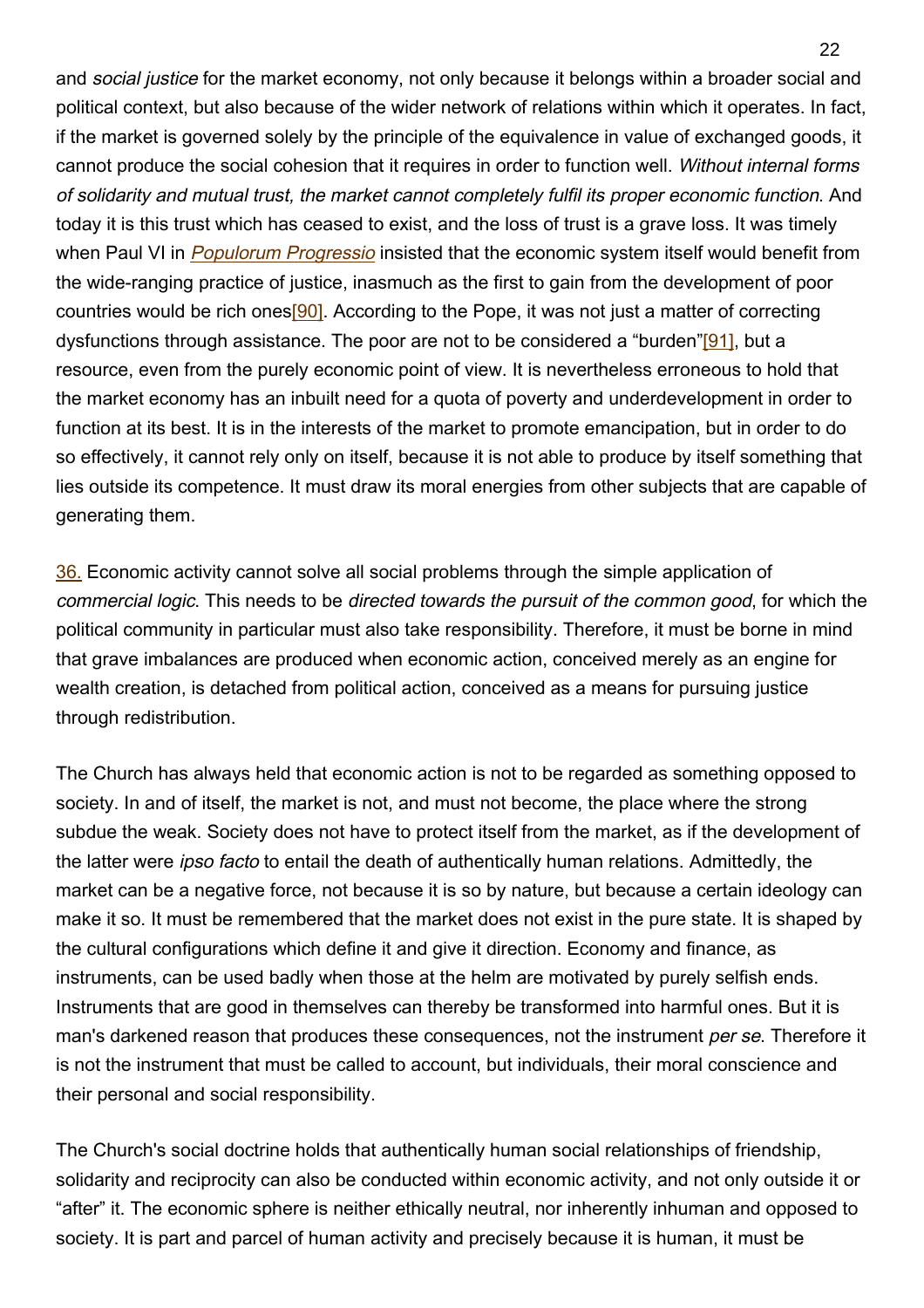and *social justice* for the market economy, not only because it belongs within a broader social and political context, but also because of the wider network of relations within which it operates. In fact, if the market is governed solely by the principle of the equivalence in value of exchanged goods, it cannot produce the social cohesion that it requires in order to function well. *Without internal forms of solidarity and mutual trust, the market cannot completely fulfil its proper economic function*. And today it is this trust which has ceased to exist, and the loss of trust is a grave loss. It was timely when Paul VI in *Populorum Progressio* insisted that the economic system itself would benefit from the wide-ranging practice of justice, inasmuch as the first to gain from the development of poor countries would be rich ones[90]. According to the Pope, it was not just a matter of correcting dysfunctions through assistance. The poor are not to be considered a "burden"[91], but a resource, even from the purely economic point of view. It is nevertheless erroneous to hold that the market economy has an inbuilt need for a quota of poverty and underdevelopment in order to function at its best. It is in the interests of the market to promote emancipation, but in order to do so effectively, it cannot rely only on itself, because it is not able to produce by itself something that lies outside its competence. It must draw its moral energies from other subjects that are capable of generating them.

36. Economic activity cannot solve all social problems through the simple application of *commercial logic*. This needs to be *directed towards the pursuit of the common good*, for which the political community in particular must also take responsibility. Therefore, it must be borne in mind that grave imbalances are produced when economic action, conceived merely as an engine for wealth creation, is detached from political action, conceived as a means for pursuing justice through redistribution.

The Church has always held that economic action is not to be regarded as something opposed to society. In and of itself, the market is not, and must not become, the place where the strong subdue the weak. Society does not have to protect itself from the market, as if the development of the latter were *ipso facto* to entail the death of authentically human relations. Admittedly, the market can be a negative force, not because it is so by nature, but because a certain ideology can make it so. It must be remembered that the market does not exist in the pure state. It is shaped by the cultural configurations which define it and give it direction. Economy and finance, as instruments, can be used badly when those at the helm are motivated by purely selfish ends. Instruments that are good in themselves can thereby be transformed into harmful ones. But it is man's darkened reason that produces these consequences, not the instrument *per se*. Therefore it is not the instrument that must be called to account, but individuals, their moral conscience and their personal and social responsibility.

The Church's social doctrine holds that authentically human social relationships of friendship, solidarity and reciprocity can also be conducted within economic activity, and not only outside it or "after" it. The economic sphere is neither ethically neutral, nor inherently inhuman and opposed to society. It is part and parcel of human activity and precisely because it is human, it must be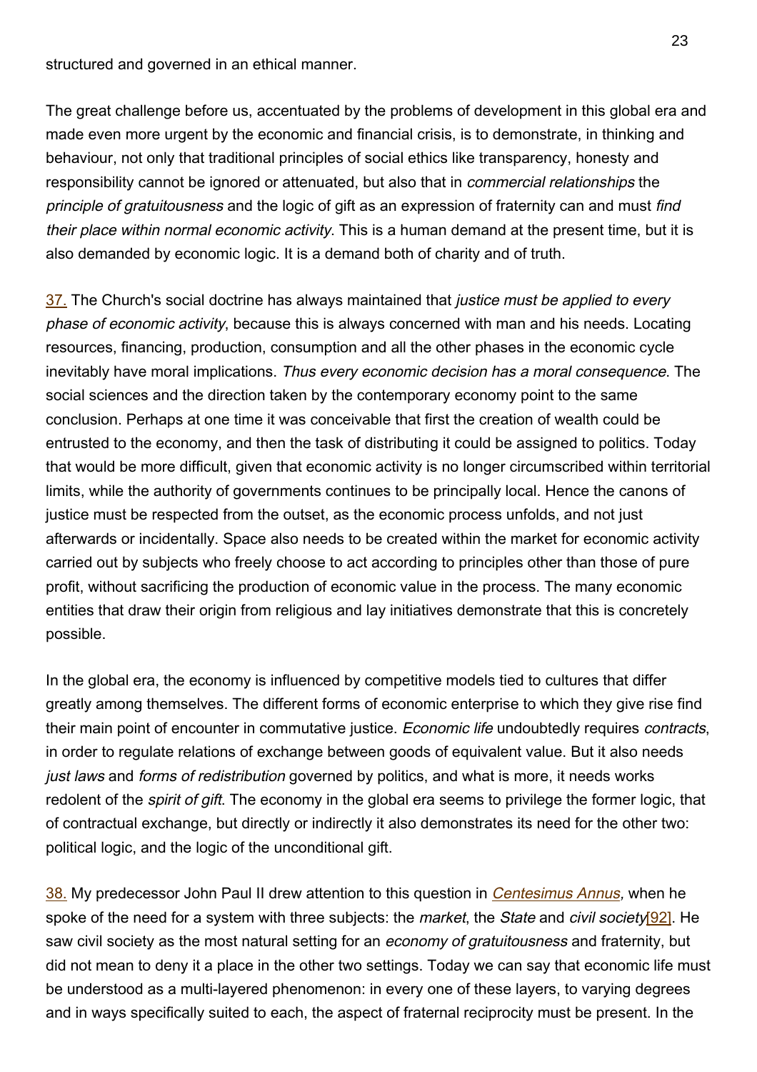structured and governed in an ethical manner.

The great challenge before us, accentuated by the problems of development in this global era and made even more urgent by the economic and financial crisis, is to demonstrate, in thinking and behaviour, not only that traditional principles of social ethics like transparency, honesty and responsibility cannot be ignored or attenuated, but also that in *commercial relationships* the *principle of gratuitousness* and the logic of gift as an expression of fraternity can and must *find their place within normal economic activity*. This is a human demand at the present time, but it is also demanded by economic logic. It is a demand both of charity and of truth.

37. The Church's social doctrine has always maintained that *justice must be applied to every phase of economic activity*, because this is always concerned with man and his needs. Locating resources, financing, production, consumption and all the other phases in the economic cycle inevitably have moral implications. *Thus every economic decision has a moral consequence*. The social sciences and the direction taken by the contemporary economy point to the same conclusion. Perhaps at one time it was conceivable that first the creation of wealth could be entrusted to the economy, and then the task of distributing it could be assigned to politics. Today that would be more difficult, given that economic activity is no longer circumscribed within territorial limits, while the authority of governments continues to be principally local. Hence the canons of justice must be respected from the outset, as the economic process unfolds, and not just afterwards or incidentally. Space also needs to be created within the market for economic activity carried out by subjects who freely choose to act according to principles other than those of pure profit, without sacrificing the production of economic value in the process. The many economic entities that draw their origin from religious and lay initiatives demonstrate that this is concretely possible.

In the global era, the economy is influenced by competitive models tied to cultures that differ greatly among themselves. The different forms of economic enterprise to which they give rise find their main point of encounter in commutative justice. *Economic life* undoubtedly requires *contracts*, in order to regulate relations of exchange between goods of equivalent value. But it also needs *just laws* and *forms of redistribution* governed by politics, and what is more, it needs works redolent of the *spirit of gift*. The economy in the global era seems to privilege the former logic, that of contractual exchange, but directly or indirectly it also demonstrates its need for the other two: political logic, and the logic of the unconditional gift.

38. My predecessor John Paul II drew attention to this question in *Centesimus Annus,* when he spoke of the need for a system with three subjects: the *market*, the *State* and *civil society*[92]. He saw civil society as the most natural setting for an *economy of gratuitousness* and fraternity, but did not mean to deny it a place in the other two settings. Today we can say that economic life must be understood as a multi-layered phenomenon: in every one of these layers, to varying degrees and in ways specifically suited to each, the aspect of fraternal reciprocity must be present. In the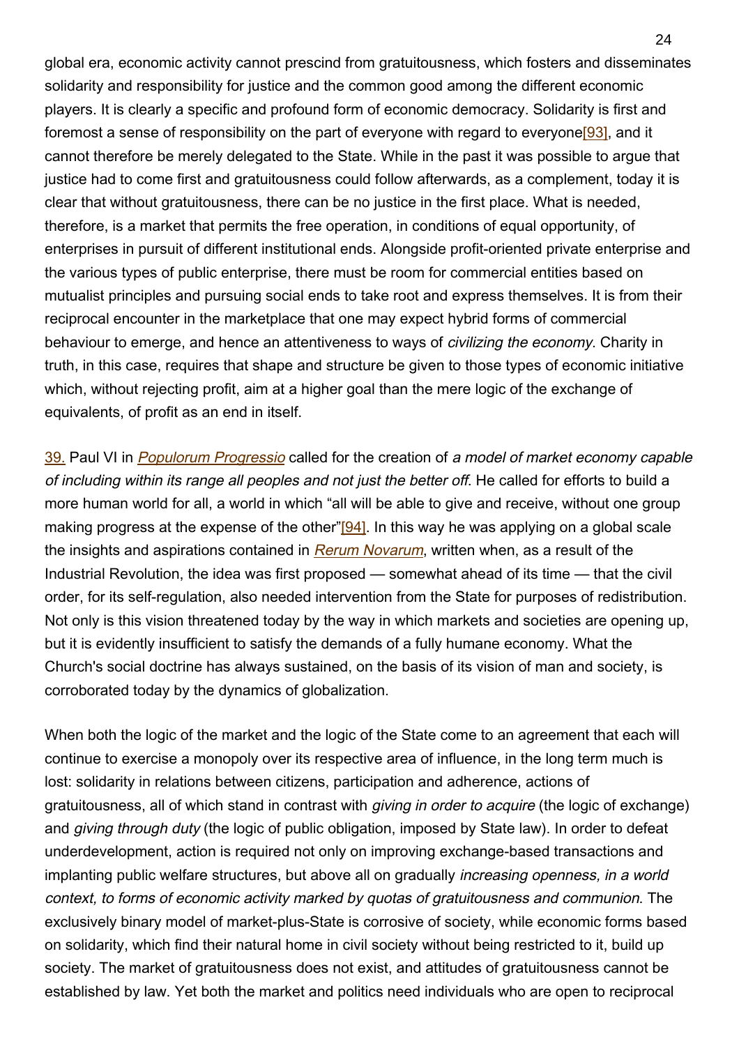global era, economic activity cannot prescind from gratuitousness, which fosters and disseminates solidarity and responsibility for justice and the common good among the different economic players. It is clearly a specific and profound form of economic democracy. Solidarity is first and foremost a sense of responsibility on the part of everyone with regard to everyone[93], and it cannot therefore be merely delegated to the State. While in the past it was possible to argue that justice had to come first and gratuitousness could follow afterwards, as a complement, today it is clear that without gratuitousness, there can be no justice in the first place. What is needed, therefore, is a market that permits the free operation, in conditions of equal opportunity, of enterprises in pursuit of different institutional ends. Alongside profit-oriented private enterprise and the various types of public enterprise, there must be room for commercial entities based on mutualist principles and pursuing social ends to take root and express themselves. It is from their reciprocal encounter in the marketplace that one may expect hybrid forms of commercial behaviour to emerge, and hence an attentiveness to ways of *civilizing the economy*. Charity in truth, in this case, requires that shape and structure be given to those types of economic initiative which, without rejecting profit, aim at a higher goal than the mere logic of the exchange of equivalents, of profit as an end in itself.

39. Paul VI in *Populorum Progressio* called for the creation of *a model of market economy capable of including within its range all peoples and not just the better off*. He called for efforts to build a more human world for all, a world in which "all will be able to give and receive, without one group making progress at the expense of the other"[94]. In this way he was applying on a global scale the insights and aspirations contained in *Rerum Novarum*, written when, as a result of the Industrial Revolution, the idea was first proposed — somewhat ahead of its time — that the civil order, for its self-regulation, also needed intervention from the State for purposes of redistribution. Not only is this vision threatened today by the way in which markets and societies are opening up, but it is evidently insufficient to satisfy the demands of a fully humane economy. What the Church's social doctrine has always sustained, on the basis of its vision of man and society, is corroborated today by the dynamics of globalization.

When both the logic of the market and the logic of the State come to an agreement that each will continue to exercise a monopoly over its respective area of influence, in the long term much is lost: solidarity in relations between citizens, participation and adherence, actions of gratuitousness, all of which stand in contrast with *giving in order to acquire* (the logic of exchange) and *giving through duty* (the logic of public obligation, imposed by State law). In order to defeat underdevelopment, action is required not only on improving exchange-based transactions and implanting public welfare structures, but above all on gradually *increasing openness, in a world context, to forms of economic activity marked by quotas of gratuitousness and communion*. The exclusively binary model of market-plus-State is corrosive of society, while economic forms based on solidarity, which find their natural home in civil society without being restricted to it, build up society. The market of gratuitousness does not exist, and attitudes of gratuitousness cannot be established by law. Yet both the market and politics need individuals who are open to reciprocal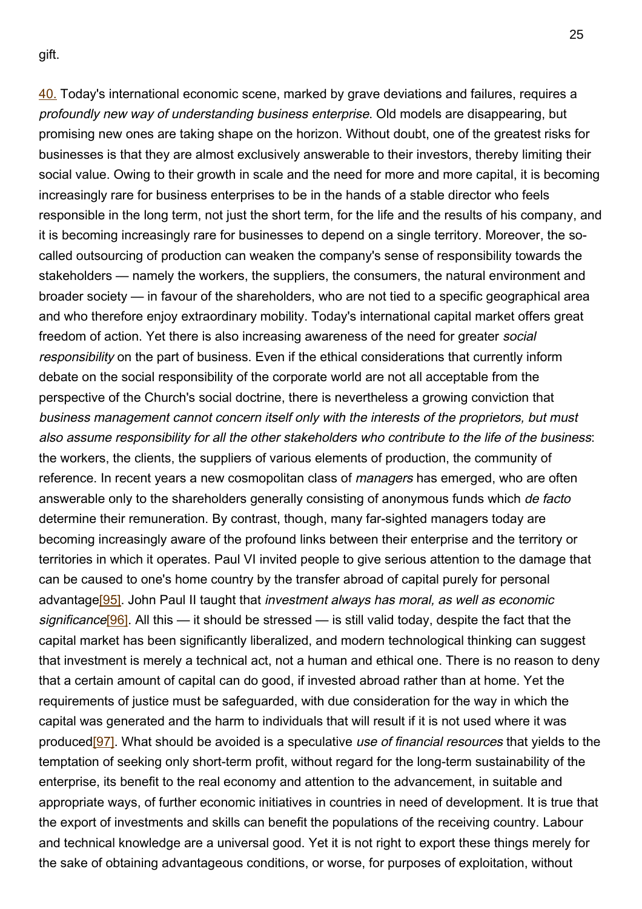gift.

40. Today's international economic scene, marked by grave deviations and failures, requires a *profoundly new way of understanding business enterprise*. Old models are disappearing, but promising new ones are taking shape on the horizon. Without doubt, one of the greatest risks for businesses is that they are almost exclusively answerable to their investors, thereby limiting their social value. Owing to their growth in scale and the need for more and more capital, it is becoming increasingly rare for business enterprises to be in the hands of a stable director who feels responsible in the long term, not just the short term, for the life and the results of his company, and it is becoming increasingly rare for businesses to depend on a single territory. Moreover, the so-called outsourcing of production can weaken the company's sense of responsibility towards the stakeholders — namely the workers, the suppliers, the consumers, the natural environment and broader society — in favour of the shareholders, who are not tied to a specific geographical area and who therefore enjoy extraordinary mobility. Today's international capital market offers great freedom of action. Yet there is also increasing awareness of the need for greater *social responsibility* on the part of business. Even if the ethical considerations that currently inform debate on the social responsibility of the corporate world are not all acceptable from the perspective of the Church's social doctrine, there is nevertheless a growing conviction that *business management cannot concern itself only with the interests of the proprietors, but must also assume responsibility for all the other stakeholders who contribute to the life of the business*: the workers, the clients, the suppliers of various elements of production, the community of reference. In recent years a new cosmopolitan class of *managers* has emerged, who are often answerable only to the shareholders generally consisting of anonymous funds which *de facto* determine their remuneration. By contrast, though, many far-sighted managers today are becoming increasingly aware of the profound links between their enterprise and the territory or territories in which it operates. Paul VI invited people to give serious attention to the damage that can be caused to one's home country by the transfer abroad of capital purely for personal advantage[95]. John Paul II taught that *investment always has moral, as well as economic significance*[96]. All this — it should be stressed — is still valid today, despite the fact that the capital market has been significantly liberalized, and modern technological thinking can suggest that investment is merely a technical act, not a human and ethical one. There is no reason to deny that a certain amount of capital can do good, if invested abroad rather than at home. Yet the requirements of justice must be safeguarded, with due consideration for the way in which the capital was generated and the harm to individuals that will result if it is not used where it was produced[97]. What should be avoided is a speculative *use of financial resources* that yields to the temptation of seeking only short-term profit, without regard for the long-term sustainability of the enterprise, its benefit to the real economy and attention to the advancement, in suitable and appropriate ways, of further economic initiatives in countries in need of development. It is true that the export of investments and skills can benefit the populations of the receiving country. Labour and technical knowledge are a universal good. Yet it is not right to export these things merely for the sake of obtaining advantageous conditions, or worse, for purposes of exploitation, without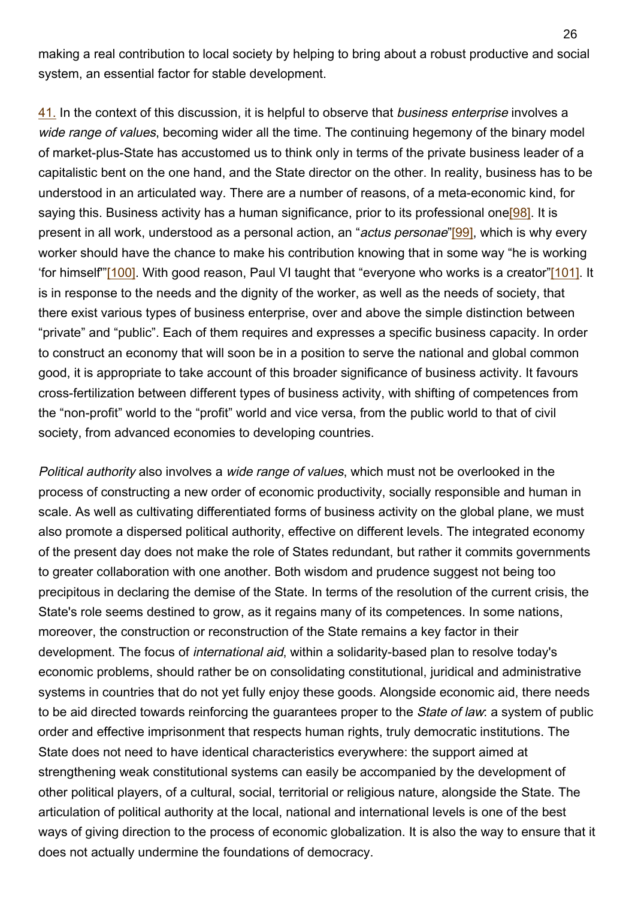making a real contribution to local society by helping to bring about a robust productive and social system, an essential factor for stable development.

41. In the context of this discussion, it is helpful to observe that *business enterprise* involves a *wide range of values*, becoming wider all the time. The continuing hegemony of the binary model of market-plus-State has accustomed us to think only in terms of the private business leader of a capitalistic bent on the one hand, and the State director on the other. In reality, business has to be understood in an articulated way. There are a number of reasons, of a meta-economic kind, for saying this. Business activity has a human significance, prior to its professional one[98]. It is present in all work, understood as a personal action, an "*actus personae*"[99], which is why every worker should have the chance to make his contribution knowing that in some way "he is working 'for himself'"[100]. With good reason, Paul VI taught that "everyone who works is a creator"[101]. It is in response to the needs and the dignity of the worker, as well as the needs of society, that there exist various types of business enterprise, over and above the simple distinction between "private" and "public". Each of them requires and expresses a specific business capacity. In order to construct an economy that will soon be in a position to serve the national and global common good, it is appropriate to take account of this broader significance of business activity. It favours cross-fertilization between different types of business activity, with shifting of competences from the "non-profit" world to the "profit" world and vice versa, from the public world to that of civil society, from advanced economies to developing countries.

*Political authority* also involves a *wide range of values*, which must not be overlooked in the process of constructing a new order of economic productivity, socially responsible and human in scale. As well as cultivating differentiated forms of business activity on the global plane, we must also promote a dispersed political authority, effective on different levels. The integrated economy of the present day does not make the role of States redundant, but rather it commits governments to greater collaboration with one another. Both wisdom and prudence suggest not being too precipitous in declaring the demise of the State. In terms of the resolution of the current crisis, the State's role seems destined to grow, as it regains many of its competences. In some nations, moreover, the construction or reconstruction of the State remains a key factor in their development. The focus of *international aid*, within a solidarity-based plan to resolve today's economic problems, should rather be on consolidating constitutional, juridical and administrative systems in countries that do not yet fully enjoy these goods. Alongside economic aid, there needs to be aid directed towards reinforcing the guarantees proper to the *State of law*: a system of public order and effective imprisonment that respects human rights, truly democratic institutions. The State does not need to have identical characteristics everywhere: the support aimed at strengthening weak constitutional systems can easily be accompanied by the development of other political players, of a cultural, social, territorial or religious nature, alongside the State. The articulation of political authority at the local, national and international levels is one of the best ways of giving direction to the process of economic globalization. It is also the way to ensure that it does not actually undermine the foundations of democracy.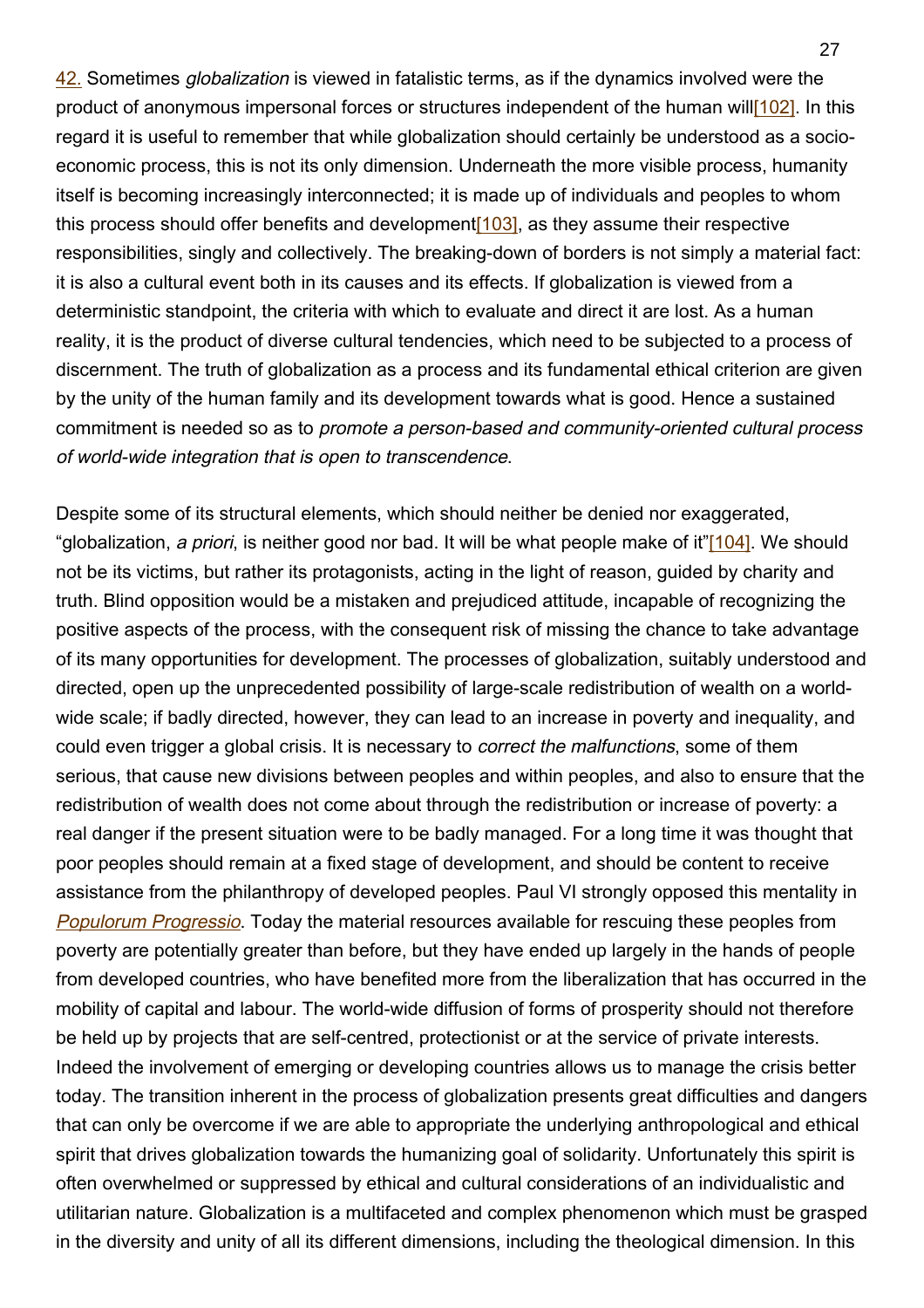42. Sometimes *globalization* is viewed in fatalistic terms, as if the dynamics involved were the product of anonymous impersonal forces or structures independent of the human will[102]. In this regard it is useful to remember that while globalization should certainly be understood as a socio-economic process, this is not its only dimension. Underneath the more visible process, humanity itself is becoming increasingly interconnected; it is made up of individuals and peoples to whom this process should offer benefits and development[103], as they assume their respective responsibilities, singly and collectively. The breaking-down of borders is not simply a material fact: it is also a cultural event both in its causes and its effects. If globalization is viewed from a deterministic standpoint, the criteria with which to evaluate and direct it are lost. As a human reality, it is the product of diverse cultural tendencies, which need to be subjected to a process of discernment. The truth of globalization as a process and its fundamental ethical criterion are given by the unity of the human family and its development towards what is good. Hence a sustained commitment is needed so as to *promote a person-based and community-oriented cultural process of world-wide integration that is open to transcendence*.

Despite some of its structural elements, which should neither be denied nor exaggerated, "globalization, *a priori*, is neither good nor bad. It will be what people make of it"[104]. We should not be its victims, but rather its protagonists, acting in the light of reason, guided by charity and truth. Blind opposition would be a mistaken and prejudiced attitude, incapable of recognizing the positive aspects of the process, with the consequent risk of missing the chance to take advantage of its many opportunities for development. The processes of globalization, suitably understood and directed, open up the unprecedented possibility of large-scale redistribution of wealth on a world-wide scale; if badly directed, however, they can lead to an increase in poverty and inequality, and could even trigger a global crisis. It is necessary to *correct the malfunctions*, some of them serious, that cause new divisions between peoples and within peoples, and also to ensure that the redistribution of wealth does not come about through the redistribution or increase of poverty: a real danger if the present situation were to be badly managed. For a long time it was thought that poor peoples should remain at a fixed stage of development, and should be content to receive assistance from the philanthropy of developed peoples. Paul VI strongly opposed this mentality in *Populorum Progressio*. Today the material resources available for rescuing these peoples from poverty are potentially greater than before, but they have ended up largely in the hands of people from developed countries, who have benefited more from the liberalization that has occurred in the mobility of capital and labour. The world-wide diffusion of forms of prosperity should not therefore be held up by projects that are self-centred, protectionist or at the service of private interests. Indeed the involvement of emerging or developing countries allows us to manage the crisis better today. The transition inherent in the process of globalization presents great difficulties and dangers that can only be overcome if we are able to appropriate the underlying anthropological and ethical spirit that drives globalization towards the humanizing goal of solidarity. Unfortunately this spirit is often overwhelmed or suppressed by ethical and cultural considerations of an individualistic and utilitarian nature. Globalization is a multifaceted and complex phenomenon which must be grasped in the diversity and unity of all its different dimensions, including the theological dimension. In this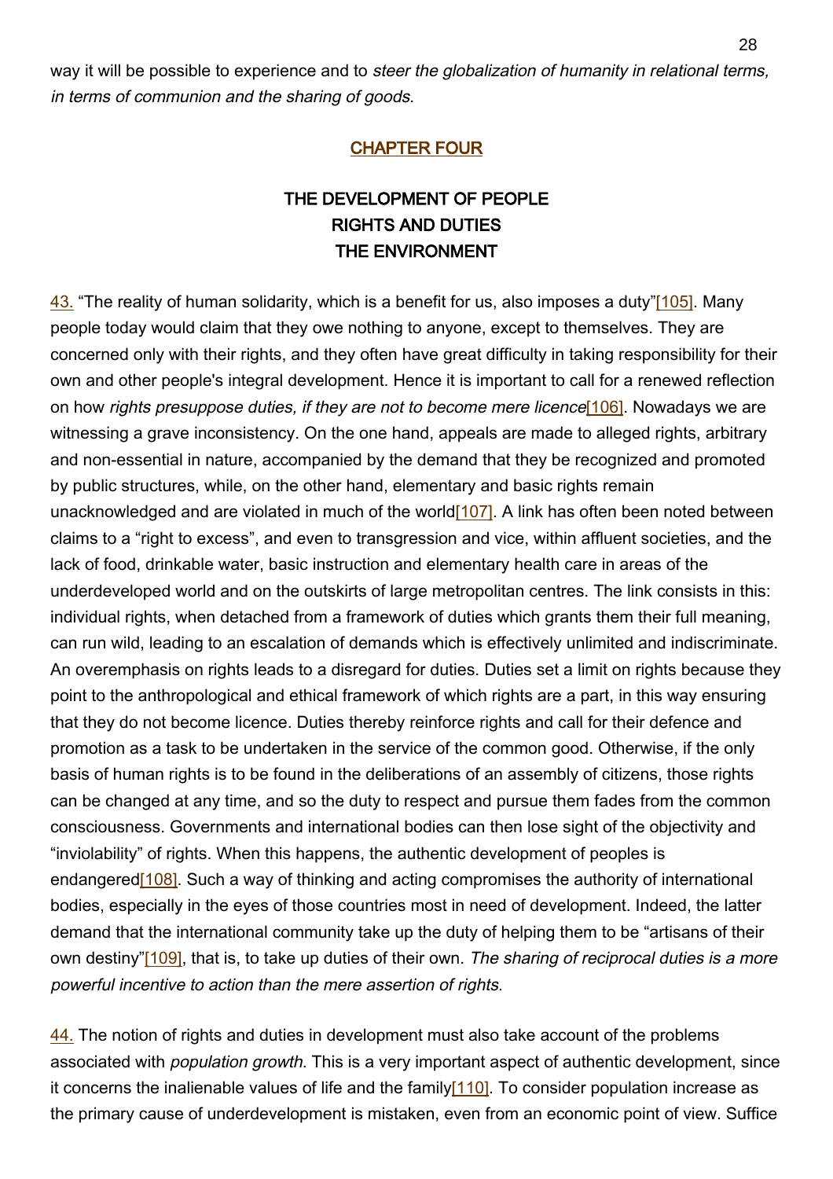way it will be possible to experience and to *steer the globalization of humanity in relational terms, in terms of communion and the sharing of goods*.

## CHAPTER FOUR

## THE DEVELOPMENT OF PEOPLE RIGHTS AND DUTIES THE ENVIRONMENT

43. "The reality of human solidarity, which is a benefit for us, also imposes a duty"[105]. Many people today would claim that they owe nothing to anyone, except to themselves. They are concerned only with their rights, and they often have great difficulty in taking responsibility for their own and other people's integral development. Hence it is important to call for a renewed reflection on how *rights presuppose duties, if they are not to become mere licence*[106]. Nowadays we are witnessing a grave inconsistency. On the one hand, appeals are made to alleged rights, arbitrary and non-essential in nature, accompanied by the demand that they be recognized and promoted by public structures, while, on the other hand, elementary and basic rights remain unacknowledged and are violated in much of the world[107]. A link has often been noted between claims to a "right to excess", and even to transgression and vice, within affluent societies, and the lack of food, drinkable water, basic instruction and elementary health care in areas of the underdeveloped world and on the outskirts of large metropolitan centres. The link consists in this: individual rights, when detached from a framework of duties which grants them their full meaning, can run wild, leading to an escalation of demands which is effectively unlimited and indiscriminate. An overemphasis on rights leads to a disregard for duties. Duties set a limit on rights because they point to the anthropological and ethical framework of which rights are a part, in this way ensuring that they do not become licence. Duties thereby reinforce rights and call for their defence and promotion as a task to be undertaken in the service of the common good. Otherwise, if the only basis of human rights is to be found in the deliberations of an assembly of citizens, those rights can be changed at any time, and so the duty to respect and pursue them fades from the common consciousness. Governments and international bodies can then lose sight of the objectivity and "inviolability" of rights. When this happens, the authentic development of peoples is endangered[108]. Such a way of thinking and acting compromises the authority of international bodies, especially in the eyes of those countries most in need of development. Indeed, the latter demand that the international community take up the duty of helping them to be "artisans of their own destiny"[109], that is, to take up duties of their own. *The sharing of reciprocal duties is a more powerful incentive to action than the mere assertion of rights*.

44. The notion of rights and duties in development must also take account of the problems associated with *population growth*. This is a very important aspect of authentic development, since it concerns the inalienable values of life and the family[110]. To consider population increase as the primary cause of underdevelopment is mistaken, even from an economic point of view. Suffice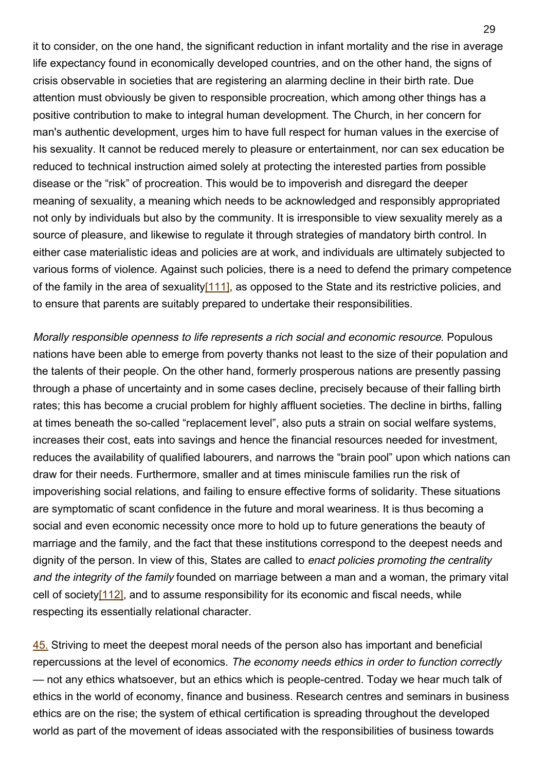it to consider, on the one hand, the significant reduction in infant mortality and the rise in average life expectancy found in economically developed countries, and on the other hand, the signs of crisis observable in societies that are registering an alarming decline in their birth rate. Due attention must obviously be given to responsible procreation, which among other things has a positive contribution to make to integral human development. The Church, in her concern for man's authentic development, urges him to have full respect for human values in the exercise of his sexuality. It cannot be reduced merely to pleasure or entertainment, nor can sex education be reduced to technical instruction aimed solely at protecting the interested parties from possible disease or the "risk" of procreation. This would be to impoverish and disregard the deeper meaning of sexuality, a meaning which needs to be acknowledged and responsibly appropriated not only by individuals but also by the community. It is irresponsible to view sexuality merely as a source of pleasure, and likewise to regulate it through strategies of mandatory birth control. In either case materialistic ideas and policies are at work, and individuals are ultimately subjected to various forms of violence. Against such policies, there is a need to defend the primary competence of the family in the area of sexuality[111], as opposed to the State and its restrictive policies, and to ensure that parents are suitably prepared to undertake their responsibilities.

*Morally responsible openness to life represents a rich social and economic resource*. Populous nations have been able to emerge from poverty thanks not least to the size of their population and the talents of their people. On the other hand, formerly prosperous nations are presently passing through a phase of uncertainty and in some cases decline, precisely because of their falling birth rates; this has become a crucial problem for highly affluent societies. The decline in births, falling at times beneath the so-called "replacement level", also puts a strain on social welfare systems, increases their cost, eats into savings and hence the financial resources needed for investment, reduces the availability of qualified labourers, and narrows the "brain pool" upon which nations can draw for their needs. Furthermore, smaller and at times miniscule families run the risk of impoverishing social relations, and failing to ensure effective forms of solidarity. These situations are symptomatic of scant confidence in the future and moral weariness. It is thus becoming a social and even economic necessity once more to hold up to future generations the beauty of marriage and the family, and the fact that these institutions correspond to the deepest needs and dignity of the person. In view of this, States are called to *enact policies promoting the centrality and the integrity of the family* founded on marriage between a man and a woman, the primary vital cell of society[112], and to assume responsibility for its economic and fiscal needs, while respecting its essentially relational character.

45. Striving to meet the deepest moral needs of the person also has important and beneficial repercussions at the level of economics. *The economy needs ethics in order to function correctly* — not any ethics whatsoever, but an ethics which is people-centred. Today we hear much talk of ethics in the world of economy, finance and business. Research centres and seminars in business ethics are on the rise; the system of ethical certification is spreading throughout the developed world as part of the movement of ideas associated with the responsibilities of business towards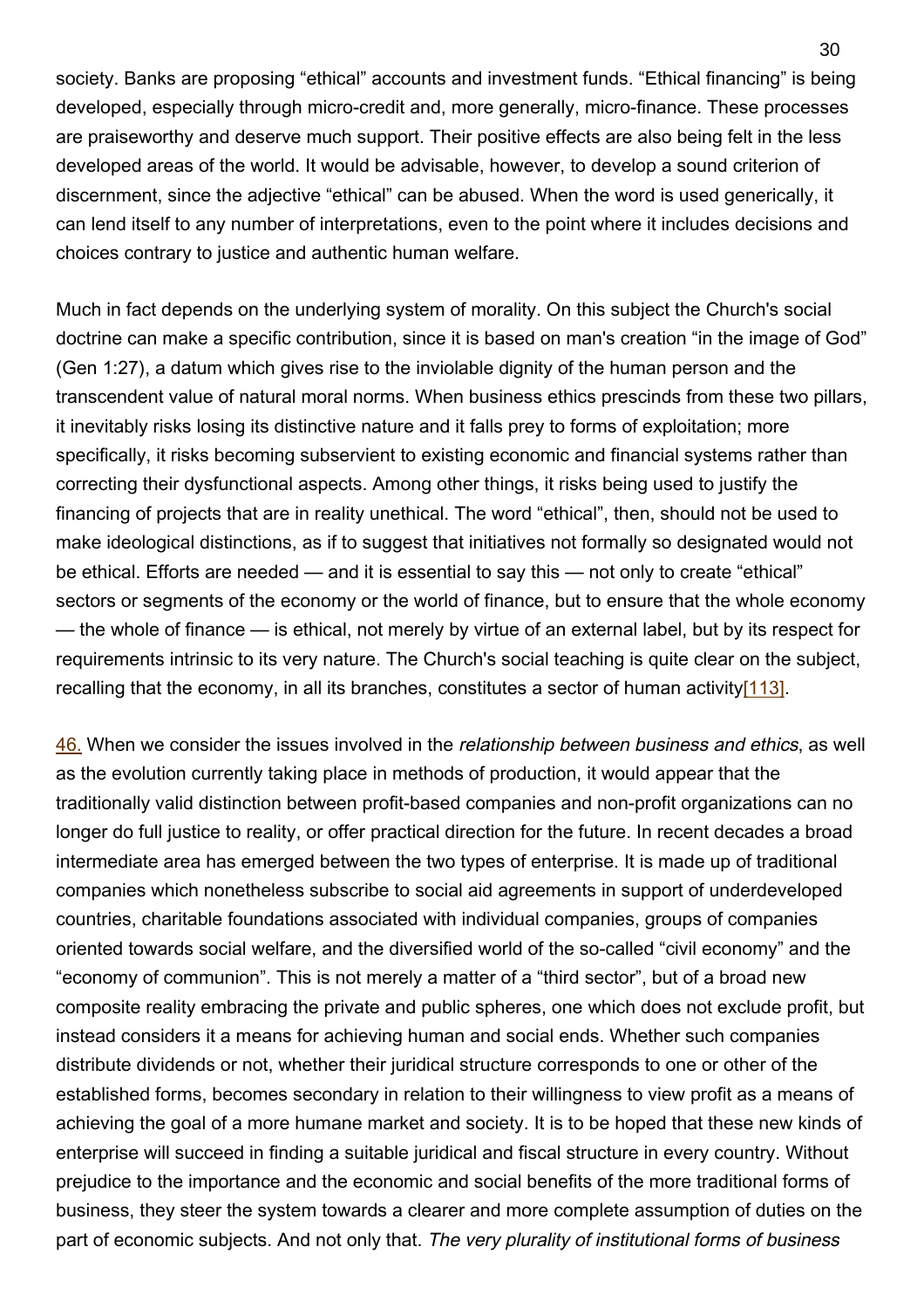society. Banks are proposing "ethical" accounts and investment funds. "Ethical financing" is being developed, especially through micro-credit and, more generally, micro-finance. These processes are praiseworthy and deserve much support. Their positive effects are also being felt in the less developed areas of the world. It would be advisable, however, to develop a sound criterion of discernment, since the adjective "ethical" can be abused. When the word is used generically, it can lend itself to any number of interpretations, even to the point where it includes decisions and choices contrary to justice and authentic human welfare.

Much in fact depends on the underlying system of morality. On this subject the Church's social doctrine can make a specific contribution, since it is based on man's creation "in the image of God" (Gen 1:27), a datum which gives rise to the inviolable dignity of the human person and the transcendent value of natural moral norms. When business ethics prescinds from these two pillars, it inevitably risks losing its distinctive nature and it falls prey to forms of exploitation; more specifically, it risks becoming subservient to existing economic and financial systems rather than correcting their dysfunctional aspects. Among other things, it risks being used to justify the financing of projects that are in reality unethical. The word "ethical", then, should not be used to make ideological distinctions, as if to suggest that initiatives not formally so designated would not be ethical. Efforts are needed — and it is essential to say this — not only to create "ethical" sectors or segments of the economy or the world of finance, but to ensure that the whole economy — the whole of finance — is ethical, not merely by virtue of an external label, but by its respect for requirements intrinsic to its very nature. The Church's social teaching is quite clear on the subject, recalling that the economy, in all its branches, constitutes a sector of human activity[113].

46. When we consider the issues involved in the *relationship between business and ethics*, as well as the evolution currently taking place in methods of production, it would appear that the traditionally valid distinction between profit-based companies and non-profit organizations can no longer do full justice to reality, or offer practical direction for the future. In recent decades a broad intermediate area has emerged between the two types of enterprise. It is made up of traditional companies which nonetheless subscribe to social aid agreements in support of underdeveloped countries, charitable foundations associated with individual companies, groups of companies oriented towards social welfare, and the diversified world of the so-called "civil economy" and the "economy of communion". This is not merely a matter of a "third sector", but of a broad new composite reality embracing the private and public spheres, one which does not exclude profit, but instead considers it a means for achieving human and social ends. Whether such companies distribute dividends or not, whether their juridical structure corresponds to one or other of the established forms, becomes secondary in relation to their willingness to view profit as a means of achieving the goal of a more humane market and society. It is to be hoped that these new kinds of enterprise will succeed in finding a suitable juridical and fiscal structure in every country. Without prejudice to the importance and the economic and social benefits of the more traditional forms of business, they steer the system towards a clearer and more complete assumption of duties on the part of economic subjects. And not only that. *The very plurality of institutional forms of business*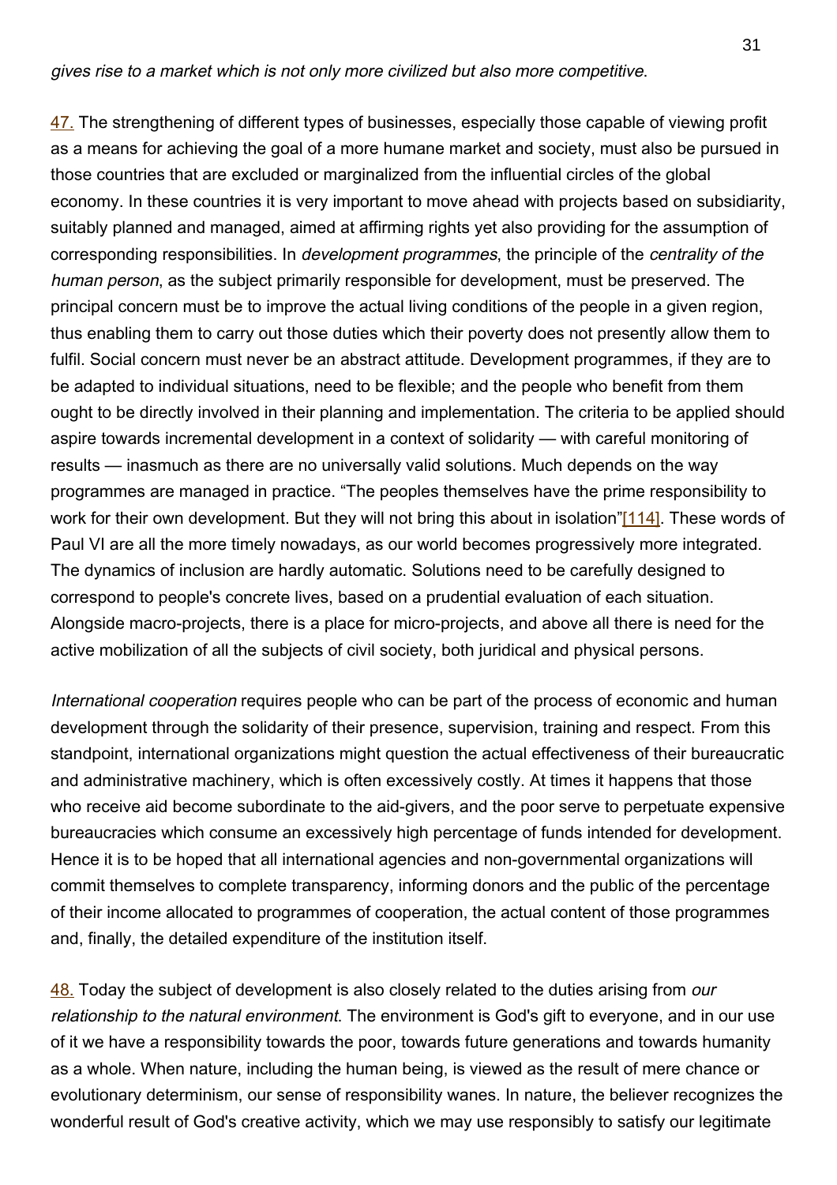*gives rise to a market which is not only more civilized but also more competitive*.

47. The strengthening of different types of businesses, especially those capable of viewing profit as a means for achieving the goal of a more humane market and society, must also be pursued in those countries that are excluded or marginalized from the influential circles of the global economy. In these countries it is very important to move ahead with projects based on subsidiarity, suitably planned and managed, aimed at affirming rights yet also providing for the assumption of corresponding responsibilities. In *development programmes*, the principle of the *centrality of the human person*, as the subject primarily responsible for development, must be preserved. The principal concern must be to improve the actual living conditions of the people in a given region, thus enabling them to carry out those duties which their poverty does not presently allow them to fulfil. Social concern must never be an abstract attitude. Development programmes, if they are to be adapted to individual situations, need to be flexible; and the people who benefit from them ought to be directly involved in their planning and implementation. The criteria to be applied should aspire towards incremental development in a context of solidarity — with careful monitoring of results — inasmuch as there are no universally valid solutions. Much depends on the way programmes are managed in practice. "The peoples themselves have the prime responsibility to work for their own development. But they will not bring this about in isolation"[114]. These words of Paul VI are all the more timely nowadays, as our world becomes progressively more integrated. The dynamics of inclusion are hardly automatic. Solutions need to be carefully designed to correspond to people's concrete lives, based on a prudential evaluation of each situation. Alongside macro-projects, there is a place for micro-projects, and above all there is need for the active mobilization of all the subjects of civil society, both juridical and physical persons.

*International cooperation* requires people who can be part of the process of economic and human development through the solidarity of their presence, supervision, training and respect. From this standpoint, international organizations might question the actual effectiveness of their bureaucratic and administrative machinery, which is often excessively costly. At times it happens that those who receive aid become subordinate to the aid-givers, and the poor serve to perpetuate expensive bureaucracies which consume an excessively high percentage of funds intended for development. Hence it is to be hoped that all international agencies and non-governmental organizations will commit themselves to complete transparency, informing donors and the public of the percentage of their income allocated to programmes of cooperation, the actual content of those programmes and, finally, the detailed expenditure of the institution itself.

48. Today the subject of development is also closely related to the duties arising from *our relationship to the natural environment*. The environment is God's gift to everyone, and in our use of it we have a responsibility towards the poor, towards future generations and towards humanity as a whole. When nature, including the human being, is viewed as the result of mere chance or evolutionary determinism, our sense of responsibility wanes. In nature, the believer recognizes the wonderful result of God's creative activity, which we may use responsibly to satisfy our legitimate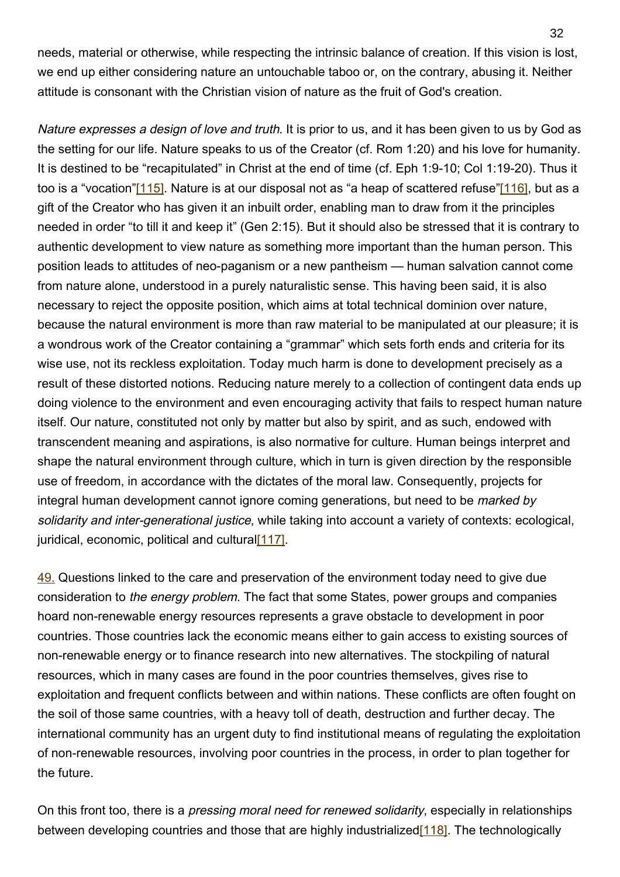needs, material or otherwise, while respecting the intrinsic balance of creation. If this vision is lost, we end up either considering nature an untouchable taboo or, on the contrary, abusing it. Neither attitude is consonant with the Christian vision of nature as the fruit of God's creation.

*Nature expresses a design of love and truth*. It is prior to us, and it has been given to us by God as the setting for our life. Nature speaks to us of the Creator (cf. Rom 1:20) and his love for humanity. It is destined to be "recapitulated" in Christ at the end of time (cf. Eph 1:9-10; Col 1:19-20). Thus it too is a "vocation"[115]. Nature is at our disposal not as "a heap of scattered refuse"[116], but as a gift of the Creator who has given it an inbuilt order, enabling man to draw from it the principles needed in order "to till it and keep it" (Gen 2:15). But it should also be stressed that it is contrary to authentic development to view nature as something more important than the human person. This position leads to attitudes of neo-paganism or a new pantheism — human salvation cannot come from nature alone, understood in a purely naturalistic sense. This having been said, it is also necessary to reject the opposite position, which aims at total technical dominion over nature, because the natural environment is more than raw material to be manipulated at our pleasure; it is a wondrous work of the Creator containing a "grammar" which sets forth ends and criteria for its wise use, not its reckless exploitation. Today much harm is done to development precisely as a result of these distorted notions. Reducing nature merely to a collection of contingent data ends up doing violence to the environment and even encouraging activity that fails to respect human nature itself. Our nature, constituted not only by matter but also by spirit, and as such, endowed with transcendent meaning and aspirations, is also normative for culture. Human beings interpret and shape the natural environment through culture, which in turn is given direction by the responsible use of freedom, in accordance with the dictates of the moral law. Consequently, projects for integral human development cannot ignore coming generations, but need to be *marked by solidarity and inter-generational justice*, while taking into account a variety of contexts: ecological, juridical, economic, political and cultural[117].

49. Questions linked to the care and preservation of the environment today need to give due consideration to *the energy problem*. The fact that some States, power groups and companies hoard non-renewable energy resources represents a grave obstacle to development in poor countries. Those countries lack the economic means either to gain access to existing sources of non-renewable energy or to finance research into new alternatives. The stockpiling of natural resources, which in many cases are found in the poor countries themselves, gives rise to exploitation and frequent conflicts between and within nations. These conflicts are often fought on the soil of those same countries, with a heavy toll of death, destruction and further decay. The international community has an urgent duty to find institutional means of regulating the exploitation of non-renewable resources, involving poor countries in the process, in order to plan together for the future.

On this front too, there is a *pressing moral need for renewed solidarity*, especially in relationships between developing countries and those that are highly industrialized[118]. The technologically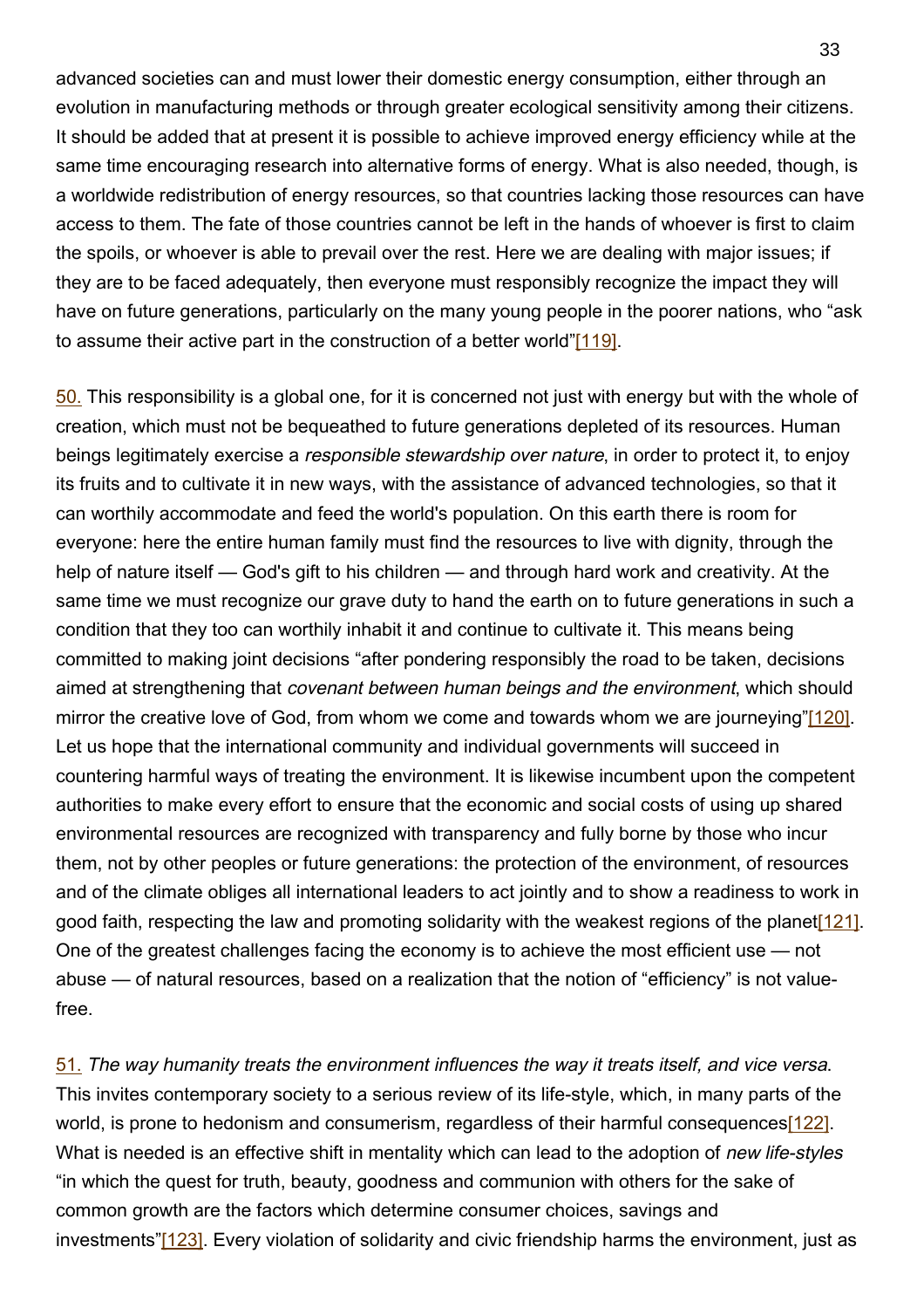advanced societies can and must lower their domestic energy consumption, either through an evolution in manufacturing methods or through greater ecological sensitivity among their citizens. It should be added that at present it is possible to achieve improved energy efficiency while at the same time encouraging research into alternative forms of energy. What is also needed, though, is a worldwide redistribution of energy resources, so that countries lacking those resources can have access to them. The fate of those countries cannot be left in the hands of whoever is first to claim the spoils, or whoever is able to prevail over the rest. Here we are dealing with major issues; if they are to be faced adequately, then everyone must responsibly recognize the impact they will have on future generations, particularly on the many young people in the poorer nations, who "ask to assume their active part in the construction of a better world"[119].

50. This responsibility is a global one, for it is concerned not just with energy but with the whole of creation, which must not be bequeathed to future generations depleted of its resources. Human beings legitimately exercise a *responsible stewardship over nature*, in order to protect it, to enjoy its fruits and to cultivate it in new ways, with the assistance of advanced technologies, so that it can worthily accommodate and feed the world's population. On this earth there is room for everyone: here the entire human family must find the resources to live with dignity, through the help of nature itself — God's gift to his children — and through hard work and creativity. At the same time we must recognize our grave duty to hand the earth on to future generations in such a condition that they too can worthily inhabit it and continue to cultivate it. This means being committed to making joint decisions "after pondering responsibly the road to be taken, decisions aimed at strengthening that *covenant between human beings and the environment*, which should mirror the creative love of God, from whom we come and towards whom we are journeying"[120]. Let us hope that the international community and individual governments will succeed in countering harmful ways of treating the environment. It is likewise incumbent upon the competent authorities to make every effort to ensure that the economic and social costs of using up shared environmental resources are recognized with transparency and fully borne by those who incur them, not by other peoples or future generations: the protection of the environment, of resources and of the climate obliges all international leaders to act jointly and to show a readiness to work in good faith, respecting the law and promoting solidarity with the weakest regions of the planet[121]. One of the greatest challenges facing the economy is to achieve the most efficient use — not abuse — of natural resources, based on a realization that the notion of "efficiency" is not value-free.

51. *The way humanity treats the environment influences the way it treats itself, and vice versa*. This invites contemporary society to a serious review of its life-style, which, in many parts of the world, is prone to hedonism and consumerism, regardless of their harmful consequences[122]. What is needed is an effective shift in mentality which can lead to the adoption of *new life-styles* "in which the quest for truth, beauty, goodness and communion with others for the sake of common growth are the factors which determine consumer choices, savings and investments"[123]. Every violation of solidarity and civic friendship harms the environment, just as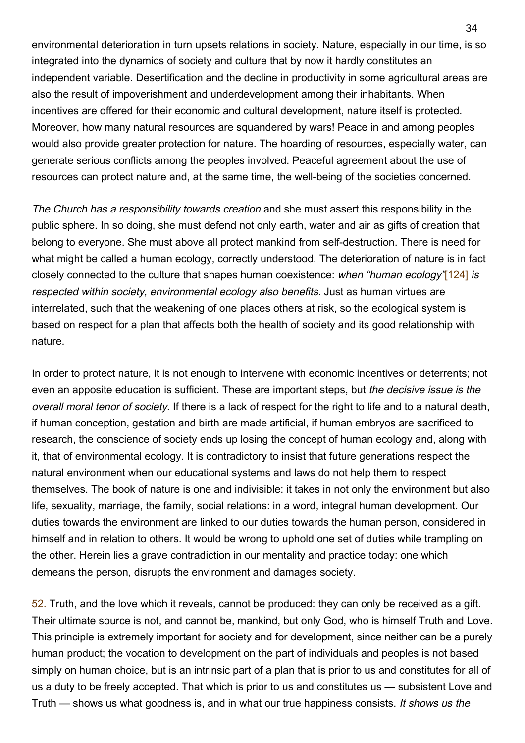environmental deterioration in turn upsets relations in society. Nature, especially in our time, is so integrated into the dynamics of society and culture that by now it hardly constitutes an independent variable. Desertification and the decline in productivity in some agricultural areas are also the result of impoverishment and underdevelopment among their inhabitants. When incentives are offered for their economic and cultural development, nature itself is protected. Moreover, how many natural resources are squandered by wars! Peace in and among peoples would also provide greater protection for nature. The hoarding of resources, especially water, can generate serious conflicts among the peoples involved. Peaceful agreement about the use of resources can protect nature and, at the same time, the well-being of the societies concerned.

*The Church has a responsibility towards creation* and she must assert this responsibility in the public sphere. In so doing, she must defend not only earth, water and air as gifts of creation that belong to everyone. She must above all protect mankind from self-destruction. There is need for what might be called a human ecology, correctly understood. The deterioration of nature is in fact closely connected to the culture that shapes human coexistence: *when "human ecology"*[124] *is respected within society, environmental ecology also benefits*. Just as human virtues are interrelated, such that the weakening of one places others at risk, so the ecological system is based on respect for a plan that affects both the health of society and its good relationship with nature.

In order to protect nature, it is not enough to intervene with economic incentives or deterrents; not even an apposite education is sufficient. These are important steps, but *the decisive issue is the overall moral tenor of society*. If there is a lack of respect for the right to life and to a natural death, if human conception, gestation and birth are made artificial, if human embryos are sacrificed to research, the conscience of society ends up losing the concept of human ecology and, along with it, that of environmental ecology. It is contradictory to insist that future generations respect the natural environment when our educational systems and laws do not help them to respect themselves. The book of nature is one and indivisible: it takes in not only the environment but also life, sexuality, marriage, the family, social relations: in a word, integral human development. Our duties towards the environment are linked to our duties towards the human person, considered in himself and in relation to others. It would be wrong to uphold one set of duties while trampling on the other. Herein lies a grave contradiction in our mentality and practice today: one which demeans the person, disrupts the environment and damages society.

52. Truth, and the love which it reveals, cannot be produced: they can only be received as a gift. Their ultimate source is not, and cannot be, mankind, but only God, who is himself Truth and Love. This principle is extremely important for society and for development, since neither can be a purely human product; the vocation to development on the part of individuals and peoples is not based simply on human choice, but is an intrinsic part of a plan that is prior to us and constitutes for all of us a duty to be freely accepted. That which is prior to us and constitutes us — subsistent Love and Truth — shows us what goodness is, and in what our true happiness consists. *It shows us the*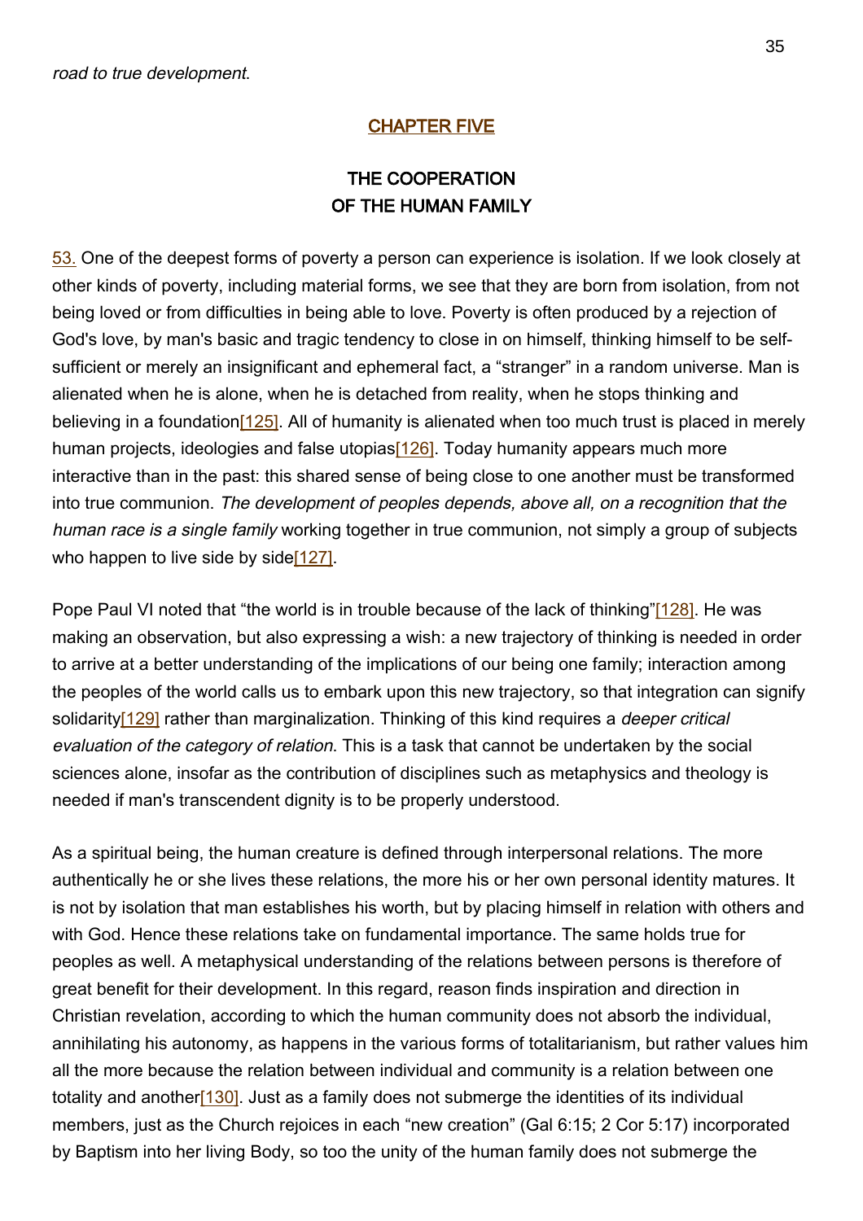*road to true development.*

## CHAPTER FIVE

## THE COOPERATION OF THE HUMAN FAMILY

53. One of the deepest forms of poverty a person can experience is isolation. If we look closely at other kinds of poverty, including material forms, we see that they are born from isolation, from not being loved or from difficulties in being able to love. Poverty is often produced by a rejection of God's love, by man's basic and tragic tendency to close in on himself, thinking himself to be self-sufficient or merely an insignificant and ephemeral fact, a "stranger" in a random universe. Man is alienated when he is alone, when he is detached from reality, when he stops thinking and believing in a foundation[125]. All of humanity is alienated when too much trust is placed in merely human projects, ideologies and false utopias[126]. Today humanity appears much more interactive than in the past: this shared sense of being close to one another must be transformed into true communion. *The development of peoples depends, above all, on a recognition that the human race is a single family* working together in true communion, not simply a group of subjects who happen to live side by side[127].

Pope Paul VI noted that "the world is in trouble because of the lack of thinking"[128]. He was making an observation, but also expressing a wish: a new trajectory of thinking is needed in order to arrive at a better understanding of the implications of our being one family; interaction among the peoples of the world calls us to embark upon this new trajectory, so that integration can signify solidarity[129] rather than marginalization. Thinking of this kind requires a *deeper critical evaluation of the category of relation*. This is a task that cannot be undertaken by the social sciences alone, insofar as the contribution of disciplines such as metaphysics and theology is needed if man's transcendent dignity is to be properly understood.

As a spiritual being, the human creature is defined through interpersonal relations. The more authentically he or she lives these relations, the more his or her own personal identity matures. It is not by isolation that man establishes his worth, but by placing himself in relation with others and with God. Hence these relations take on fundamental importance. The same holds true for peoples as well. A metaphysical understanding of the relations between persons is therefore of great benefit for their development. In this regard, reason finds inspiration and direction in Christian revelation, according to which the human community does not absorb the individual, annihilating his autonomy, as happens in the various forms of totalitarianism, but rather values him all the more because the relation between individual and community is a relation between one totality and another[130]. Just as a family does not submerge the identities of its individual members, just as the Church rejoices in each "new creation" (Gal 6:15; 2 Cor 5:17) incorporated by Baptism into her living Body, so too the unity of the human family does not submerge the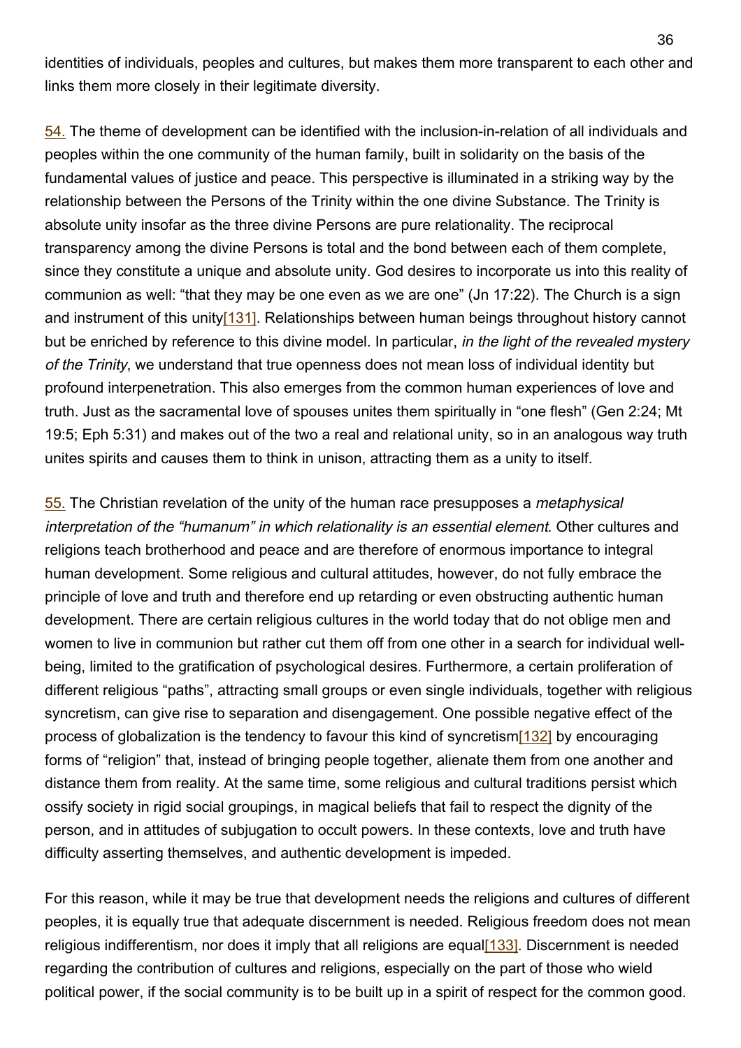identities of individuals, peoples and cultures, but makes them more transparent to each other and links them more closely in their legitimate diversity.

54. The theme of development can be identified with the inclusion-in-relation of all individuals and peoples within the one community of the human family, built in solidarity on the basis of the fundamental values of justice and peace. This perspective is illuminated in a striking way by the relationship between the Persons of the Trinity within the one divine Substance. The Trinity is absolute unity insofar as the three divine Persons are pure relationality. The reciprocal transparency among the divine Persons is total and the bond between each of them complete, since they constitute a unique and absolute unity. God desires to incorporate us into this reality of communion as well: "that they may be one even as we are one" (Jn 17:22). The Church is a sign and instrument of this unity[131]. Relationships between human beings throughout history cannot but be enriched by reference to this divine model. In particular, *in the light of the revealed mystery of the Trinity*, we understand that true openness does not mean loss of individual identity but profound interpenetration. This also emerges from the common human experiences of love and truth. Just as the sacramental love of spouses unites them spiritually in "one flesh" (Gen 2:24; Mt 19:5; Eph 5:31) and makes out of the two a real and relational unity, so in an analogous way truth unites spirits and causes them to think in unison, attracting them as a unity to itself.

55. The Christian revelation of the unity of the human race presupposes a *metaphysical interpretation of the "humanum" in which relationality is an essential element*. Other cultures and religions teach brotherhood and peace and are therefore of enormous importance to integral human development. Some religious and cultural attitudes, however, do not fully embrace the principle of love and truth and therefore end up retarding or even obstructing authentic human development. There are certain religious cultures in the world today that do not oblige men and women to live in communion but rather cut them off from one other in a search for individual well-being, limited to the gratification of psychological desires. Furthermore, a certain proliferation of different religious "paths", attracting small groups or even single individuals, together with religious syncretism, can give rise to separation and disengagement. One possible negative effect of the process of globalization is the tendency to favour this kind of syncretism[132] by encouraging forms of "religion" that, instead of bringing people together, alienate them from one another and distance them from reality. At the same time, some religious and cultural traditions persist which ossify society in rigid social groupings, in magical beliefs that fail to respect the dignity of the person, and in attitudes of subjugation to occult powers. In these contexts, love and truth have difficulty asserting themselves, and authentic development is impeded.

For this reason, while it may be true that development needs the religions and cultures of different peoples, it is equally true that adequate discernment is needed. Religious freedom does not mean religious indifferentism, nor does it imply that all religions are equal[133]. Discernment is needed regarding the contribution of cultures and religions, especially on the part of those who wield political power, if the social community is to be built up in a spirit of respect for the common good.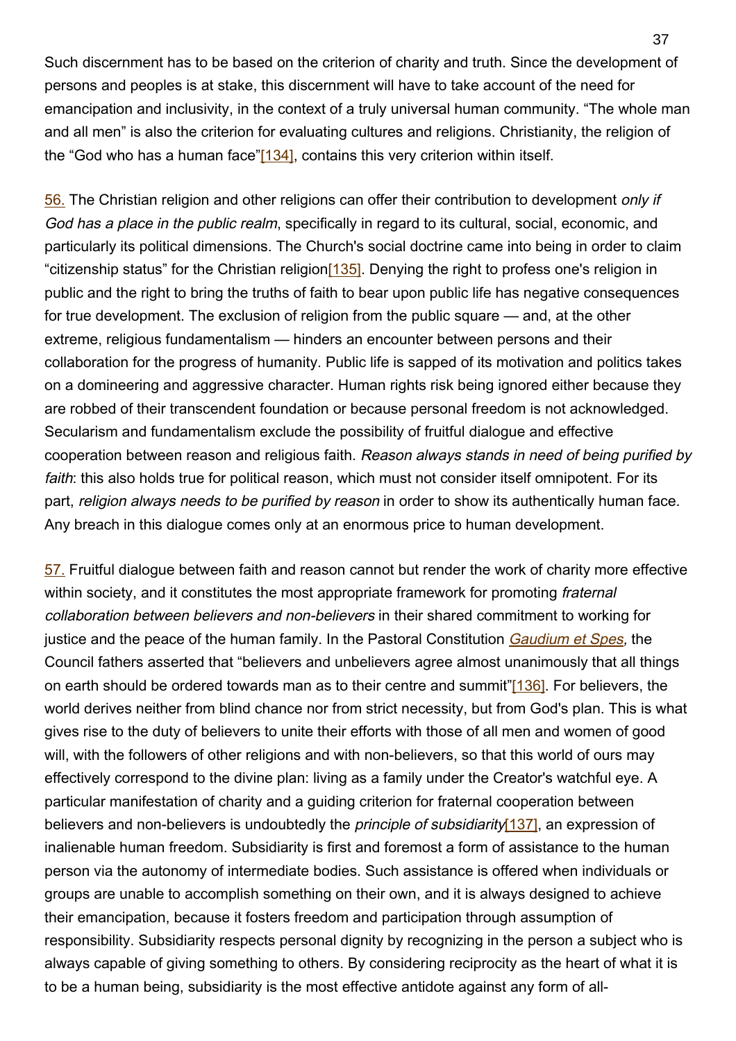Such discernment has to be based on the criterion of charity and truth. Since the development of persons and peoples is at stake, this discernment will have to take account of the need for emancipation and inclusivity, in the context of a truly universal human community. “The whole man and all men” is also the criterion for evaluating cultures and religions. Christianity, the religion of the “God who has a human face”[134], contains this very criterion within itself.

56. The Christian religion and other religions can offer their contribution to development *only if God has a place in the public realm*, specifically in regard to its cultural, social, economic, and particularly its political dimensions. The Church's social doctrine came into being in order to claim “citizenship status” for the Christian religion[135]. Denying the right to profess one's religion in public and the right to bring the truths of faith to bear upon public life has negative consequences for true development. The exclusion of religion from the public square — and, at the other extreme, religious fundamentalism — hinders an encounter between persons and their collaboration for the progress of humanity. Public life is sapped of its motivation and politics takes on a domineering and aggressive character. Human rights risk being ignored either because they are robbed of their transcendent foundation or because personal freedom is not acknowledged. Secularism and fundamentalism exclude the possibility of fruitful dialogue and effective cooperation between reason and religious faith. *Reason always stands in need of being purified by faith*: this also holds true for political reason, which must not consider itself omnipotent. For its part, *religion always needs to be purified by reason* in order to show its authentically human face. Any breach in this dialogue comes only at an enormous price to human development.

57. Fruitful dialogue between faith and reason cannot but render the work of charity more effective within society, and it constitutes the most appropriate framework for promoting *fraternal collaboration between believers and non-believers* in their shared commitment to working for justice and the peace of the human family. In the Pastoral Constitution *Gaudium et Spes,* the Council fathers asserted that “believers and unbelievers agree almost unanimously that all things on earth should be ordered towards man as to their centre and summit”[136]. For believers, the world derives neither from blind chance nor from strict necessity, but from God's plan. This is what gives rise to the duty of believers to unite their efforts with those of all men and women of good will, with the followers of other religions and with non-believers, so that this world of ours may effectively correspond to the divine plan: living as a family under the Creator's watchful eye. A particular manifestation of charity and a guiding criterion for fraternal cooperation between believers and non-believers is undoubtedly the *principle of subsidiarity*[137], an expression of inalienable human freedom. Subsidiarity is first and foremost a form of assistance to the human person via the autonomy of intermediate bodies. Such assistance is offered when individuals or groups are unable to accomplish something on their own, and it is always designed to achieve their emancipation, because it fosters freedom and participation through assumption of responsibility. Subsidiarity respects personal dignity by recognizing in the person a subject who is always capable of giving something to others. By considering reciprocity as the heart of what it is to be a human being, subsidiarity is the most effective antidote against any form of all-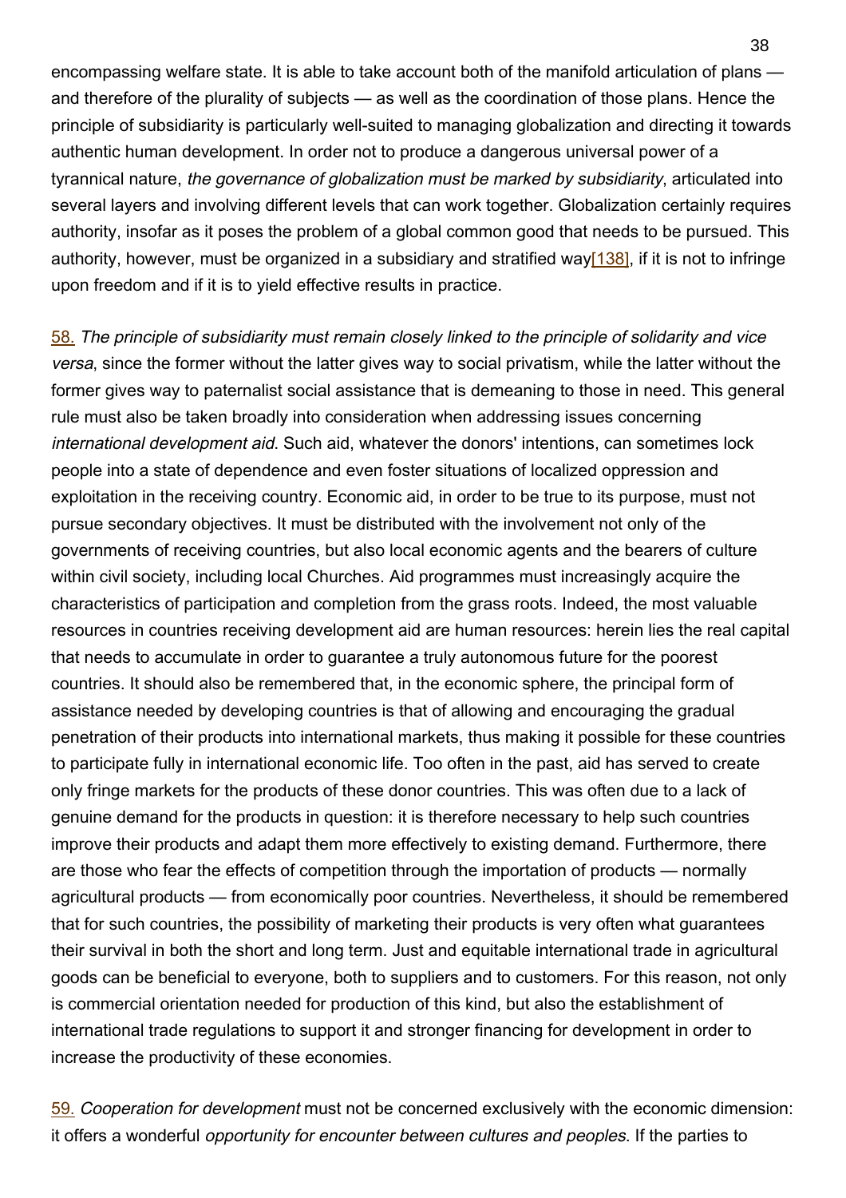encompassing welfare state. It is able to take account both of the manifold articulation of plans — and therefore of the plurality of subjects — as well as the coordination of those plans. Hence the principle of subsidiarity is particularly well-suited to managing globalization and directing it towards authentic human development. In order not to produce a dangerous universal power of a tyrannical nature, *the governance of globalization must be marked by subsidiarity*, articulated into several layers and involving different levels that can work together. Globalization certainly requires authority, insofar as it poses the problem of a global common good that needs to be pursued. This authority, however, must be organized in a subsidiary and stratified way[138], if it is not to infringe upon freedom and if it is to yield effective results in practice.

58. *The principle of subsidiarity must remain closely linked to the principle of solidarity and vice versa*, since the former without the latter gives way to social privatism, while the latter without the former gives way to paternalist social assistance that is demeaning to those in need. This general rule must also be taken broadly into consideration when addressing issues concerning *international development aid*. Such aid, whatever the donors' intentions, can sometimes lock people into a state of dependence and even foster situations of localized oppression and exploitation in the receiving country. Economic aid, in order to be true to its purpose, must not pursue secondary objectives. It must be distributed with the involvement not only of the governments of receiving countries, but also local economic agents and the bearers of culture within civil society, including local Churches. Aid programmes must increasingly acquire the characteristics of participation and completion from the grass roots. Indeed, the most valuable resources in countries receiving development aid are human resources: herein lies the real capital that needs to accumulate in order to guarantee a truly autonomous future for the poorest countries. It should also be remembered that, in the economic sphere, the principal form of assistance needed by developing countries is that of allowing and encouraging the gradual penetration of their products into international markets, thus making it possible for these countries to participate fully in international economic life. Too often in the past, aid has served to create only fringe markets for the products of these donor countries. This was often due to a lack of genuine demand for the products in question: it is therefore necessary to help such countries improve their products and adapt them more effectively to existing demand. Furthermore, there are those who fear the effects of competition through the importation of products — normally agricultural products — from economically poor countries. Nevertheless, it should be remembered that for such countries, the possibility of marketing their products is very often what guarantees their survival in both the short and long term. Just and equitable international trade in agricultural goods can be beneficial to everyone, both to suppliers and to customers. For this reason, not only is commercial orientation needed for production of this kind, but also the establishment of international trade regulations to support it and stronger financing for development in order to increase the productivity of these economies.

59. *Cooperation for development* must not be concerned exclusively with the economic dimension: it offers a wonderful *opportunity for encounter between cultures and peoples*. If the parties to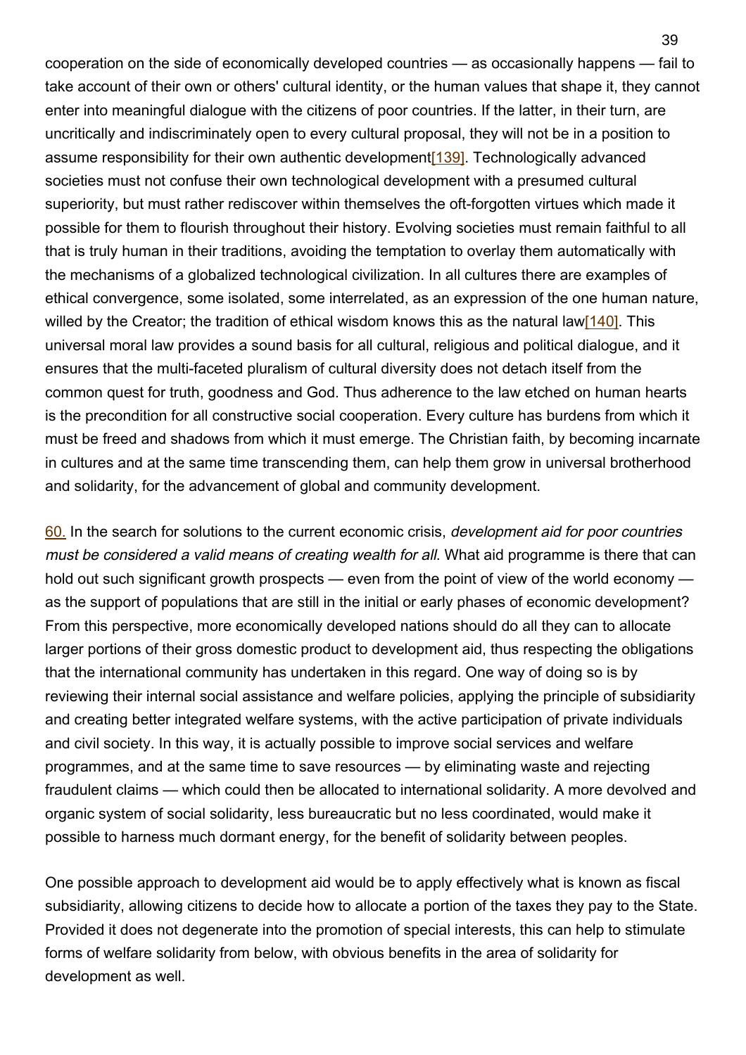cooperation on the side of economically developed countries — as occasionally happens — fail to take account of their own or others' cultural identity, or the human values that shape it, they cannot enter into meaningful dialogue with the citizens of poor countries. If the latter, in their turn, are uncritically and indiscriminately open to every cultural proposal, they will not be in a position to assume responsibility for their own authentic development[139]. Technologically advanced societies must not confuse their own technological development with a presumed cultural superiority, but must rather rediscover within themselves the oft-forgotten virtues which made it possible for them to flourish throughout their history. Evolving societies must remain faithful to all that is truly human in their traditions, avoiding the temptation to overlay them automatically with the mechanisms of a globalized technological civilization. In all cultures there are examples of ethical convergence, some isolated, some interrelated, as an expression of the one human nature, willed by the Creator; the tradition of ethical wisdom knows this as the natural law[140]. This universal moral law provides a sound basis for all cultural, religious and political dialogue, and it ensures that the multi-faceted pluralism of cultural diversity does not detach itself from the common quest for truth, goodness and God. Thus adherence to the law etched on human hearts is the precondition for all constructive social cooperation. Every culture has burdens from which it must be freed and shadows from which it must emerge. The Christian faith, by becoming incarnate in cultures and at the same time transcending them, can help them grow in universal brotherhood and solidarity, for the advancement of global and community development.

60. In the search for solutions to the current economic crisis, *development aid for poor countries must be considered a valid means of creating wealth for all*. What aid programme is there that can hold out such significant growth prospects — even from the point of view of the world economy — as the support of populations that are still in the initial or early phases of economic development? From this perspective, more economically developed nations should do all they can to allocate larger portions of their gross domestic product to development aid, thus respecting the obligations that the international community has undertaken in this regard. One way of doing so is by reviewing their internal social assistance and welfare policies, applying the principle of subsidiarity and creating better integrated welfare systems, with the active participation of private individuals and civil society. In this way, it is actually possible to improve social services and welfare programmes, and at the same time to save resources — by eliminating waste and rejecting fraudulent claims — which could then be allocated to international solidarity. A more devolved and organic system of social solidarity, less bureaucratic but no less coordinated, would make it possible to harness much dormant energy, for the benefit of solidarity between peoples.

One possible approach to development aid would be to apply effectively what is known as fiscal subsidiarity, allowing citizens to decide how to allocate a portion of the taxes they pay to the State. Provided it does not degenerate into the promotion of special interests, this can help to stimulate forms of welfare solidarity from below, with obvious benefits in the area of solidarity for development as well.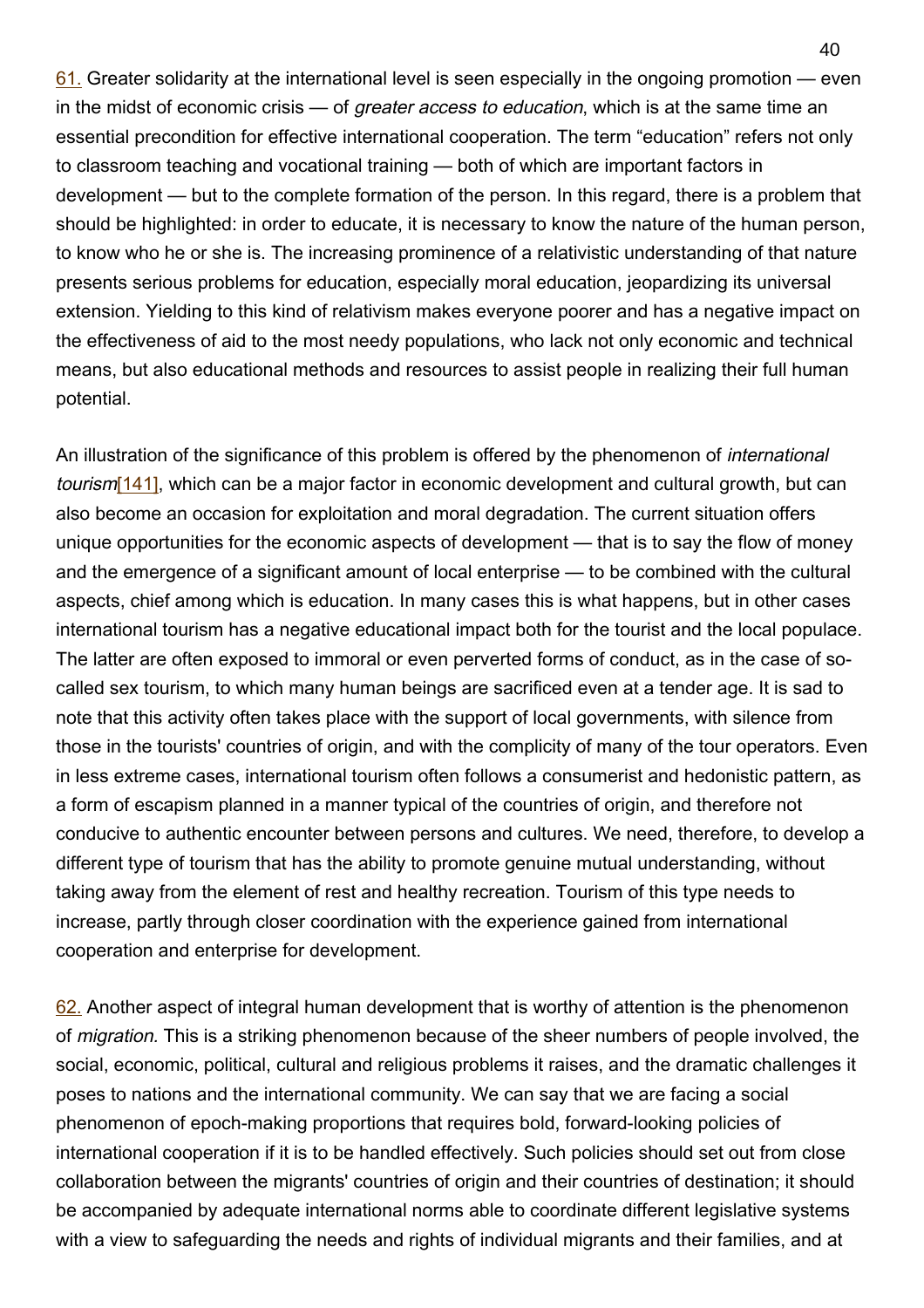61. Greater solidarity at the international level is seen especially in the ongoing promotion — even in the midst of economic crisis — of *greater access to education*, which is at the same time an essential precondition for effective international cooperation. The term "education" refers not only to classroom teaching and vocational training — both of which are important factors in development — but to the complete formation of the person. In this regard, there is a problem that should be highlighted: in order to educate, it is necessary to know the nature of the human person, to know who he or she is. The increasing prominence of a relativistic understanding of that nature presents serious problems for education, especially moral education, jeopardizing its universal extension. Yielding to this kind of relativism makes everyone poorer and has a negative impact on the effectiveness of aid to the most needy populations, who lack not only economic and technical means, but also educational methods and resources to assist people in realizing their full human potential.

An illustration of the significance of this problem is offered by the phenomenon of *international tourism*[141], which can be a major factor in economic development and cultural growth, but can also become an occasion for exploitation and moral degradation. The current situation offers unique opportunities for the economic aspects of development — that is to say the flow of money and the emergence of a significant amount of local enterprise — to be combined with the cultural aspects, chief among which is education. In many cases this is what happens, but in other cases international tourism has a negative educational impact both for the tourist and the local populace. The latter are often exposed to immoral or even perverted forms of conduct, as in the case of so-called sex tourism, to which many human beings are sacrificed even at a tender age. It is sad to note that this activity often takes place with the support of local governments, with silence from those in the tourists' countries of origin, and with the complicity of many of the tour operators. Even in less extreme cases, international tourism often follows a consumerist and hedonistic pattern, as a form of escapism planned in a manner typical of the countries of origin, and therefore not conducive to authentic encounter between persons and cultures. We need, therefore, to develop a different type of tourism that has the ability to promote genuine mutual understanding, without taking away from the element of rest and healthy recreation. Tourism of this type needs to increase, partly through closer coordination with the experience gained from international cooperation and enterprise for development.

62. Another aspect of integral human development that is worthy of attention is the phenomenon of *migration.* This is a striking phenomenon because of the sheer numbers of people involved, the social, economic, political, cultural and religious problems it raises, and the dramatic challenges it poses to nations and the international community. We can say that we are facing a social phenomenon of epoch-making proportions that requires bold, forward-looking policies of international cooperation if it is to be handled effectively. Such policies should set out from close collaboration between the migrants' countries of origin and their countries of destination; it should be accompanied by adequate international norms able to coordinate different legislative systems with a view to safeguarding the needs and rights of individual migrants and their families, and at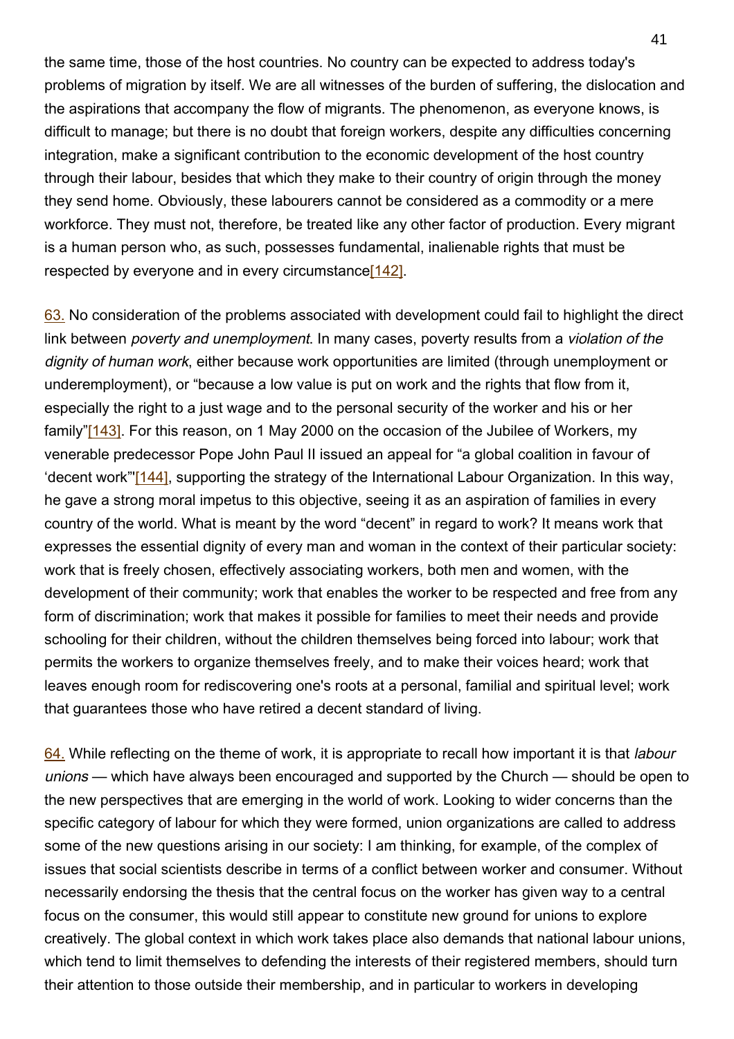the same time, those of the host countries. No country can be expected to address today's problems of migration by itself. We are all witnesses of the burden of suffering, the dislocation and the aspirations that accompany the flow of migrants. The phenomenon, as everyone knows, is difficult to manage; but there is no doubt that foreign workers, despite any difficulties concerning integration, make a significant contribution to the economic development of the host country through their labour, besides that which they make to their country of origin through the money they send home. Obviously, these labourers cannot be considered as a commodity or a mere workforce. They must not, therefore, be treated like any other factor of production. Every migrant is a human person who, as such, possesses fundamental, inalienable rights that must be respected by everyone and in every circumstance[142].

63. No consideration of the problems associated with development could fail to highlight the direct link between *poverty and unemployment*. In many cases, poverty results from a *violation of the dignity of human work*, either because work opportunities are limited (through unemployment or underemployment), or "because a low value is put on work and the rights that flow from it, especially the right to a just wage and to the personal security of the worker and his or her family"[143]. For this reason, on 1 May 2000 on the occasion of the Jubilee of Workers, my venerable predecessor Pope John Paul II issued an appeal for "a global coalition in favour of 'decent work'"[144], supporting the strategy of the International Labour Organization. In this way, he gave a strong moral impetus to this objective, seeing it as an aspiration of families in every country of the world. What is meant by the word "decent" in regard to work? It means work that expresses the essential dignity of every man and woman in the context of their particular society: work that is freely chosen, effectively associating workers, both men and women, with the development of their community; work that enables the worker to be respected and free from any form of discrimination; work that makes it possible for families to meet their needs and provide schooling for their children, without the children themselves being forced into labour; work that permits the workers to organize themselves freely, and to make their voices heard; work that leaves enough room for rediscovering one's roots at a personal, familial and spiritual level; work that guarantees those who have retired a decent standard of living.

64. While reflecting on the theme of work, it is appropriate to recall how important it is that *labour unions* — which have always been encouraged and supported by the Church — should be open to the new perspectives that are emerging in the world of work. Looking to wider concerns than the specific category of labour for which they were formed, union organizations are called to address some of the new questions arising in our society: I am thinking, for example, of the complex of issues that social scientists describe in terms of a conflict between worker and consumer. Without necessarily endorsing the thesis that the central focus on the worker has given way to a central focus on the consumer, this would still appear to constitute new ground for unions to explore creatively. The global context in which work takes place also demands that national labour unions, which tend to limit themselves to defending the interests of their registered members, should turn their attention to those outside their membership, and in particular to workers in developing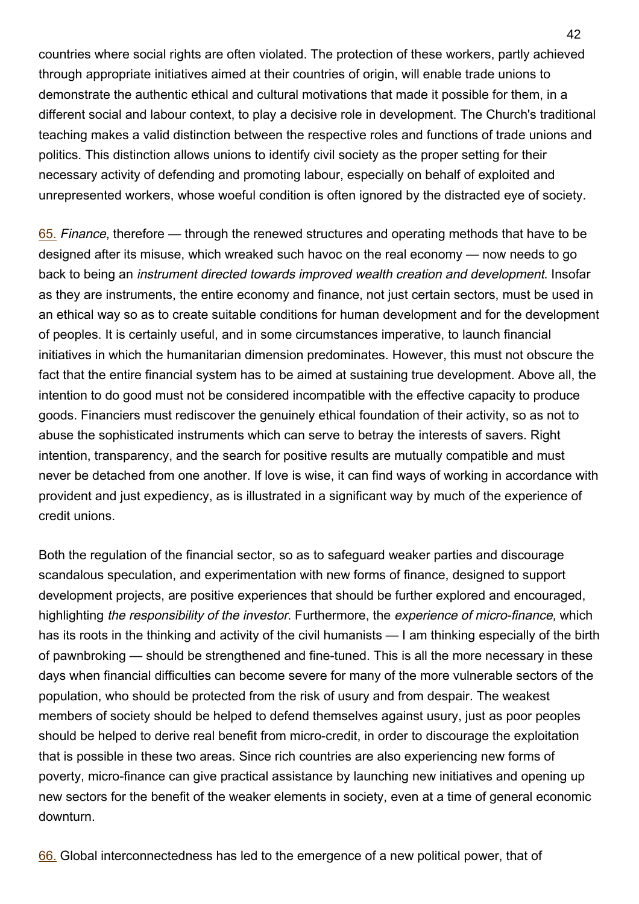countries where social rights are often violated. The protection of these workers, partly achieved through appropriate initiatives aimed at their countries of origin, will enable trade unions to demonstrate the authentic ethical and cultural motivations that made it possible for them, in a different social and labour context, to play a decisive role in development. The Church's traditional teaching makes a valid distinction between the respective roles and functions of trade unions and politics. This distinction allows unions to identify civil society as the proper setting for their necessary activity of defending and promoting labour, especially on behalf of exploited and unrepresented workers, whose woeful condition is often ignored by the distracted eye of society.

65. *Finance*, therefore — through the renewed structures and operating methods that have to be designed after its misuse, which wreaked such havoc on the real economy — now needs to go back to being an *instrument directed towards improved wealth creation and development*. Insofar as they are instruments, the entire economy and finance, not just certain sectors, must be used in an ethical way so as to create suitable conditions for human development and for the development of peoples. It is certainly useful, and in some circumstances imperative, to launch financial initiatives in which the humanitarian dimension predominates. However, this must not obscure the fact that the entire financial system has to be aimed at sustaining true development. Above all, the intention to do good must not be considered incompatible with the effective capacity to produce goods. Financiers must rediscover the genuinely ethical foundation of their activity, so as not to abuse the sophisticated instruments which can serve to betray the interests of savers. Right intention, transparency, and the search for positive results are mutually compatible and must never be detached from one another. If love is wise, it can find ways of working in accordance with provident and just expediency, as is illustrated in a significant way by much of the experience of credit unions.

Both the regulation of the financial sector, so as to safeguard weaker parties and discourage scandalous speculation, and experimentation with new forms of finance, designed to support development projects, are positive experiences that should be further explored and encouraged, highlighting *the responsibility of the investor*. Furthermore, the *experience of micro-finance,* which has its roots in the thinking and activity of the civil humanists — I am thinking especially of the birth of pawnbroking — should be strengthened and fine-tuned. This is all the more necessary in these days when financial difficulties can become severe for many of the more vulnerable sectors of the population, who should be protected from the risk of usury and from despair. The weakest members of society should be helped to defend themselves against usury, just as poor peoples should be helped to derive real benefit from micro-credit, in order to discourage the exploitation that is possible in these two areas. Since rich countries are also experiencing new forms of poverty, micro-finance can give practical assistance by launching new initiatives and opening up new sectors for the benefit of the weaker elements in society, even at a time of general economic downturn.

66. Global interconnectedness has led to the emergence of a new political power, that of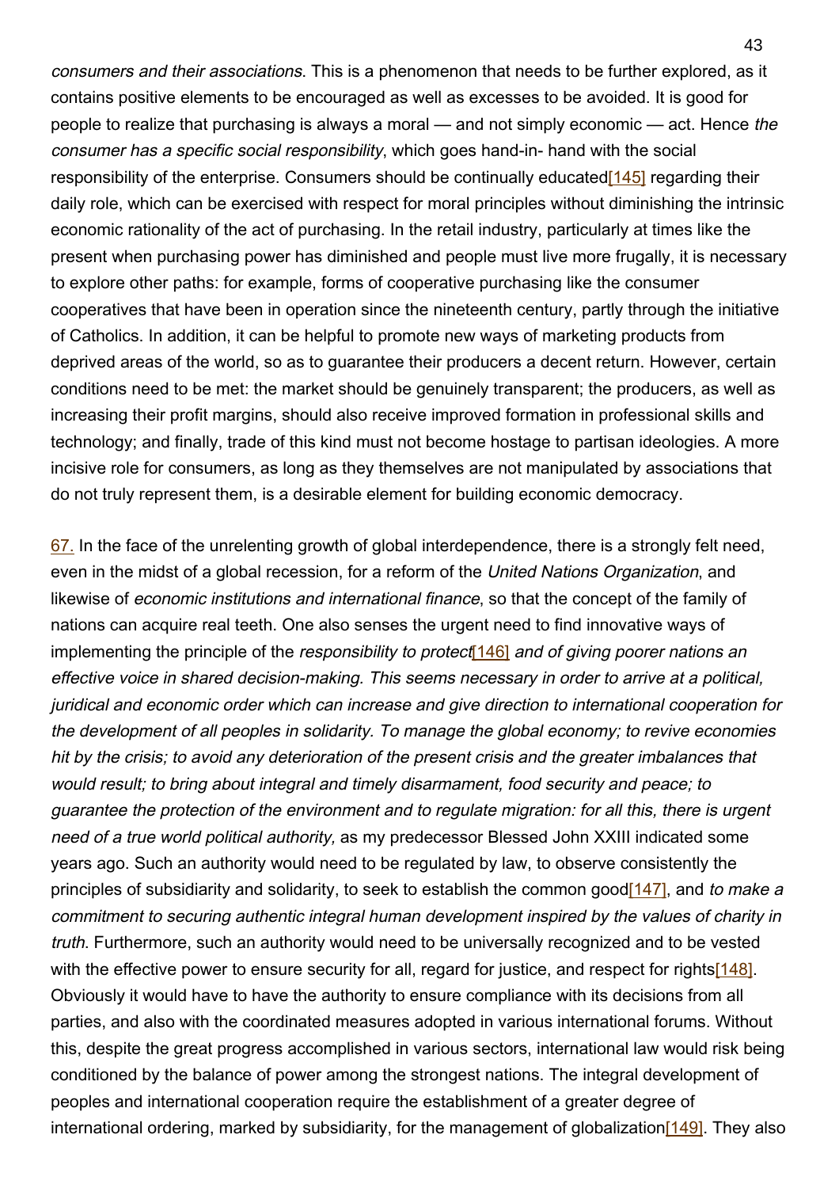*consumers and their associations*. This is a phenomenon that needs to be further explored, as it contains positive elements to be encouraged as well as excesses to be avoided. It is good for people to realize that purchasing is always a moral — and not simply economic — act. Hence *the consumer has a specific social responsibility*, which goes hand-in- hand with the social responsibility of the enterprise. Consumers should be continually educated[145] regarding their daily role, which can be exercised with respect for moral principles without diminishing the intrinsic economic rationality of the act of purchasing. In the retail industry, particularly at times like the present when purchasing power has diminished and people must live more frugally, it is necessary to explore other paths: for example, forms of cooperative purchasing like the consumer cooperatives that have been in operation since the nineteenth century, partly through the initiative of Catholics. In addition, it can be helpful to promote new ways of marketing products from deprived areas of the world, so as to guarantee their producers a decent return. However, certain conditions need to be met: the market should be genuinely transparent; the producers, as well as increasing their profit margins, should also receive improved formation in professional skills and technology; and finally, trade of this kind must not become hostage to partisan ideologies. A more incisive role for consumers, as long as they themselves are not manipulated by associations that do not truly represent them, is a desirable element for building economic democracy.

67. In the face of the unrelenting growth of global interdependence, there is a strongly felt need, even in the midst of a global recession, for a reform of the *United Nations Organization*, and likewise of *economic institutions and international finance*, so that the concept of the family of nations can acquire real teeth. One also senses the urgent need to find innovative ways of implementing the principle of the *responsibility to protect*[146] *and of giving poorer nations an effective voice in shared decision-making. This seems necessary in order to arrive at a political, juridical and economic order which can increase and give direction to international cooperation for the development of all peoples in solidarity. To manage the global economy; to revive economies hit by the crisis; to avoid any deterioration of the present crisis and the greater imbalances that would result; to bring about integral and timely disarmament, food security and peace; to guarantee the protection of the environment and to regulate migration: for all this, there is urgent need of a true world political authority,* as my predecessor Blessed John XXIII indicated some years ago. Such an authority would need to be regulated by law, to observe consistently the principles of subsidiarity and solidarity, to seek to establish the common good[147], and *to make a commitment to securing authentic integral human development inspired by the values of charity in truth*. Furthermore, such an authority would need to be universally recognized and to be vested with the effective power to ensure security for all, regard for justice, and respect for rights[148]. Obviously it would have to have the authority to ensure compliance with its decisions from all parties, and also with the coordinated measures adopted in various international forums. Without this, despite the great progress accomplished in various sectors, international law would risk being conditioned by the balance of power among the strongest nations. The integral development of peoples and international cooperation require the establishment of a greater degree of international ordering, marked by subsidiarity, for the management of globalization[149]. They also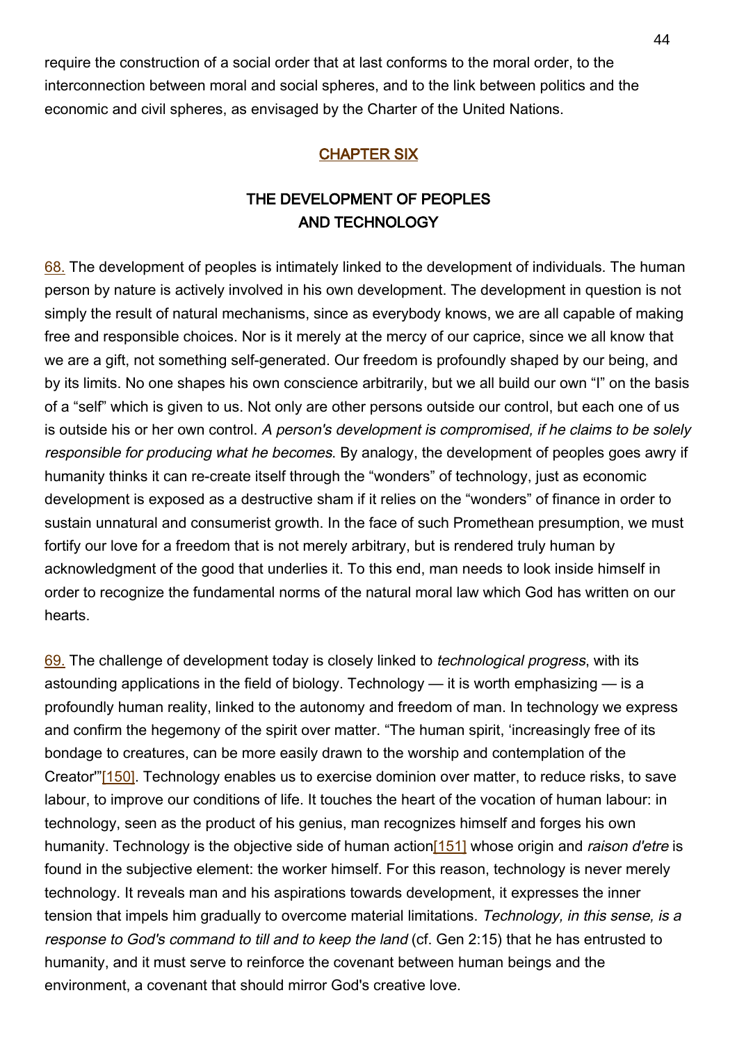require the construction of a social order that at last conforms to the moral order, to the interconnection between moral and social spheres, and to the link between politics and the economic and civil spheres, as envisaged by the Charter of the United Nations.

## CHAPTER SIX

## THE DEVELOPMENT OF PEOPLES AND TECHNOLOGY

68. The development of peoples is intimately linked to the development of individuals. The human person by nature is actively involved in his own development. The development in question is not simply the result of natural mechanisms, since as everybody knows, we are all capable of making free and responsible choices. Nor is it merely at the mercy of our caprice, since we all know that we are a gift, not something self-generated. Our freedom is profoundly shaped by our being, and by its limits. No one shapes his own conscience arbitrarily, but we all build our own "I" on the basis of a "self" which is given to us. Not only are other persons outside our control, but each one of us is outside his or her own control. *A person's development is compromised, if he claims to be solely responsible for producing what he becomes*. By analogy, the development of peoples goes awry if humanity thinks it can re-create itself through the "wonders" of technology, just as economic development is exposed as a destructive sham if it relies on the "wonders" of finance in order to sustain unnatural and consumerist growth. In the face of such Promethean presumption, we must fortify our love for a freedom that is not merely arbitrary, but is rendered truly human by acknowledgment of the good that underlies it. To this end, man needs to look inside himself in order to recognize the fundamental norms of the natural moral law which God has written on our hearts.

69. The challenge of development today is closely linked to *technological progress*, with its astounding applications in the field of biology. Technology — it is worth emphasizing — is a profoundly human reality, linked to the autonomy and freedom of man. In technology we express and confirm the hegemony of the spirit over matter. "The human spirit, 'increasingly free of its bondage to creatures, can be more easily drawn to the worship and contemplation of the Creator'"[150]. Technology enables us to exercise dominion over matter, to reduce risks, to save labour, to improve our conditions of life. It touches the heart of the vocation of human labour: in technology, seen as the product of his genius, man recognizes himself and forges his own humanity. Technology is the objective side of human action[151] whose origin and *raison d'etre* is found in the subjective element: the worker himself. For this reason, technology is never merely technology. It reveals man and his aspirations towards development, it expresses the inner tension that impels him gradually to overcome material limitations. *Technology, in this sense, is a response to God's command to till and to keep the land* (cf. Gen 2:15) that he has entrusted to humanity, and it must serve to reinforce the covenant between human beings and the environment, a covenant that should mirror God's creative love.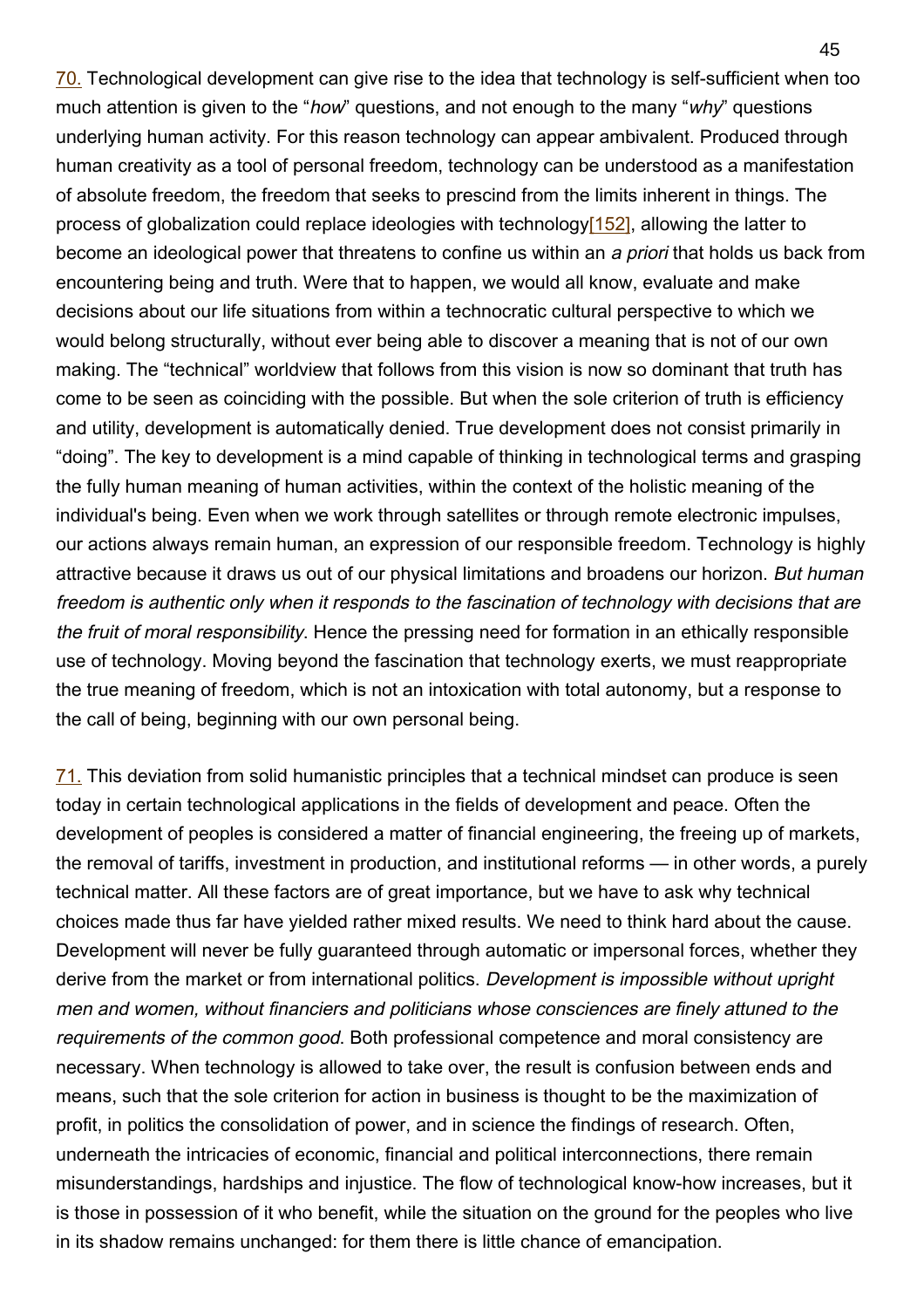70. Technological development can give rise to the idea that technology is self-sufficient when too much attention is given to the "*how*" questions, and not enough to the many "*why*" questions underlying human activity. For this reason technology can appear ambivalent. Produced through human creativity as a tool of personal freedom, technology can be understood as a manifestation of absolute freedom, the freedom that seeks to prescind from the limits inherent in things. The process of globalization could replace ideologies with technology[152], allowing the latter to become an ideological power that threatens to confine us within an *a priori* that holds us back from encountering being and truth. Were that to happen, we would all know, evaluate and make decisions about our life situations from within a technocratic cultural perspective to which we would belong structurally, without ever being able to discover a meaning that is not of our own making. The "technical" worldview that follows from this vision is now so dominant that truth has come to be seen as coinciding with the possible. But when the sole criterion of truth is efficiency and utility, development is automatically denied. True development does not consist primarily in "doing". The key to development is a mind capable of thinking in technological terms and grasping the fully human meaning of human activities, within the context of the holistic meaning of the individual's being. Even when we work through satellites or through remote electronic impulses, our actions always remain human, an expression of our responsible freedom. Technology is highly attractive because it draws us out of our physical limitations and broadens our horizon. *But human freedom is authentic only when it responds to the fascination of technology with decisions that are the fruit of moral responsibility*. Hence the pressing need for formation in an ethically responsible use of technology. Moving beyond the fascination that technology exerts, we must reappropriate the true meaning of freedom, which is not an intoxication with total autonomy, but a response to the call of being, beginning with our own personal being.

71. This deviation from solid humanistic principles that a technical mindset can produce is seen today in certain technological applications in the fields of development and peace. Often the development of peoples is considered a matter of financial engineering, the freeing up of markets, the removal of tariffs, investment in production, and institutional reforms — in other words, a purely technical matter. All these factors are of great importance, but we have to ask why technical choices made thus far have yielded rather mixed results. We need to think hard about the cause. Development will never be fully guaranteed through automatic or impersonal forces, whether they derive from the market or from international politics. *Development is impossible without upright men and women, without financiers and politicians whose consciences are finely attuned to the requirements of the common good*. Both professional competence and moral consistency are necessary. When technology is allowed to take over, the result is confusion between ends and means, such that the sole criterion for action in business is thought to be the maximization of profit, in politics the consolidation of power, and in science the findings of research. Often, underneath the intricacies of economic, financial and political interconnections, there remain misunderstandings, hardships and injustice. The flow of technological know-how increases, but it is those in possession of it who benefit, while the situation on the ground for the peoples who live in its shadow remains unchanged: for them there is little chance of emancipation.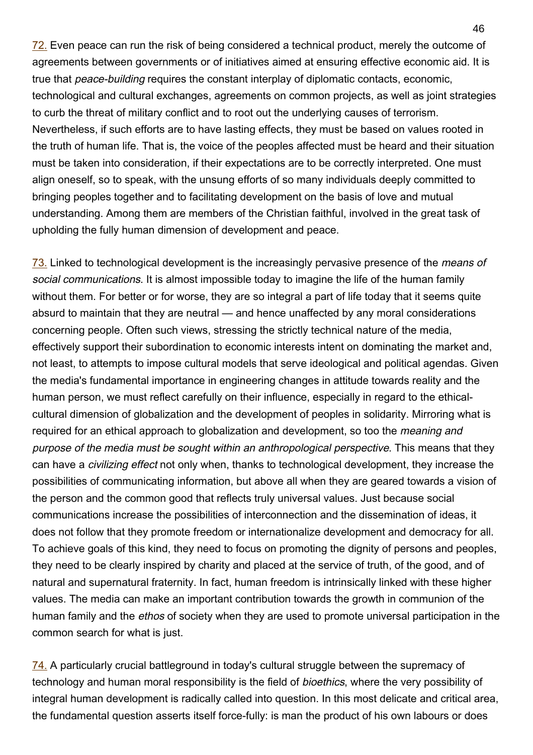72. Even peace can run the risk of being considered a technical product, merely the outcome of agreements between governments or of initiatives aimed at ensuring effective economic aid. It is true that *peace-building* requires the constant interplay of diplomatic contacts, economic, technological and cultural exchanges, agreements on common projects, as well as joint strategies to curb the threat of military conflict and to root out the underlying causes of terrorism. Nevertheless, if such efforts are to have lasting effects, they must be based on values rooted in the truth of human life. That is, the voice of the peoples affected must be heard and their situation must be taken into consideration, if their expectations are to be correctly interpreted. One must align oneself, so to speak, with the unsung efforts of so many individuals deeply committed to bringing peoples together and to facilitating development on the basis of love and mutual understanding. Among them are members of the Christian faithful, involved in the great task of upholding the fully human dimension of development and peace.

73. Linked to technological development is the increasingly pervasive presence of the *means of social communications*. It is almost impossible today to imagine the life of the human family without them. For better or for worse, they are so integral a part of life today that it seems quite absurd to maintain that they are neutral — and hence unaffected by any moral considerations concerning people. Often such views, stressing the strictly technical nature of the media, effectively support their subordination to economic interests intent on dominating the market and, not least, to attempts to impose cultural models that serve ideological and political agendas. Given the media's fundamental importance in engineering changes in attitude towards reality and the human person, we must reflect carefully on their influence, especially in regard to the ethical-cultural dimension of globalization and the development of peoples in solidarity. Mirroring what is required for an ethical approach to globalization and development, so too the *meaning and purpose of the media must be sought within an anthropological perspective*. This means that they can have a *civilizing effect* not only when, thanks to technological development, they increase the possibilities of communicating information, but above all when they are geared towards a vision of the person and the common good that reflects truly universal values. Just because social communications increase the possibilities of interconnection and the dissemination of ideas, it does not follow that they promote freedom or internationalize development and democracy for all. To achieve goals of this kind, they need to focus on promoting the dignity of persons and peoples, they need to be clearly inspired by charity and placed at the service of truth, of the good, and of natural and supernatural fraternity. In fact, human freedom is intrinsically linked with these higher values. The media can make an important contribution towards the growth in communion of the human family and the *ethos* of society when they are used to promote universal participation in the common search for what is just.

74. A particularly crucial battleground in today's cultural struggle between the supremacy of technology and human moral responsibility is the field of *bioethics*, where the very possibility of integral human development is radically called into question. In this most delicate and critical area, the fundamental question asserts itself force-fully: is man the product of his own labours or does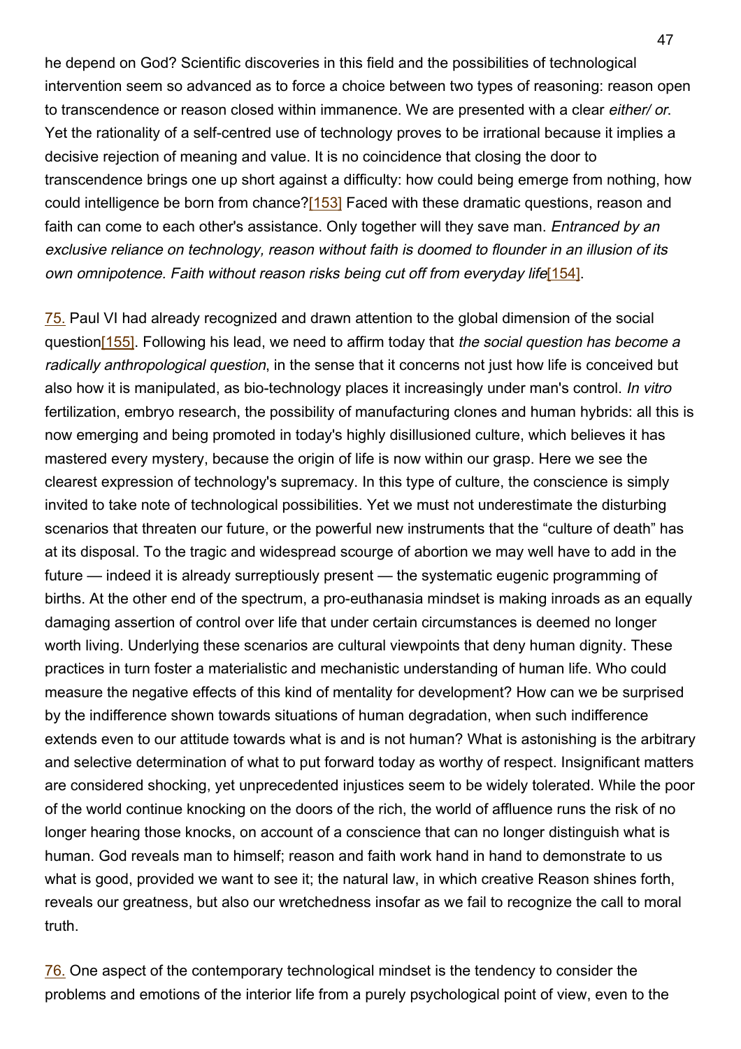he depend on God? Scientific discoveries in this field and the possibilities of technological intervention seem so advanced as to force a choice between two types of reasoning: reason open to transcendence or reason closed within immanence. We are presented with a clear *either/ or*. Yet the rationality of a self-centred use of technology proves to be irrational because it implies a decisive rejection of meaning and value. It is no coincidence that closing the door to transcendence brings one up short against a difficulty: how could being emerge from nothing, how could intelligence be born from chance?[153] Faced with these dramatic questions, reason and faith can come to each other's assistance. Only together will they save man. *Entranced by an exclusive reliance on technology, reason without faith is doomed to flounder in an illusion of its own omnipotence. Faith without reason risks being cut off from everyday life*[154].

75. Paul VI had already recognized and drawn attention to the global dimension of the social question[155]. Following his lead, we need to affirm today that *the social question has become a radically anthropological question*, in the sense that it concerns not just how life is conceived but also how it is manipulated, as bio-technology places it increasingly under man's control. *In vitro* fertilization, embryo research, the possibility of manufacturing clones and human hybrids: all this is now emerging and being promoted in today's highly disillusioned culture, which believes it has mastered every mystery, because the origin of life is now within our grasp. Here we see the clearest expression of technology's supremacy. In this type of culture, the conscience is simply invited to take note of technological possibilities. Yet we must not underestimate the disturbing scenarios that threaten our future, or the powerful new instruments that the "culture of death" has at its disposal. To the tragic and widespread scourge of abortion we may well have to add in the future — indeed it is already surreptiously present — the systematic eugenic programming of births. At the other end of the spectrum, a pro-euthanasia mindset is making inroads as an equally damaging assertion of control over life that under certain circumstances is deemed no longer worth living. Underlying these scenarios are cultural viewpoints that deny human dignity. These practices in turn foster a materialistic and mechanistic understanding of human life. Who could measure the negative effects of this kind of mentality for development? How can we be surprised by the indifference shown towards situations of human degradation, when such indifference extends even to our attitude towards what is and is not human? What is astonishing is the arbitrary and selective determination of what to put forward today as worthy of respect. Insignificant matters are considered shocking, yet unprecedented injustices seem to be widely tolerated. While the poor of the world continue knocking on the doors of the rich, the world of affluence runs the risk of no longer hearing those knocks, on account of a conscience that can no longer distinguish what is human. God reveals man to himself; reason and faith work hand in hand to demonstrate to us what is good, provided we want to see it; the natural law, in which creative Reason shines forth, reveals our greatness, but also our wretchedness insofar as we fail to recognize the call to moral truth.

76. One aspect of the contemporary technological mindset is the tendency to consider the problems and emotions of the interior life from a purely psychological point of view, even to the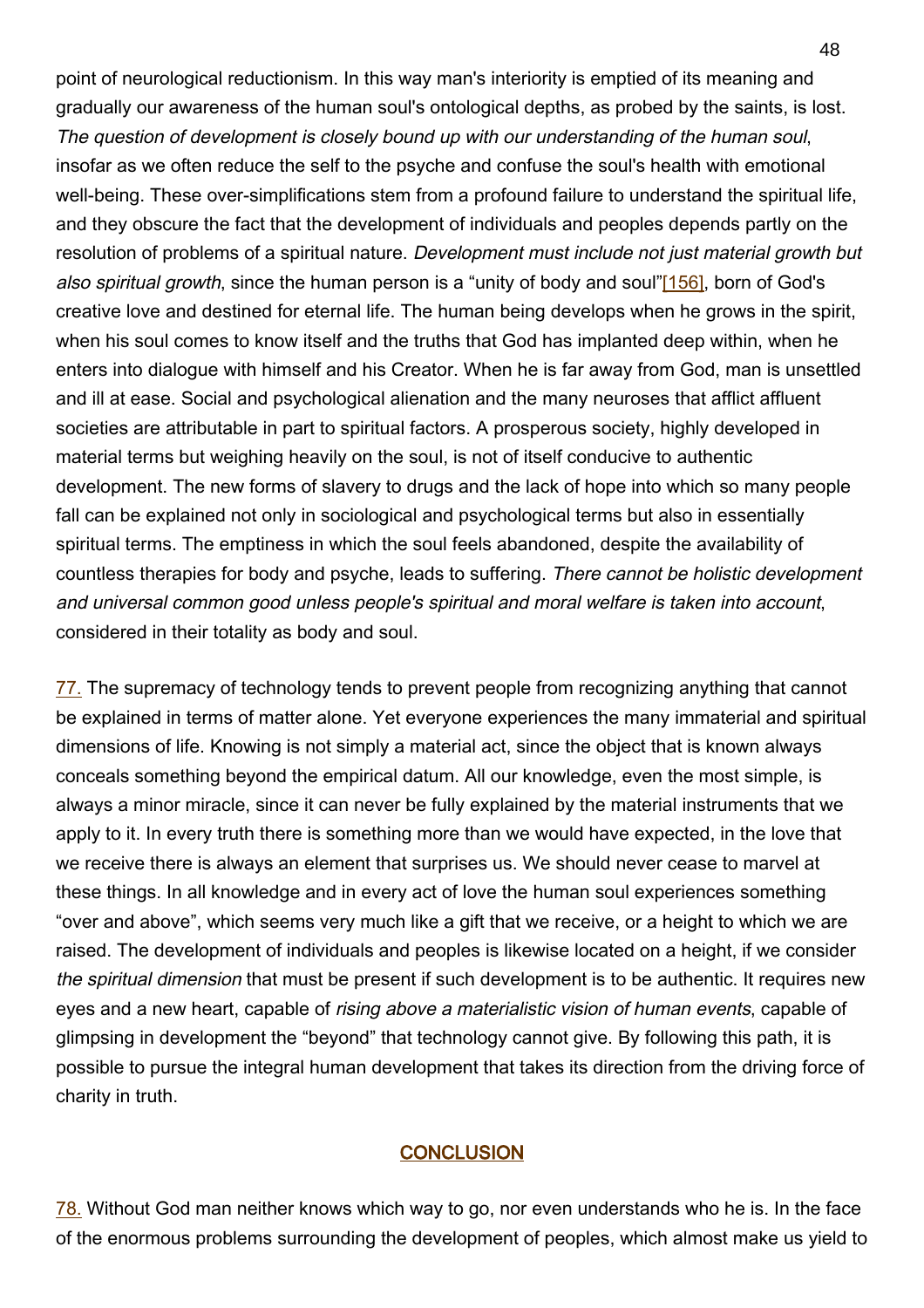point of neurological reductionism. In this way man's interiority is emptied of its meaning and gradually our awareness of the human soul's ontological depths, as probed by the saints, is lost. *The question of development is closely bound up with our understanding of the human soul*, insofar as we often reduce the self to the psyche and confuse the soul's health with emotional well-being. These over-simplifications stem from a profound failure to understand the spiritual life, and they obscure the fact that the development of individuals and peoples depends partly on the resolution of problems of a spiritual nature. *Development must include not just material growth but also spiritual growth*, since the human person is a "unity of body and soul"[156], born of God's creative love and destined for eternal life. The human being develops when he grows in the spirit, when his soul comes to know itself and the truths that God has implanted deep within, when he enters into dialogue with himself and his Creator. When he is far away from God, man is unsettled and ill at ease. Social and psychological alienation and the many neuroses that afflict affluent societies are attributable in part to spiritual factors. A prosperous society, highly developed in material terms but weighing heavily on the soul, is not of itself conducive to authentic development. The new forms of slavery to drugs and the lack of hope into which so many people fall can be explained not only in sociological and psychological terms but also in essentially spiritual terms. The emptiness in which the soul feels abandoned, despite the availability of countless therapies for body and psyche, leads to suffering. *There cannot be holistic development and universal common good unless people's spiritual and moral welfare is taken into account*, considered in their totality as body and soul.

77. The supremacy of technology tends to prevent people from recognizing anything that cannot be explained in terms of matter alone. Yet everyone experiences the many immaterial and spiritual dimensions of life. Knowing is not simply a material act, since the object that is known always conceals something beyond the empirical datum. All our knowledge, even the most simple, is always a minor miracle, since it can never be fully explained by the material instruments that we apply to it. In every truth there is something more than we would have expected, in the love that we receive there is always an element that surprises us. We should never cease to marvel at these things. In all knowledge and in every act of love the human soul experiences something "over and above", which seems very much like a gift that we receive, or a height to which we are raised. The development of individuals and peoples is likewise located on a height, if we consider *the spiritual dimension* that must be present if such development is to be authentic. It requires new eyes and a new heart, capable of *rising above a materialistic vision of human events*, capable of glimpsing in development the "beyond" that technology cannot give. By following this path, it is possible to pursue the integral human development that takes its direction from the driving force of charity in truth.

## CONCLUSION

78. Without God man neither knows which way to go, nor even understands who he is. In the face of the enormous problems surrounding the development of peoples, which almost make us yield to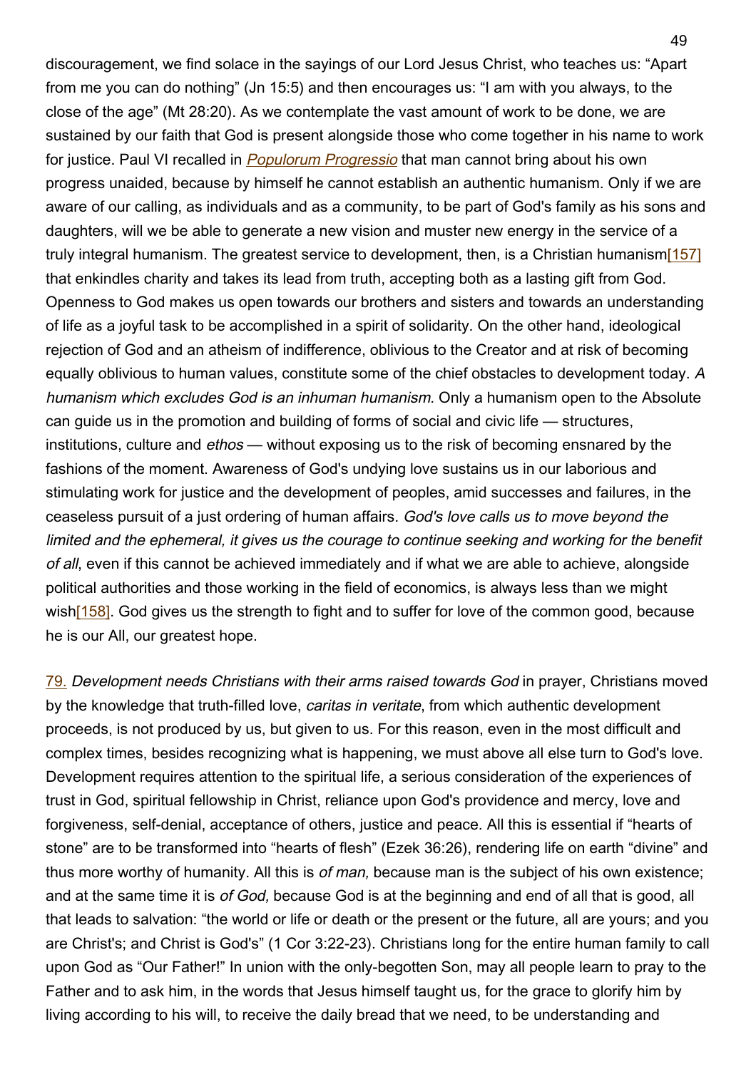discouragement, we find solace in the sayings of our Lord Jesus Christ, who teaches us: "Apart from me you can do nothing" (Jn 15:5) and then encourages us: "I am with you always, to the close of the age" (Mt 28:20). As we contemplate the vast amount of work to be done, we are sustained by our faith that God is present alongside those who come together in his name to work for justice. Paul VI recalled in *Populorum Progressio* that man cannot bring about his own progress unaided, because by himself he cannot establish an authentic humanism. Only if we are aware of our calling, as individuals and as a community, to be part of God's family as his sons and daughters, will we be able to generate a new vision and muster new energy in the service of a truly integral humanism. The greatest service to development, then, is a Christian humanism[157] that enkindles charity and takes its lead from truth, accepting both as a lasting gift from God. Openness to God makes us open towards our brothers and sisters and towards an understanding of life as a joyful task to be accomplished in a spirit of solidarity. On the other hand, ideological rejection of God and an atheism of indifference, oblivious to the Creator and at risk of becoming equally oblivious to human values, constitute some of the chief obstacles to development today. *A humanism which excludes God is an inhuman humanism*. Only a humanism open to the Absolute can guide us in the promotion and building of forms of social and civic life — structures, institutions, culture and *ethos* — without exposing us to the risk of becoming ensnared by the fashions of the moment. Awareness of God's undying love sustains us in our laborious and stimulating work for justice and the development of peoples, amid successes and failures, in the ceaseless pursuit of a just ordering of human affairs. *God's love calls us to move beyond the limited and the ephemeral, it gives us the courage to continue seeking and working for the benefit of all*, even if this cannot be achieved immediately and if what we are able to achieve, alongside political authorities and those working in the field of economics, is always less than we might wish[158]. God gives us the strength to fight and to suffer for love of the common good, because he is our All, our greatest hope.

79. *Development needs Christians with their arms raised towards God* in prayer, Christians moved by the knowledge that truth-filled love, *caritas in veritate*, from which authentic development proceeds, is not produced by us, but given to us. For this reason, even in the most difficult and complex times, besides recognizing what is happening, we must above all else turn to God's love. Development requires attention to the spiritual life, a serious consideration of the experiences of trust in God, spiritual fellowship in Christ, reliance upon God's providence and mercy, love and forgiveness, self-denial, acceptance of others, justice and peace. All this is essential if "hearts of stone" are to be transformed into "hearts of flesh" (Ezek 36:26), rendering life on earth "divine" and thus more worthy of humanity. All this is *of man,* because man is the subject of his own existence; and at the same time it is *of God,* because God is at the beginning and end of all that is good, all that leads to salvation: "the world or life or death or the present or the future, all are yours; and you are Christ's; and Christ is God's" (1 Cor 3:22-23). Christians long for the entire human family to call upon God as "Our Father!" In union with the only-begotten Son, may all people learn to pray to the Father and to ask him, in the words that Jesus himself taught us, for the grace to glorify him by living according to his will, to receive the daily bread that we need, to be understanding and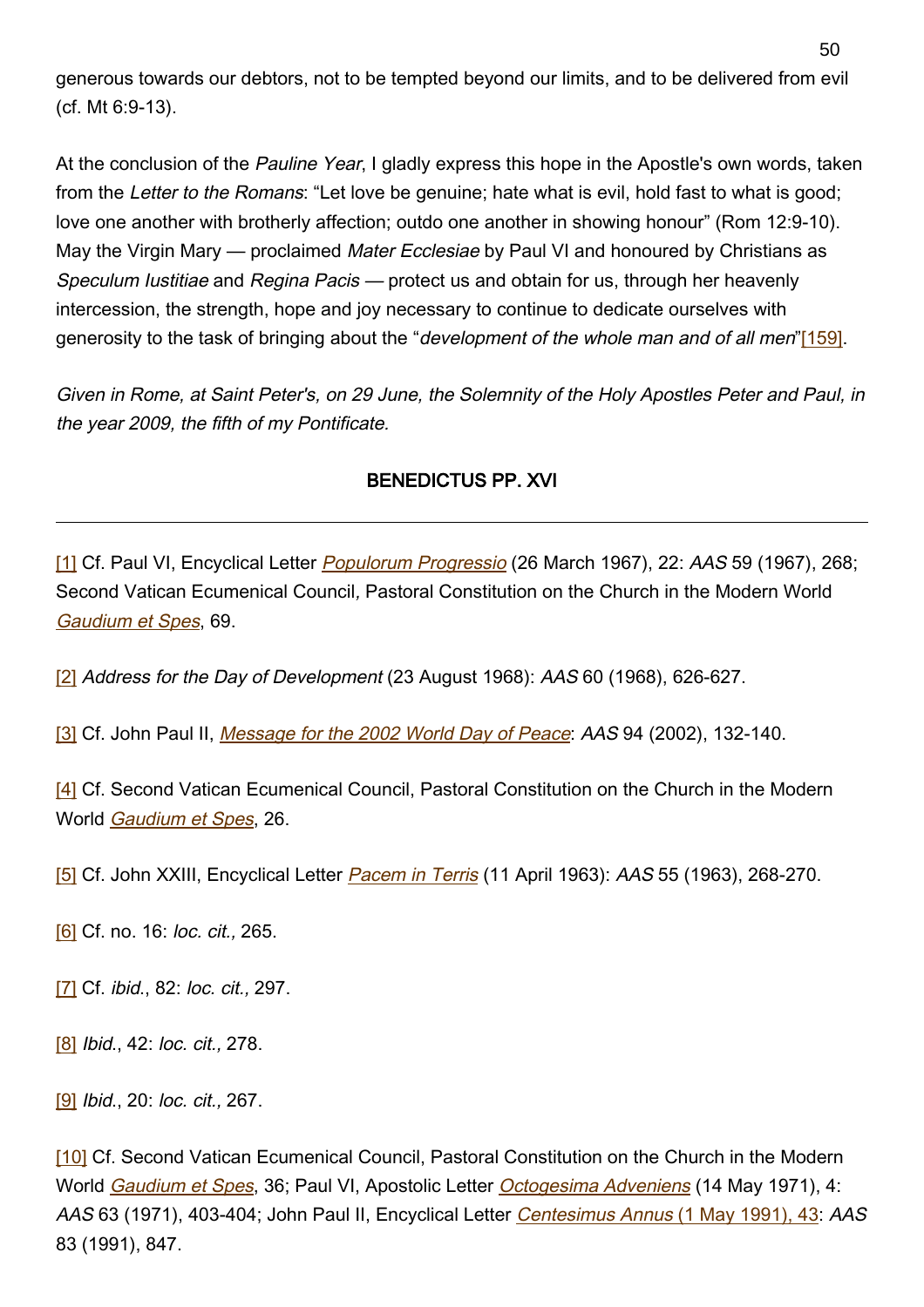generous towards our debtors, not to be tempted beyond our limits, and to be delivered from evil (cf. Mt 6:9-13).

At the conclusion of the *Pauline Year*, I gladly express this hope in the Apostle's own words, taken from the *Letter to the Romans*: “Let love be genuine; hate what is evil, hold fast to what is good; love one another with brotherly affection; outdo one another in showing honour” (Rom 12:9-10). May the Virgin Mary — proclaimed *Mater Ecclesiae* by Paul VI and honoured by Christians as *Speculum Iustitiae* and *Regina Pacis* — protect us and obtain for us, through her heavenly intercession, the strength, hope and joy necessary to continue to dedicate ourselves with generosity to the task of bringing about the “*development of the whole man and of all men*”[159].

*Given in Rome, at Saint Peter's, on 29 June, the Solemnity of the Holy Apostles Peter and Paul, in the year 2009, the fifth of my Pontificate.*

**BENEDICTUS PP. XVI**

---

[1] Cf. Paul VI, Encyclical Letter *Populorum Progressio* (26 March 1967), 22: *AAS* 59 (1967), 268; Second Vatican Ecumenical Council, Pastoral Constitution on the Church in the Modern World *Gaudium et Spes*, 69.

[2] *Address for the Day of Development* (23 August 1968): *AAS* 60 (1968), 626-627.

[3] Cf. John Paul II, *Message for the 2002 World Day of Peace*: *AAS* 94 (2002), 132-140.

[4] Cf. Second Vatican Ecumenical Council, Pastoral Constitution on the Church in the Modern World *Gaudium et Spes*, 26.

[5] Cf. John XXIII, Encyclical Letter *Pacem in Terris* (11 April 1963): *AAS* 55 (1963), 268-270.

[6] Cf. no. 16: *loc. cit.,* 265.

[7] Cf. *ibid.*, 82: *loc. cit.,* 297.

[8] *Ibid.*, 42: *loc. cit.,* 278.

[9] *Ibid.*, 20: *loc. cit.,* 267.

[10] Cf. Second Vatican Ecumenical Council, Pastoral Constitution on the Church in the Modern World *Gaudium et Spes*, 36; Paul VI, Apostolic Letter *Octogesima Adveniens* (14 May 1971), 4: *AAS* 63 (1971), 403-404; John Paul II, Encyclical Letter *Centesimus Annus* (1 May 1991), 43: *AAS* 83 (1991), 847.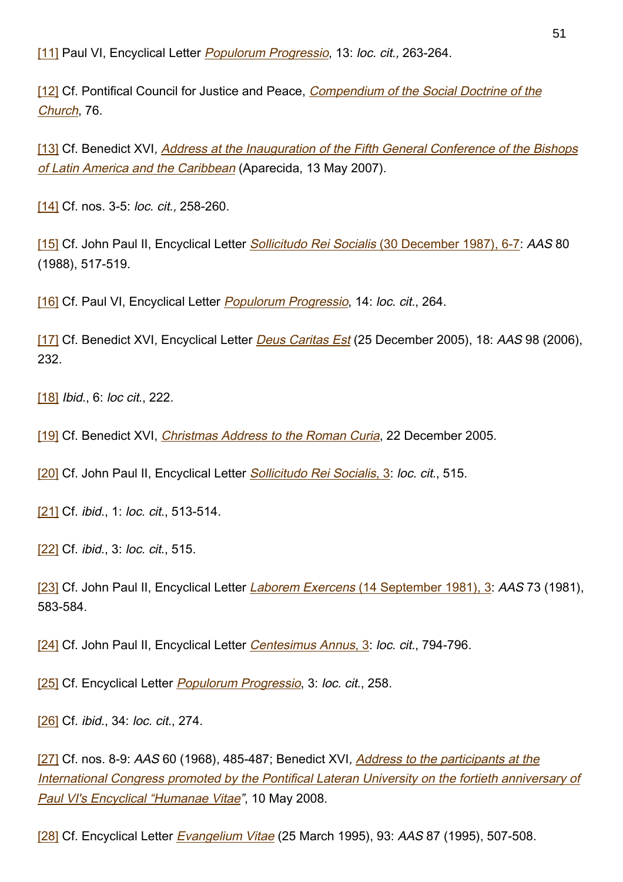[11] Paul VI, Encyclical Letter *Populorum Progressio*, 13: *loc. cit.,* 263-264.

[12] Cf. Pontifical Council for Justice and Peace, *Compendium of the Social Doctrine of the Church*, 76.

[13] Cf. Benedict XVI*, Address at the Inauguration of the Fifth General Conference of the Bishops of Latin America and the Caribbean* (Aparecida, 13 May 2007).

[14] Cf. nos. 3-5: *loc. cit.,* 258-260.

[15] Cf. John Paul II, Encyclical Letter *Sollicitudo Rei Socialis* (30 December 1987), 6-7: *AAS* 80 (1988), 517-519.

[16] Cf. Paul VI, Encyclical Letter *Populorum Progressio*, 14: *loc. cit*., 264.

[17] Cf. Benedict XVI*,* Encyclical Letter *Deus Caritas Est* (25 December 2005), 18: *AAS* 98 (2006), 232.

[18] *Ibid*., 6: *loc cit*., 222.

[19] Cf. Benedict XVI, *Christmas Address to the Roman Curia*, 22 December 2005.

[20] Cf. John Paul II, Encyclical Letter *Sollicitudo Rei Socialis*, 3: *loc. cit*., 515.

[21] Cf. *ibid*., 1: *loc. cit*., 513-514.

[22] Cf. *ibid*., 3: *loc. cit*., 515.

[23] Cf. John Paul II, Encyclical Letter *Laborem Exercens* (14 September 1981), 3: *AAS* 73 (1981), 583-584.

[24] Cf. John Paul II, Encyclical Letter *Centesimus Annus*, 3: *loc. cit*., 794-796.

[25] Cf. Encyclical Letter *Populorum Progressio*, 3: *loc. cit*., 258.

[26] Cf. *ibid*., 34: *loc. cit*., 274.

[27] Cf. nos. 8-9: *AAS* 60 (1968), 485-487; Benedict XVI*, Address to the participants at the International Congress promoted by the Pontifical Lateran University on the fortieth anniversary of Paul VI's Encyclical "Humanae Vitae"*, 10 May 2008.

[28] Cf. Encyclical Letter *Evangelium Vitae* (25 March 1995), 93: *AAS* 87 (1995), 507-508.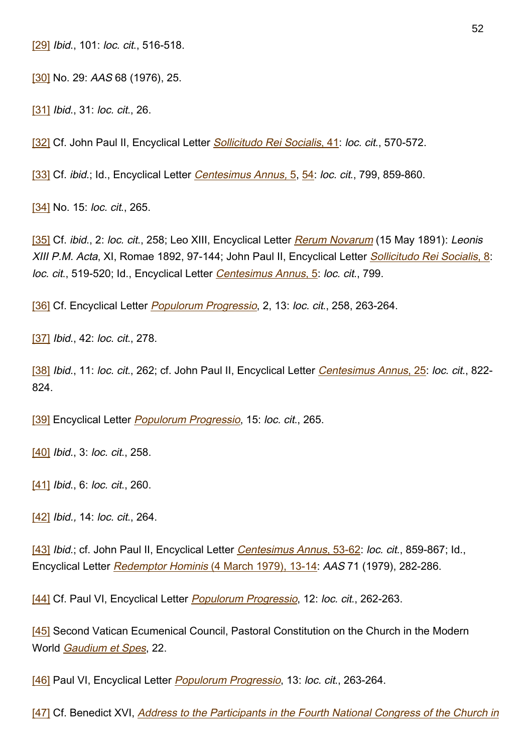[29] *Ibid.*, 101: *loc. cit.*, 516-518.

[30] No. 29: *AAS* 68 (1976), 25.

[31] *Ibid.*, 31: *loc. cit.*, 26.

[32] Cf. John Paul II, Encyclical Letter *Sollicitudo Rei Socialis*, 41: *loc. cit.*, 570-572.

[33] Cf. *ibid.*; Id., Encyclical Letter *Centesimus Annus*, 5, 54: *loc. cit.*, 799, 859-860.

[34] No. 15: *loc. cit.*, 265.

[35] Cf. *ibid.*, 2: *loc. cit.*, 258; Leo XIII, Encyclical Letter *Rerum Novarum* (15 May 1891): *Leonis XIII P.M. Acta*, XI, Romae 1892, 97-144; John Paul II, Encyclical Letter *Sollicitudo Rei Socialis*, 8: *loc. cit.*, 519-520; Id., Encyclical Letter *Centesimus Annus*, 5: *loc. cit.*, 799.

[36] Cf. Encyclical Letter *Populorum Progressio*, 2, 13: *loc. cit.*, 258, 263-264.

[37] *Ibid.*, 42: *loc. cit.*, 278.

[38] *Ibid.*, 11: *loc. cit.*, 262; cf. John Paul II, Encyclical Letter *Centesimus Annus*, 25: *loc. cit.*, 822-824.

[39] Encyclical Letter *Populorum Progressio*, 15: *loc. cit.*, 265.

[40] *Ibid.*, 3: *loc. cit.*, 258.

[41] *Ibid.*, 6: *loc. cit.*, 260.

[42] *Ibid.*, 14: *loc. cit.*, 264.

[43] *Ibid.*; cf. John Paul II, Encyclical Letter *Centesimus Annus*, 53-62: *loc. cit.*, 859-867; Id., Encyclical Letter *Redemptor Hominis* (4 March 1979), 13-14: *AAS* 71 (1979), 282-286.

[44] Cf. Paul VI, Encyclical Letter *Populorum Progressio*, 12: *loc. cit.*, 262-263.

[45] Second Vatican Ecumenical Council, Pastoral Constitution on the Church in the Modern World *Gaudium et Spes*, 22.

[46] Paul VI, Encyclical Letter *Populorum Progressio*, 13: *loc. cit.*, 263-264.

[47] Cf. Benedict XVI, *Address to the Participants in the Fourth National Congress of the Church in*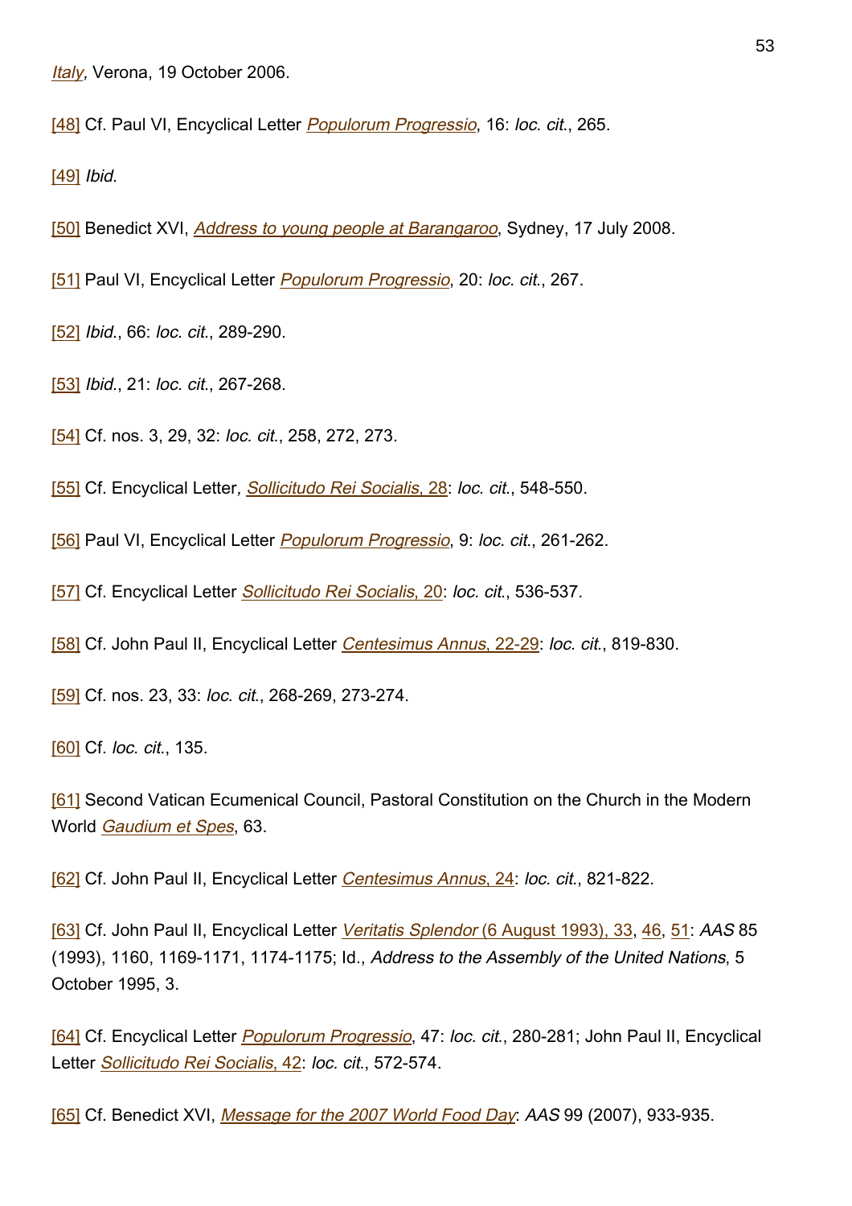*Italy*, Verona, 19 October 2006.

[48] Cf. Paul VI, Encyclical Letter *Populorum Progressio*, 16: *loc. cit.*, 265.

[49] *Ibid.*

[50] Benedict XVI, *Address to young people at Barangaroo*, Sydney, 17 July 2008.

[51] Paul VI, Encyclical Letter *Populorum Progressio*, 20: *loc. cit.*, 267.

[52] *Ibid.*, 66: *loc. cit.*, 289-290.

[53] *Ibid.*, 21: *loc. cit.*, 267-268.

[54] Cf. nos. 3, 29, 32: *loc. cit.*, 258, 272, 273.

[55] Cf. Encyclical Letter, *Sollicitudo Rei Socialis*, 28: *loc. cit.*, 548-550.

[56] Paul VI, Encyclical Letter *Populorum Progressio*, 9: *loc. cit.*, 261-262.

[57] Cf. Encyclical Letter *Sollicitudo Rei Socialis*, 20: *loc. cit.*, 536-537.

[58] Cf. John Paul II, Encyclical Letter *Centesimus Annus*, 22-29: *loc. cit.*, 819-830.

[59] Cf. nos. 23, 33: *loc. cit.*, 268-269, 273-274.

[60] Cf. *loc. cit.*, 135.

[61] Second Vatican Ecumenical Council, Pastoral Constitution on the Church in the Modern World *Gaudium et Spes*, 63.

[62] Cf. John Paul II, Encyclical Letter *Centesimus Annus*, 24: *loc. cit.*, 821-822.

[63] Cf. John Paul II, Encyclical Letter *Veritatis Splendor* (6 August 1993), 33, 46, 51: *AAS* 85 (1993), 1160, 1169-1171, 1174-1175; Id., *Address to the Assembly of the United Nations*, 5 October 1995, 3.

[64] Cf. Encyclical Letter *Populorum Progressio*, 47: *loc. cit.*, 280-281; John Paul II, Encyclical Letter *Sollicitudo Rei Socialis*, 42: *loc. cit.*, 572-574.

[65] Cf. Benedict XVI, *Message for the 2007 World Food Day*: *AAS* 99 (2007), 933-935.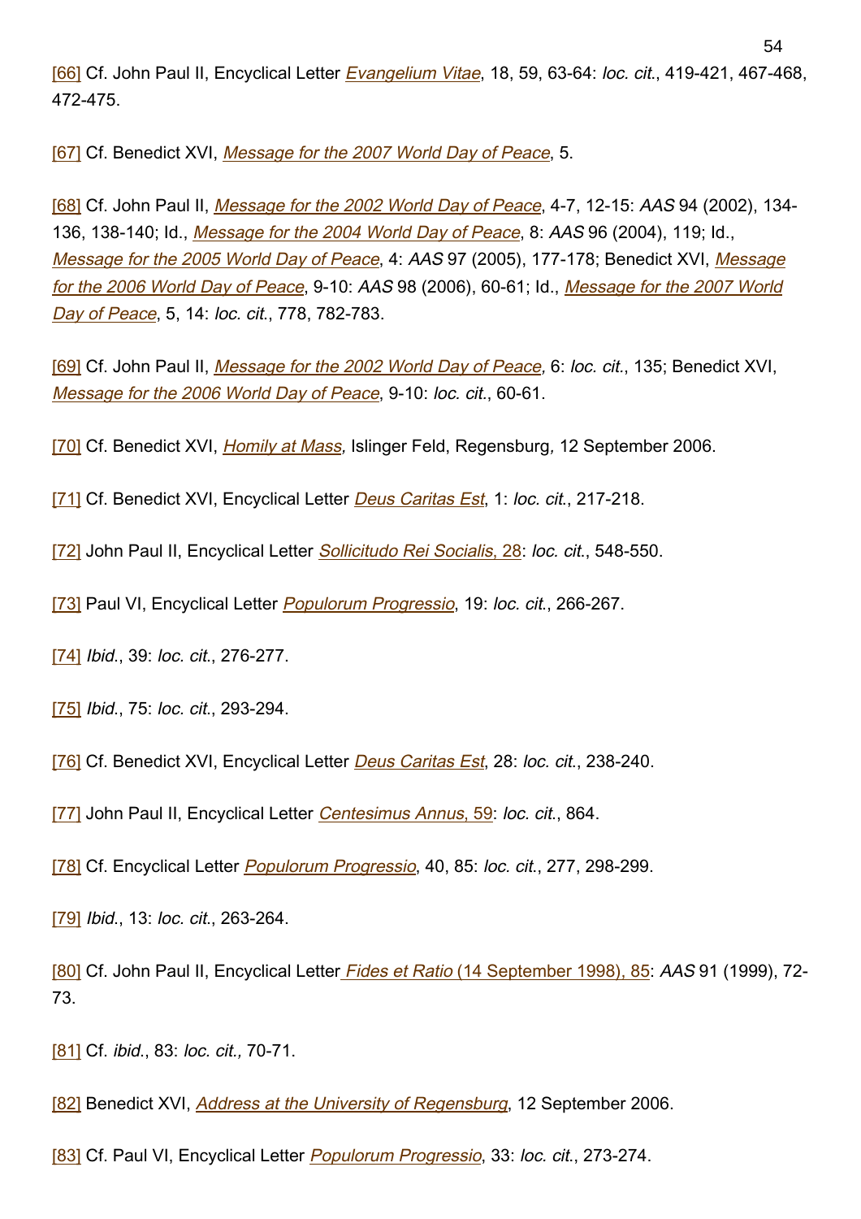[66] Cf. John Paul II, Encyclical Letter *Evangelium Vitae*, 18, 59, 63-64: *loc. cit.*, 419-421, 467-468, 472-475.

[67] Cf. Benedict XVI, *Message for the 2007 World Day of Peace*, 5.

[68] Cf. John Paul II, *Message for the 2002 World Day of Peace*, 4-7, 12-15: *AAS* 94 (2002), 134-136, 138-140; Id., *Message for the 2004 World Day of Peace*, 8: *AAS* 96 (2004), 119; Id., *Message for the 2005 World Day of Peace*, 4: *AAS* 97 (2005), 177-178; Benedict XVI, *Message for the 2006 World Day of Peace*, 9-10: *AAS* 98 (2006), 60-61; Id., *Message for the 2007 World Day of Peace*, 5, 14: *loc. cit.*, 778, 782-783.

[69] Cf. John Paul II, *Message for the 2002 World Day of Peace*, 6: *loc. cit.*, 135; Benedict XVI, *Message for the 2006 World Day of Peace*, 9-10: *loc. cit.*, 60-61.

[70] Cf. Benedict XVI, *Homily at Mass*, Islinger Feld, Regensburg, 12 September 2006.

[71] Cf. Benedict XVI, Encyclical Letter *Deus Caritas Est*, 1: *loc. cit.*, 217-218.

[72] John Paul II, Encyclical Letter *Sollicitudo Rei Socialis*, 28: *loc. cit.*, 548-550.

[73] Paul VI, Encyclical Letter *Populorum Progressio*, 19: *loc. cit.*, 266-267.

[74] *Ibid.*, 39: *loc. cit.*, 276-277.

[75] *Ibid.*, 75: *loc. cit.*, 293-294.

[76] Cf. Benedict XVI, Encyclical Letter *Deus Caritas Est*, 28: *loc. cit.*, 238-240.

[77] John Paul II, Encyclical Letter *Centesimus Annus*, 59: *loc. cit.*, 864.

[78] Cf. Encyclical Letter *Populorum Progressio*, 40, 85: *loc. cit.*, 277, 298-299.

[79] *Ibid.*, 13: *loc. cit.*, 263-264.

[80] Cf. John Paul II, Encyclical Letter *Fides et Ratio* (14 September 1998), 85: *AAS* 91 (1999), 72-73.

[81] Cf. *ibid.*, 83: *loc. cit.*, 70-71.

[82] Benedict XVI, *Address at the University of Regensburg*, 12 September 2006.

[83] Cf. Paul VI, Encyclical Letter *Populorum Progressio*, 33: *loc. cit.*, 273-274.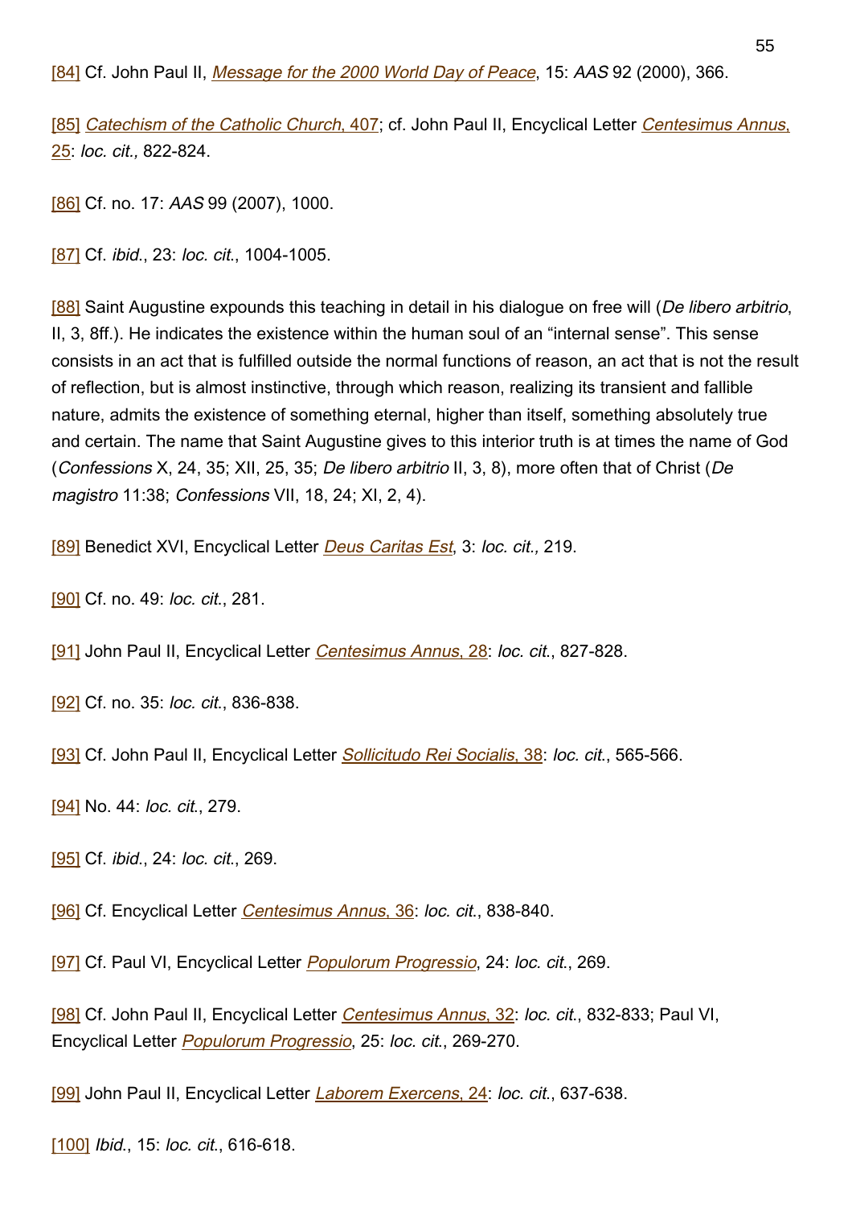[84] Cf. John Paul II, *Message for the 2000 World Day of Peace*, 15: *AAS* 92 (2000), 366.

[85] *Catechism of the Catholic Church*, 407; cf. John Paul II, Encyclical Letter *Centesimus Annus*, 25: *loc. cit.,* 822-824.

[86] Cf. no. 17: *AAS* 99 (2007), 1000.

[87] Cf. *ibid.*, 23: *loc. cit.*, 1004-1005.

[88] Saint Augustine expounds this teaching in detail in his dialogue on free will (*De libero arbitrio*, II, 3, 8ff.). He indicates the existence within the human soul of an "internal sense". This sense consists in an act that is fulfilled outside the normal functions of reason, an act that is not the result of reflection, but is almost instinctive, through which reason, realizing its transient and fallible nature, admits the existence of something eternal, higher than itself, something absolutely true and certain. The name that Saint Augustine gives to this interior truth is at times the name of God (*Confessions* X, 24, 35; XII, 25, 35; *De libero arbitrio* II, 3, 8), more often that of Christ (*De magistro* 11:38; *Confessions* VII, 18, 24; XI, 2, 4).

[89] Benedict XVI, Encyclical Letter *Deus Caritas Est*, 3: *loc. cit.,* 219.

[90] Cf. no. 49: *loc. cit.*, 281.

[91] John Paul II, Encyclical Letter *Centesimus Annus*, 28: *loc. cit.*, 827-828.

[92] Cf. no. 35: *loc. cit.*, 836-838.

[93] Cf. John Paul II, Encyclical Letter *Sollicitudo Rei Socialis*, 38: *loc. cit.*, 565-566.

[94] No. 44: *loc. cit.*, 279.

[95] Cf. *ibid.*, 24: *loc. cit.*, 269.

[96] Cf. Encyclical Letter *Centesimus Annus*, 36: *loc. cit.*, 838-840.

[97] Cf. Paul VI, Encyclical Letter *Populorum Progressio*, 24: *loc. cit.*, 269.

[98] Cf. John Paul II, Encyclical Letter *Centesimus Annus*, 32: *loc. cit.*, 832-833; Paul VI, Encyclical Letter *Populorum Progressio*, 25: *loc. cit.*, 269-270.

[99] John Paul II, Encyclical Letter *Laborem Exercens*, 24: *loc. cit.*, 637-638.

[100] *Ibid.*, 15: *loc. cit.*, 616-618.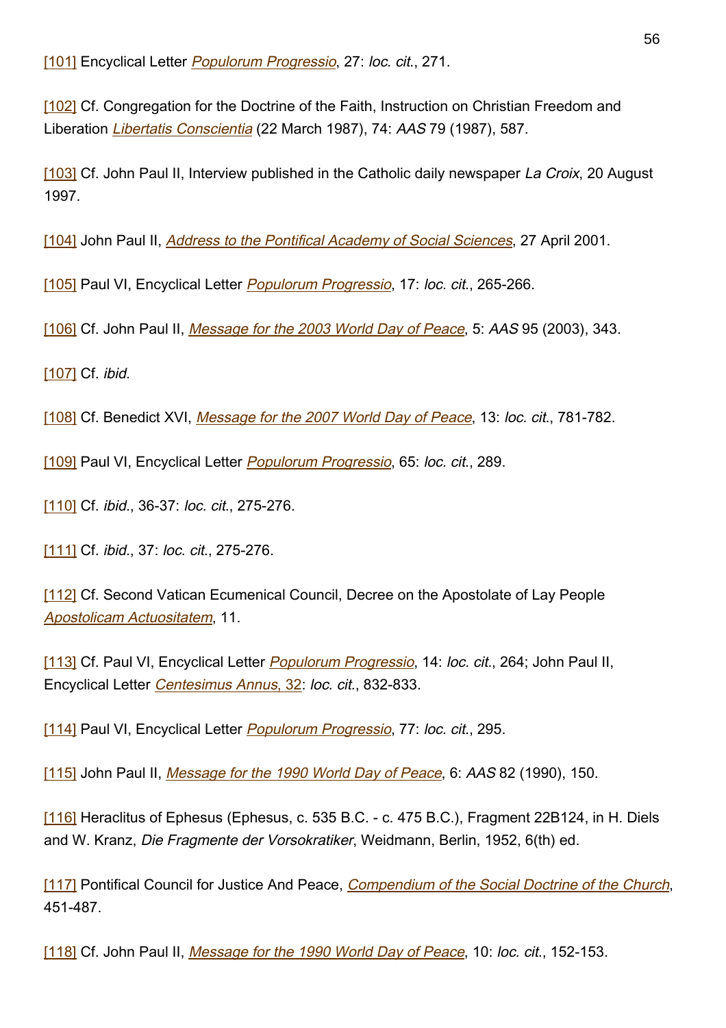[101] Encyclical Letter *Populorum Progressio*, 27: *loc. cit.*, 271.

[102] Cf. Congregation for the Doctrine of the Faith, Instruction on Christian Freedom and Liberation *Libertatis Conscientia* (22 March 1987), 74: *AAS* 79 (1987), 587.

[103] Cf. John Paul II, Interview published in the Catholic daily newspaper *La Croix*, 20 August 1997.

[104] John Paul II, *Address to the Pontifical Academy of Social Sciences*, 27 April 2001.

[105] Paul VI, Encyclical Letter *Populorum Progressio*, 17: *loc. cit.*, 265-266.

[106] Cf. John Paul II, *Message for the 2003 World Day of Peace*, 5: *AAS* 95 (2003), 343.

[107] Cf. *ibid.*

[108] Cf. Benedict XVI, *Message for the 2007 World Day of Peace*, 13: *loc. cit.*, 781-782.

[109] Paul VI, Encyclical Letter *Populorum Progressio*, 65: *loc. cit.*, 289.

[110] Cf. *ibid.*, 36-37: *loc. cit.*, 275-276.

[111] Cf. *ibid.*, 37: *loc. cit.*, 275-276.

[112] Cf. Second Vatican Ecumenical Council, Decree on the Apostolate of Lay People *Apostolicam Actuositatem*, 11.

[113] Cf. Paul VI, Encyclical Letter *Populorum Progressio*, 14: *loc. cit.*, 264; John Paul II, Encyclical Letter *Centesimus Annus, 32*: *loc. cit.*, 832-833.

[114] Paul VI, Encyclical Letter *Populorum Progressio*, 77: *loc. cit.*, 295.

[115] John Paul II, *Message for the 1990 World Day of Peace*, 6: *AAS* 82 (1990), 150.

[116] Heraclitus of Ephesus (Ephesus, c. 535 B.C. - c. 475 B.C.), Fragment 22B124, in H. Diels and W. Kranz, *Die Fragmente der Vorsokratiker*, Weidmann, Berlin, 1952, 6(th) ed.

[117] Pontifical Council for Justice And Peace, *Compendium of the Social Doctrine of the Church*, 451-487.

[118] Cf. John Paul II, *Message for the 1990 World Day of Peace*, 10: *loc. cit.*, 152-153.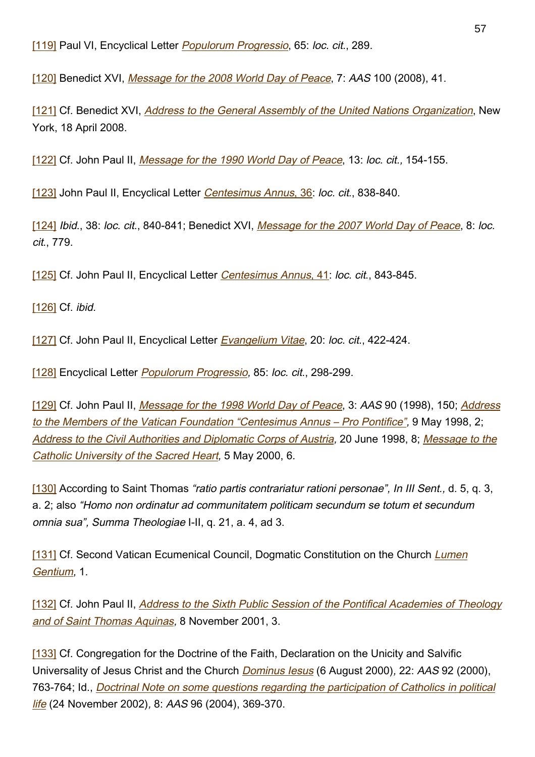[119] Paul VI, Encyclical Letter *Populorum Progressio*, 65: *loc. cit.*, 289.

[120] Benedict XVI, *Message for the 2008 World Day of Peace*, 7: *AAS* 100 (2008), 41.

[121] Cf. Benedict XVI, *Address to the General Assembly of the United Nations Organization*, New York, 18 April 2008.

[122] Cf. John Paul II, *Message for the 1990 World Day of Peace*, 13: *loc. cit.,* 154-155.

[123] John Paul II, Encyclical Letter *Centesimus Annus, 36*: *loc. cit.*, 838-840.

[124] *Ibid.*, 38: *loc. cit.*, 840-841; Benedict XVI, *Message for the 2007 World Day of Peace*, 8: *loc. cit.*, 779.

[125] Cf. John Paul II, Encyclical Letter *Centesimus Annus, 41*: *loc. cit.*, 843-845.

[126] Cf. *ibid.*

[127] Cf. John Paul II, Encyclical Letter *Evangelium Vitae*, 20: *loc. cit.*, 422-424.

[128] Encyclical Letter *Populorum Progressio,* 85: *loc. cit.*, 298-299.

[129] Cf. John Paul II, *Message for the 1998 World Day of Peace*, 3: *AAS* 90 (1998), 150; *Address to the Members of the Vatican Foundation "Centesimus Annus – Pro Pontifice",* 9 May 1998, 2; *Address to the Civil Authorities and Diplomatic Corps of Austria,* 20 June 1998, 8; *Message to the Catholic University of the Sacred Heart,* 5 May 2000, 6.

[130] According to Saint Thomas *"ratio partis contrariatur rationi personae", In III Sent.,* d. 5, q. 3, a. 2; also *"Homo non ordinatur ad communitatem politicam secundum se totum et secundum omnia sua", Summa Theologiae* I-II, q. 21, a. 4, ad 3.

[131] Cf. Second Vatican Ecumenical Council, Dogmatic Constitution on the Church *Lumen Gentium,* 1.

[132] Cf. John Paul II, *Address to the Sixth Public Session of the Pontifical Academies of Theology and of Saint Thomas Aquinas,* 8 November 2001, 3.

[133] Cf. Congregation for the Doctrine of the Faith, Declaration on the Unicity and Salvific Universality of Jesus Christ and the Church *Dominus Iesus* (6 August 2000)*,* 22: *AAS* 92 (2000), 763-764; Id., *Doctrinal Note on some questions regarding the participation of Catholics in political life* (24 November 2002)*,* 8: *AAS* 96 (2004), 369-370.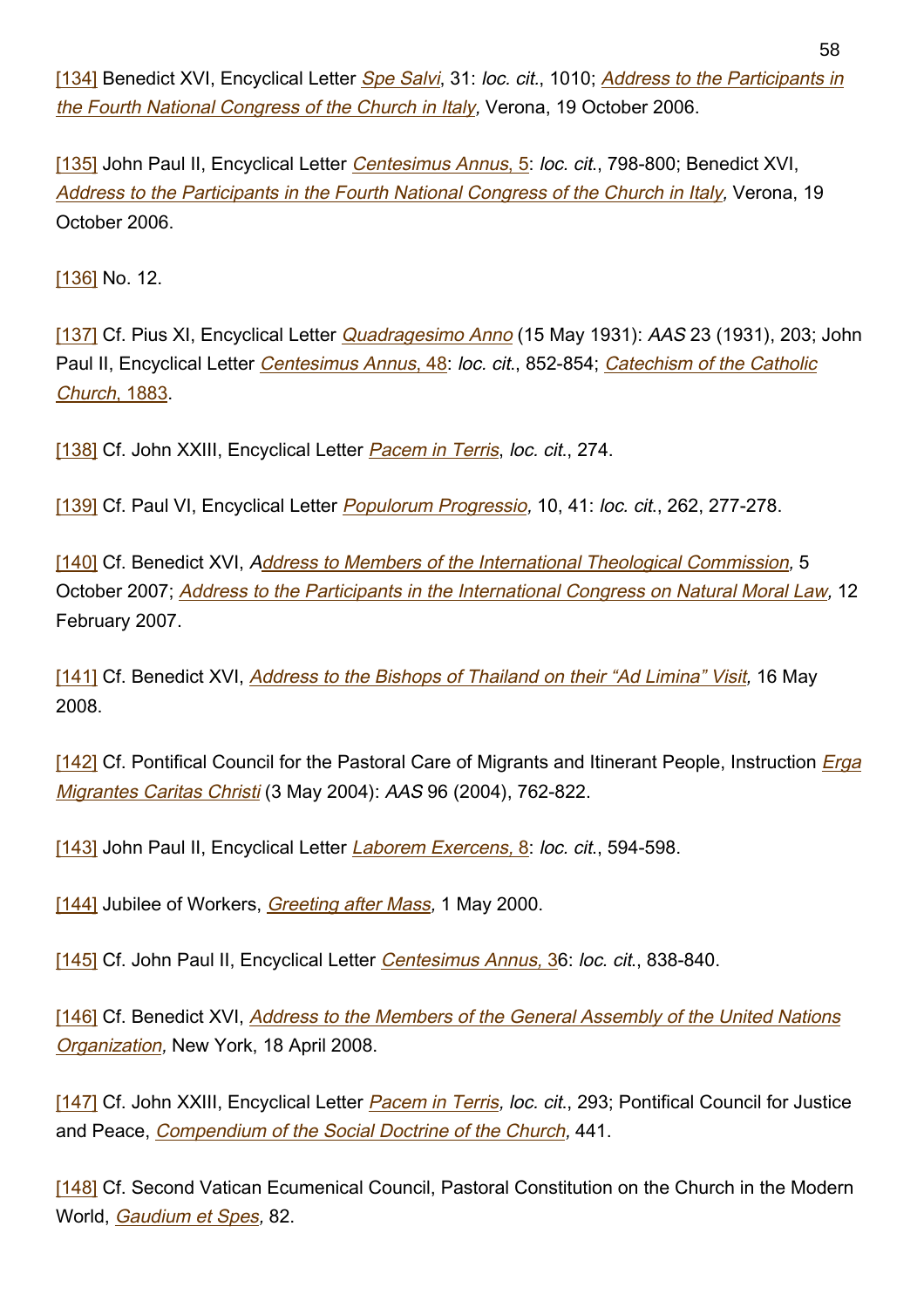[134] Benedict XVI, Encyclical Letter *Spe Salvi*, 31: *loc. cit.*, 1010; *Address to the Participants in the Fourth National Congress of the Church in Italy,* Verona, 19 October 2006.

[135] John Paul II, Encyclical Letter *Centesimus Annus*, 5: *loc. cit.*, 798-800; Benedict XVI, *Address to the Participants in the Fourth National Congress of the Church in Italy,* Verona, 19 October 2006.

[136] No. 12.

[137] Cf. Pius XI, Encyclical Letter *Quadragesimo Anno* (15 May 1931): *AAS* 23 (1931), 203; John Paul II, Encyclical Letter *Centesimus Annus*, 48: *loc. cit.*, 852-854; *Catechism of the Catholic Church*, 1883.

[138] Cf. John XXIII, Encyclical Letter *Pacem in Terris*, *loc. cit.*, 274.

[139] Cf. Paul VI, Encyclical Letter *Populorum Progressio,* 10, 41: *loc. cit.*, 262, 277-278.

[140] Cf. Benedict XVI, *Address to Members of the International Theological Commission,* 5 October 2007; *Address to the Participants in the International Congress on Natural Moral Law,* 12 February 2007.

[141] Cf. Benedict XVI, *Address to the Bishops of Thailand on their "Ad Limina" Visit,* 16 May 2008.

[142] Cf. Pontifical Council for the Pastoral Care of Migrants and Itinerant People, Instruction *Erga Migrantes Caritas Christi* (3 May 2004): *AAS* 96 (2004), 762-822.

[143] John Paul II, Encyclical Letter *Laborem Exercens*, 8: *loc. cit.*, 594-598.

[144] Jubilee of Workers, *Greeting after Mass,* 1 May 2000.

[145] Cf. John Paul II, Encyclical Letter *Centesimus Annus*, 36: *loc. cit.*, 838-840.

[146] Cf. Benedict XVI, *Address to the Members of the General Assembly of the United Nations Organization,* New York, 18 April 2008.

[147] Cf. John XXIII, Encyclical Letter *Pacem in Terris, loc. cit.*, 293; Pontifical Council for Justice and Peace, *Compendium of the Social Doctrine of the Church,* 441.

[148] Cf. Second Vatican Ecumenical Council, Pastoral Constitution on the Church in the Modern World, *Gaudium et Spes,* 82.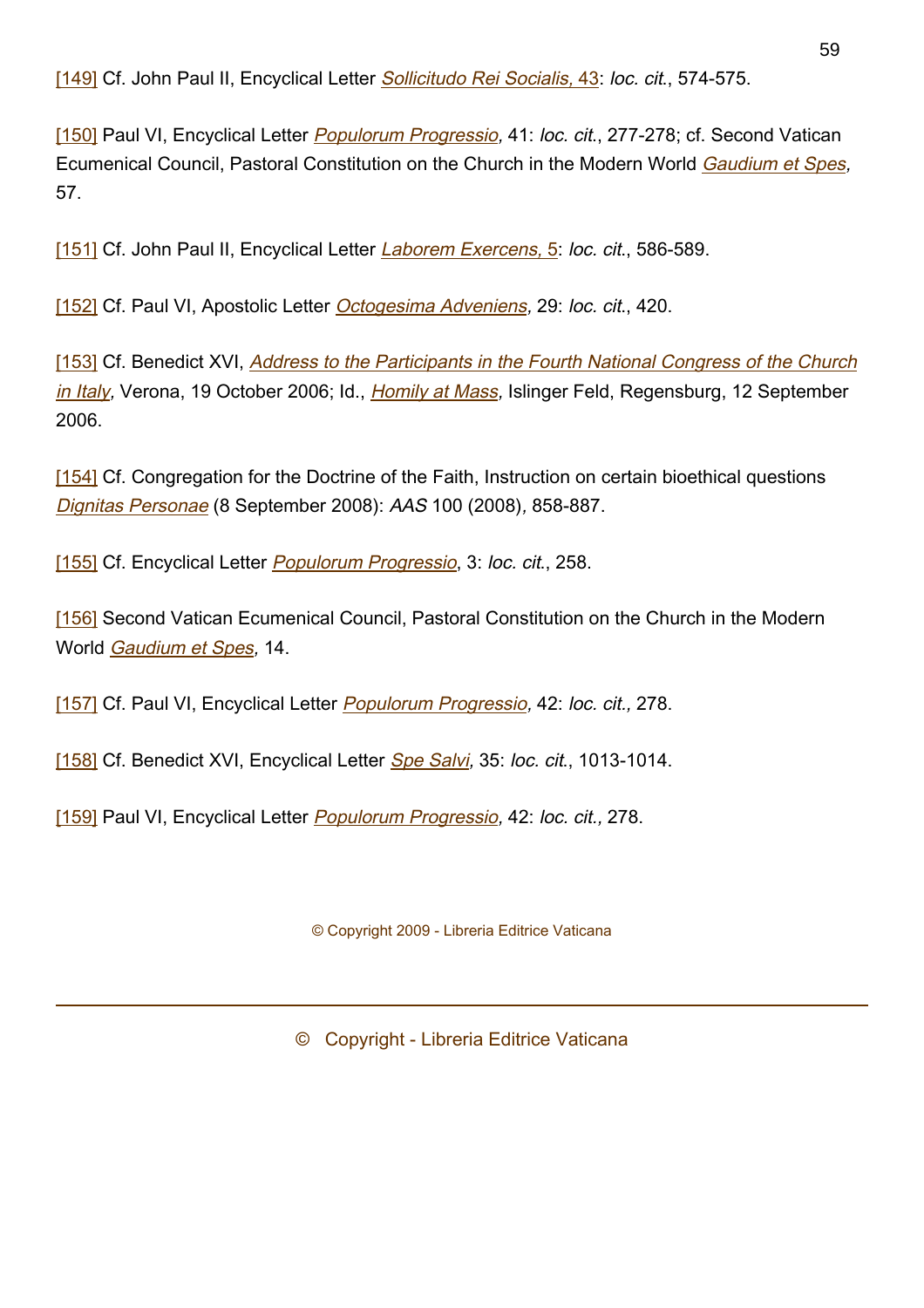[149] Cf. John Paul II, Encyclical Letter *Sollicitudo Rei Socialis,* 43: *loc. cit.*, 574-575.

[150] Paul VI, Encyclical Letter *Populorum Progressio,* 41: *loc. cit.*, 277-278; cf. Second Vatican Ecumenical Council, Pastoral Constitution on the Church in the Modern World *Gaudium et Spes,* 57.

[151] Cf. John Paul II, Encyclical Letter *Laborem Exercens,* 5: *loc. cit.*, 586-589.

[152] Cf. Paul VI, Apostolic Letter *Octogesima Adveniens,* 29: *loc. cit.*, 420.

[153] Cf. Benedict XVI, *Address to the Participants in the Fourth National Congress of the Church in Italy,* Verona, 19 October 2006; Id., *Homily at Mass,* Islinger Feld, Regensburg, 12 September 2006.

[154] Cf. Congregation for the Doctrine of the Faith, Instruction on certain bioethical questions *Dignitas Personae* (8 September 2008): *AAS* 100 (2008), 858-887.

[155] Cf. Encyclical Letter *Populorum Progressio*, 3: *loc. cit.*, 258.

[156] Second Vatican Ecumenical Council, Pastoral Constitution on the Church in the Modern World *Gaudium et Spes,* 14.

[157] Cf. Paul VI, Encyclical Letter *Populorum Progressio,* 42: *loc. cit.,* 278.

[158] Cf. Benedict XVI, Encyclical Letter *Spe Salvi,* 35: *loc. cit.*, 1013-1014.

[159] Paul VI, Encyclical Letter *Populorum Progressio,* 42: *loc. cit.,* 278.

© Copyright 2009 - Libreria Editrice Vaticana

---

© Copyright - Libreria Editrice Vaticana